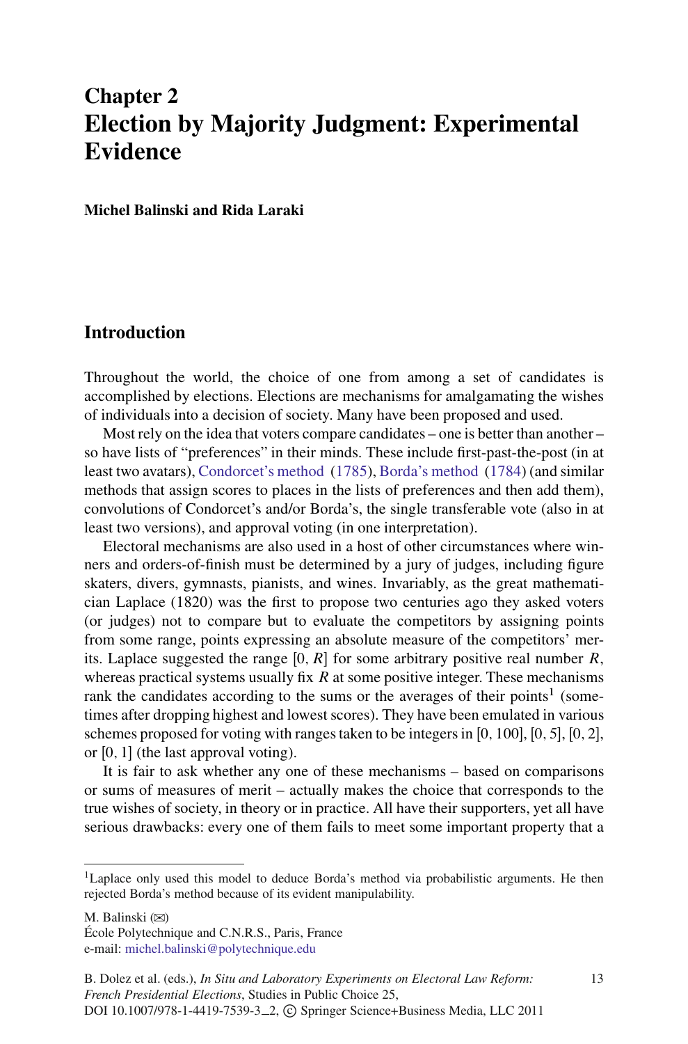# Chapter 2
# Election by Majority Judgment: Experimental Evidence

**Michel Balinski and Rida Laraki**

## Introduction

Throughout the world, the choice of one from among a set of candidates is accomplished by elections. Elections are mechanisms for amalgamating the wishes of individuals into a decision of society. Many have been proposed and used.

Most rely on the idea that voters compare candidates – one is better than another – so have lists of "preferences" in their minds. These include first-past-the-post (in at least two avatars), Condorcet's method (1785), Borda's method (1784) (and similar methods that assign scores to places in the lists of preferences and then add them), convolutions of Condorcet's and/or Borda's, the single transferable vote (also in at least two versions), and approval voting (in one interpretation).

Electoral mechanisms are also used in a host of other circumstances where winners and orders-of-finish must be determined by a jury of judges, including figure skaters, divers, gymnasts, pianists, and wines. Invariably, as the great mathematician Laplace (1820) was the first to propose two centuries ago they asked voters (or judges) not to compare but to evaluate the competitors by assigning points from some range, points expressing an absolute measure of the competitors' merits. Laplace suggested the range $[0, R]$ for some arbitrary positive real number $R$, whereas practical systems usually fix $R$ at some positive integer. These mechanisms rank the candidates according to the sums or the averages of their points[1] (sometimes after dropping highest and lowest scores). They have been emulated in various schemes proposed for voting with ranges taken to be integers in [0, 100], [0, 5], [0, 2], or [0, 1] (the last approval voting).

It is fair to ask whether any one of these mechanisms – based on comparisons or sums of measures of merit – actually makes the choice that corresponds to the true wishes of society, in theory or in practice. All have their supporters, yet all have serious drawbacks: every one of them fails to meet some important property that a

---

[1] Laplace only used this model to deduce Borda's method via probabilistic arguments. He then rejected Borda's method because of its evident manipulability.

M. Balinski (✉)
École Polytechnique and C.N.R.S., Paris, France
e-mail: michel.balinski@polytechnique.edu

B. Dolez et al. (eds.), *In Situ and Laboratory Experiments on Electoral Law Reform: French Presidential Elections*, Studies in Public Choice 25,
DOI 10.1007/978-1-4419-7539-3_2, © Springer Science+Business Media, LLC 2011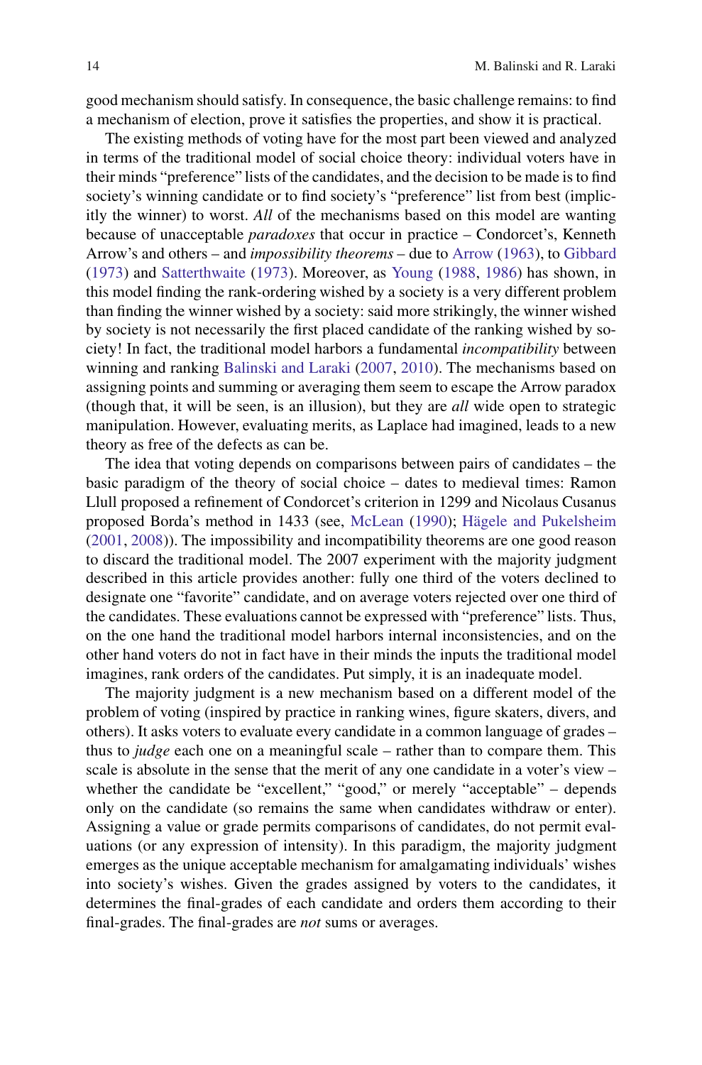good mechanism should satisfy. In consequence, the basic challenge remains: to find a mechanism of election, prove it satisfies the properties, and show it is practical.

The existing methods of voting have for the most part been viewed and analyzed in terms of the traditional model of social choice theory: individual voters have in their minds "preference" lists of the candidates, and the decision to be made is to find society's winning candidate or to find society's "preference" list from best (implicitly the winner) to worst. *All* of the mechanisms based on this model are wanting because of unacceptable *paradoxes* that occur in practice – Condorcet's, Kenneth Arrow's and others – and *impossibility theorems* – due to Arrow (1963), to Gibbard (1973) and Satterthwaite (1973). Moreover, as Young (1988, 1986) has shown, in this model finding the rank-ordering wished by a society is a very different problem than finding the winner wished by a society: said more strikingly, the winner wished by society is not necessarily the first placed candidate of the ranking wished by society! In fact, the traditional model harbors a fundamental *incompatibility* between winning and ranking Balinski and Laraki (2007, 2010). The mechanisms based on assigning points and summing or averaging them seem to escape the Arrow paradox (though that, it will be seen, is an illusion), but they are *all* wide open to strategic manipulation. However, evaluating merits, as Laplace had imagined, leads to a new theory as free of the defects as can be.

The idea that voting depends on comparisons between pairs of candidates – the basic paradigm of the theory of social choice – dates to medieval times: Ramon Llull proposed a refinement of Condorcet's criterion in 1299 and Nicolaus Cusanus proposed Borda's method in 1433 (see, McLean (1990); Hägele and Pukelsheim (2001, 2008)). The impossibility and incompatibility theorems are one good reason to discard the traditional model. The 2007 experiment with the majority judgment described in this article provides another: fully one third of the voters declined to designate one "favorite" candidate, and on average voters rejected over one third of the candidates. These evaluations cannot be expressed with "preference" lists. Thus, on the one hand the traditional model harbors internal inconsistencies, and on the other hand voters do not in fact have in their minds the inputs the traditional model imagines, rank orders of the candidates. Put simply, it is an inadequate model.

The majority judgment is a new mechanism based on a different model of the problem of voting (inspired by practice in ranking wines, figure skaters, divers, and others). It asks voters to evaluate every candidate in a common language of grades – thus to *judge* each one on a meaningful scale – rather than to compare them. This scale is absolute in the sense that the merit of any one candidate in a voter's view – whether the candidate be "excellent," "good," or merely "acceptable" – depends only on the candidate (so remains the same when candidates withdraw or enter). Assigning a value or grade permits comparisons of candidates, do not permit evaluations (or any expression of intensity). In this paradigm, the majority judgment emerges as the unique acceptable mechanism for amalgamating individuals' wishes into society's wishes. Given the grades assigned by voters to the candidates, it determines the final-grades of each candidate and orders them according to their final-grades. The final-grades are *not* sums or averages.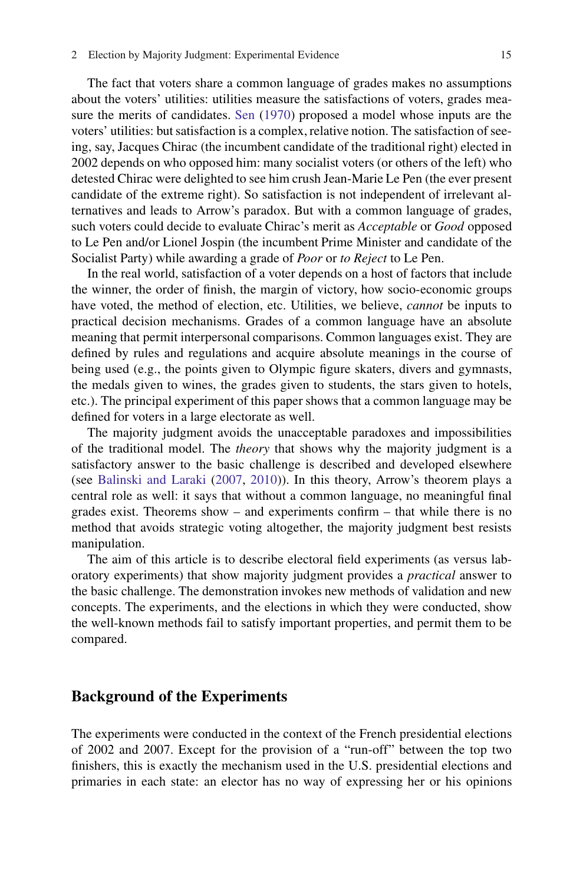The fact that voters share a common language of grades makes no assumptions about the voters' utilities: utilities measure the satisfactions of voters, grades measure the merits of candidates. Sen (1970) proposed a model whose inputs are the voters' utilities: but satisfaction is a complex, relative notion. The satisfaction of seeing, say, Jacques Chirac (the incumbent candidate of the traditional right) elected in 2002 depends on who opposed him: many socialist voters (or others of the left) who detested Chirac were delighted to see him crush Jean-Marie Le Pen (the ever present candidate of the extreme right). So satisfaction is not independent of irrelevant alternatives and leads to Arrow's paradox. But with a common language of grades, such voters could decide to evaluate Chirac's merit as *Acceptable* or *Good* opposed to Le Pen and/or Lionel Jospin (the incumbent Prime Minister and candidate of the Socialist Party) while awarding a grade of *Poor* or *to Reject* to Le Pen.

In the real world, satisfaction of a voter depends on a host of factors that include the winner, the order of finish, the margin of victory, how socio-economic groups have voted, the method of election, etc. Utilities, we believe, *cannot* be inputs to practical decision mechanisms. Grades of a common language have an absolute meaning that permit interpersonal comparisons. Common languages exist. They are defined by rules and regulations and acquire absolute meanings in the course of being used (e.g., the points given to Olympic figure skaters, divers and gymnasts, the medals given to wines, the grades given to students, the stars given to hotels, etc.). The principal experiment of this paper shows that a common language may be defined for voters in a large electorate as well.

The majority judgment avoids the unacceptable paradoxes and impossibilities of the traditional model. The *theory* that shows why the majority judgment is a satisfactory answer to the basic challenge is described and developed elsewhere (see Balinski and Laraki (2007, 2010)). In this theory, Arrow's theorem plays a central role as well: it says that without a common language, no meaningful final grades exist. Theorems show – and experiments confirm – that while there is no method that avoids strategic voting altogether, the majority judgment best resists manipulation.

The aim of this article is to describe electoral field experiments (as versus laboratory experiments) that show majority judgment provides a *practical* answer to the basic challenge. The demonstration invokes new methods of validation and new concepts. The experiments, and the elections in which they were conducted, show the well-known methods fail to satisfy important properties, and permit them to be compared.

## Background of the Experiments

The experiments were conducted in the context of the French presidential elections of 2002 and 2007. Except for the provision of a "run-off" between the top two finishers, this is exactly the mechanism used in the U.S. presidential elections and primaries in each state: an elector has no way of expressing her or his opinions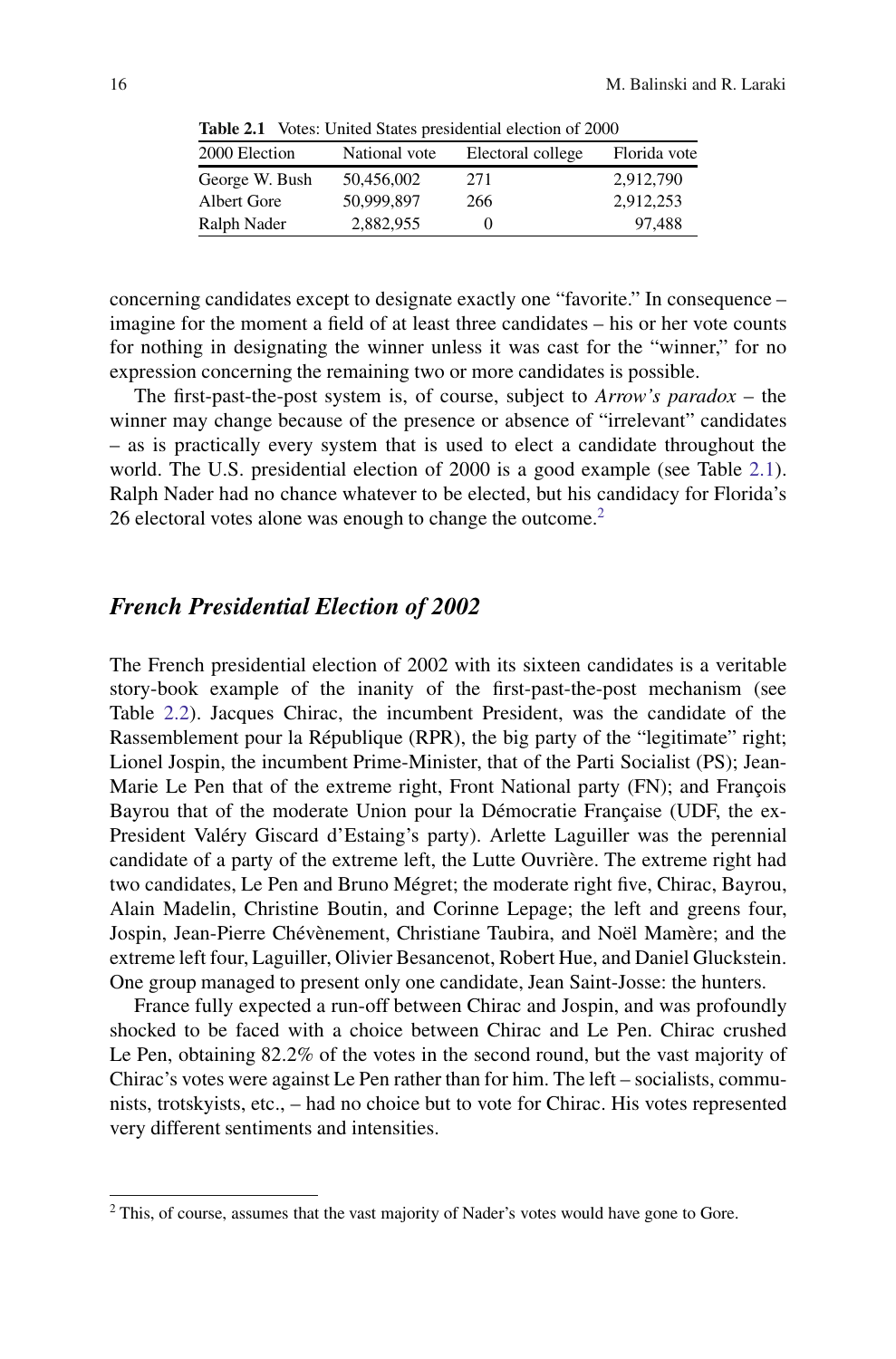**Table 2.1** Votes: United States presidential election of 2000

| 2000 Election | National vote | Electoral college | Florida vote |
|---|---|---|---|
| George W. Bush | 50,456,002 | 271 | 2,912,790 |
| Albert Gore | 50,999,897 | 266 | 2,912,253 |
| Ralph Nader | 2,882,955 | 0 | 97,488 |

concerning candidates except to designate exactly one "favorite." In consequence – imagine for the moment a field of at least three candidates – his or her vote counts for nothing in designating the winner unless it was cast for the "winner," for no expression concerning the remaining two or more candidates is possible.

The first-past-the-post system is, of course, subject to *Arrow's paradox* – the winner may change because of the presence or absence of "irrelevant" candidates – as is practically every system that is used to elect a candidate throughout the world. The U.S. presidential election of 2000 is a good example (see Table 2.1). Ralph Nader had no chance whatever to be elected, but his candidacy for Florida's 26 electoral votes alone was enough to change the outcome.[2]

## *French Presidential Election of 2002*

The French presidential election of 2002 with its sixteen candidates is a veritable story-book example of the inanity of the first-past-the-post mechanism (see Table 2.2). Jacques Chirac, the incumbent President, was the candidate of the Rassemblement pour la République (RPR), the big party of the "legitimate" right; Lionel Jospin, the incumbent Prime-Minister, that of the Parti Socialist (PS); Jean-Marie Le Pen that of the extreme right, Front National party (FN); and François Bayrou that of the moderate Union pour la Démocratie Française (UDF, the ex-President Valéry Giscard d'Estaing's party). Arlette Laguiller was the perennial candidate of a party of the extreme left, the Lutte Ouvrière. The extreme right had two candidates, Le Pen and Bruno Mégret; the moderate right five, Chirac, Bayrou, Alain Madelin, Christine Boutin, and Corinne Lepage; the left and greens four, Jospin, Jean-Pierre Chévènement, Christiane Taubira, and Noël Mamère; and the extreme left four, Laguiller, Olivier Besancenot, Robert Hue, and Daniel Gluckstein. One group managed to present only one candidate, Jean Saint-Josse: the hunters.

France fully expected a run-off between Chirac and Jospin, and was profoundly shocked to be faced with a choice between Chirac and Le Pen. Chirac crushed Le Pen, obtaining 82.2% of the votes in the second round, but the vast majority of Chirac's votes were against Le Pen rather than for him. The left – socialists, communists, trotskyists, etc., – had no choice but to vote for Chirac. His votes represented very different sentiments and intensities.

[2] This, of course, assumes that the vast majority of Nader's votes would have gone to Gore.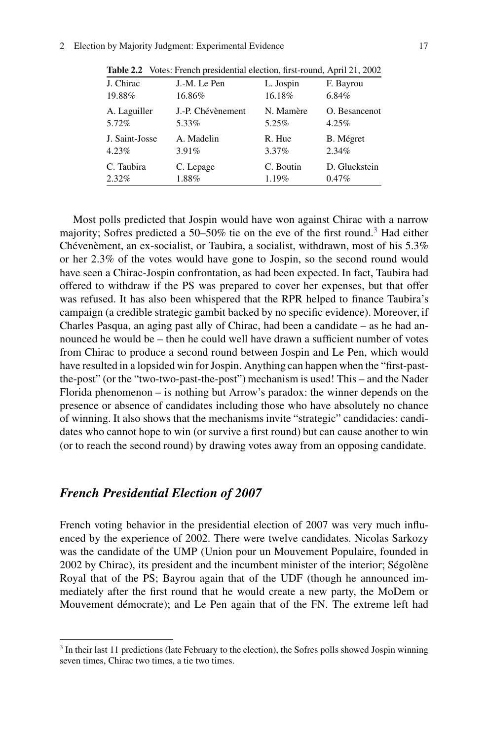**Table 2.2** Votes: French presidential election, first-round, April 21, 2002

| | | | |
|---|---|---|---|
| J. Chirac | J.-M. Le Pen | L. Jospin | F. Bayrou |
| 19.88% | 16.86% | 16.18% | 6.84% |
| A. Laguiller | J.-P. Chévènement | N. Mamère | O. Besancenot |
| 5.72% | 5.33% | 5.25% | 4.25% |
| J. Saint-Josse | A. Madelin | R. Hue | B. Mégret |
| 4.23% | 3.91% | 3.37% | 2.34% |
| C. Taubira | C. Lepage | C. Boutin | D. Gluckstein |
| 2.32% | 1.88% | 1.19% | 0.47% |

Most polls predicted that Jospin would have won against Chirac with a narrow majority; Sofres predicted a 50–50% tie on the eve of the first round.[3] Had either Chévenèment, an ex-socialist, or Taubira, a socialist, withdrawn, most of his 5.3% or her 2.3% of the votes would have gone to Jospin, so the second round would have seen a Chirac-Jospin confrontation, as had been expected. In fact, Taubira had offered to withdraw if the PS was prepared to cover her expenses, but that offer was refused. It has also been whispered that the RPR helped to finance Taubira's campaign (a credible strategic gambit backed by no specific evidence). Moreover, if Charles Pasqua, an aging past ally of Chirac, had been a candidate – as he had announced he would be – then he could well have drawn a sufficient number of votes from Chirac to produce a second round between Jospin and Le Pen, which would have resulted in a lopsided win for Jospin. Anything can happen when the "first-past-the-post" (or the "two-two-past-the-post") mechanism is used! This – and the Nader Florida phenomenon – is nothing but Arrow's paradox: the winner depends on the presence or absence of candidates including those who have absolutely no chance of winning. It also shows that the mechanisms invite "strategic" candidacies: candidates who cannot hope to win (or survive a first round) but can cause another to win (or to reach the second round) by drawing votes away from an opposing candidate.

## *French Presidential Election of 2007*

French voting behavior in the presidential election of 2007 was very much influenced by the experience of 2002. There were twelve candidates. Nicolas Sarkozy was the candidate of the UMP (Union pour un Mouvement Populaire, founded in 2002 by Chirac), its president and the incumbent minister of the interior; Ségolène Royal that of the PS; Bayrou again that of the UDF (though he announced immediately after the first round that he would create a new party, the MoDem or Mouvement démocrate); and Le Pen again that of the FN. The extreme left had

[3] In their last 11 predictions (late February to the election), the Sofres polls showed Jospin winning seven times, Chirac two times, a tie two times.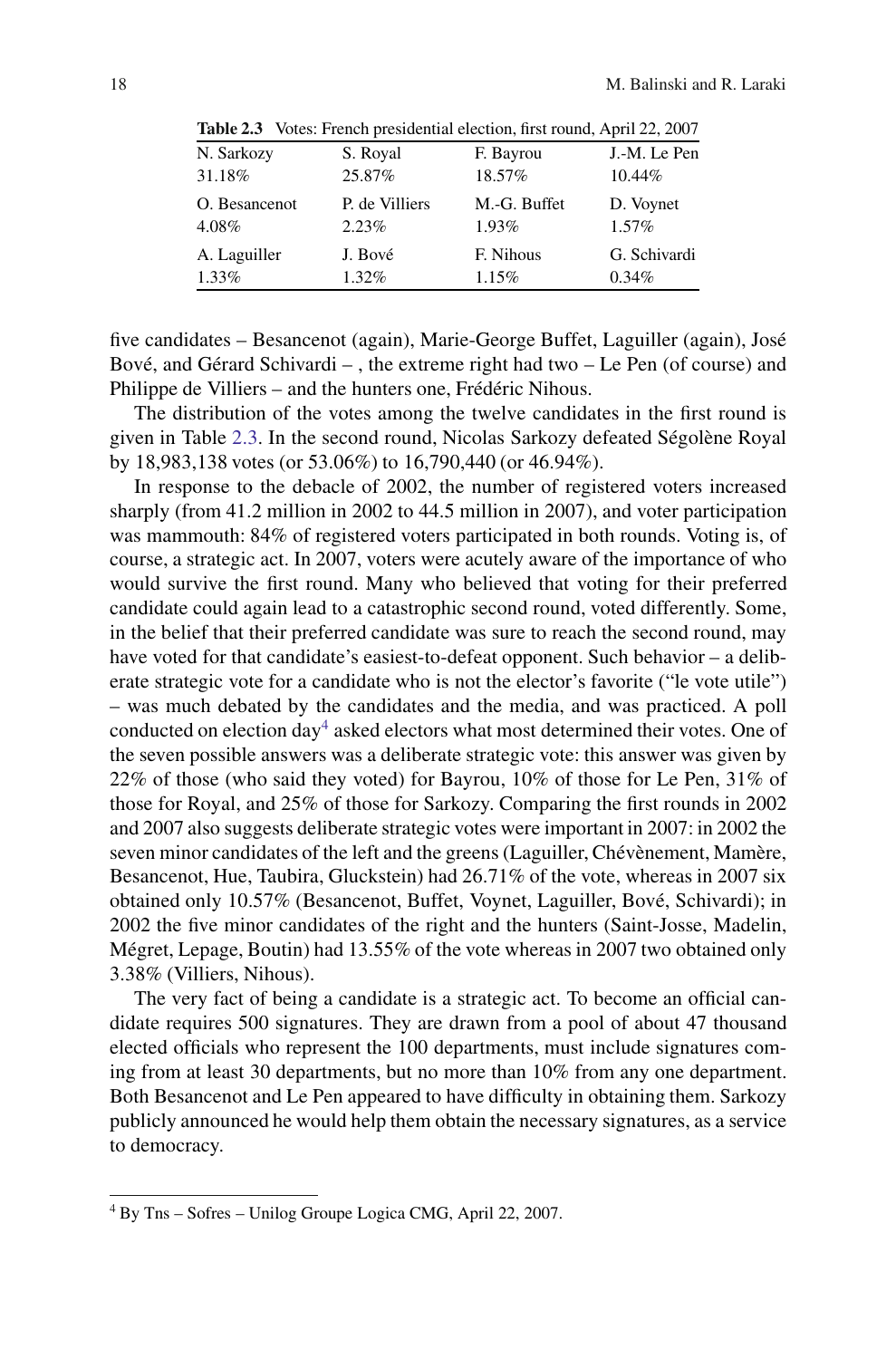**Table 2.3** Votes: French presidential election, first round, April 22, 2007

| N. Sarkozy | S. Royal | F. Bayrou | J.-M. Le Pen |
|---|---|---|---|
| 31.18% | 25.87% | 18.57% | 10.44% |
| O. Besancenot | P. de Villiers | M.-G. Buffet | D. Voynet |
| 4.08% | 2.23% | 1.93% | 1.57% |
| A. Laguiller | J. Bové | F. Nihous | G. Schivardi |
| 1.33% | 1.32% | 1.15% | 0.34% |

five candidates – Besancenot (again), Marie-George Buffet, Laguiller (again), José Bové, and Gérard Schivardi – , the extreme right had two – Le Pen (of course) and Philippe de Villiers – and the hunters one, Frédéric Nihous.

The distribution of the votes among the twelve candidates in the first round is given in Table 2.3. In the second round, Nicolas Sarkozy defeated Ségolène Royal by 18,983,138 votes (or 53.06%) to 16,790,440 (or 46.94%).

In response to the debacle of 2002, the number of registered voters increased sharply (from 41.2 million in 2002 to 44.5 million in 2007), and voter participation was mammouth: 84% of registered voters participated in both rounds. Voting is, of course, a strategic act. In 2007, voters were acutely aware of the importance of who would survive the first round. Many who believed that voting for their preferred candidate could again lead to a catastrophic second round, voted differently. Some, in the belief that their preferred candidate was sure to reach the second round, may have voted for that candidate's easiest-to-defeat opponent. Such behavior – a deliberate strategic vote for a candidate who is not the elector's favorite ("le vote utile") – was much debated by the candidates and the media, and was practiced. A poll conducted on election day[4] asked electors what most determined their votes. One of the seven possible answers was a deliberate strategic vote: this answer was given by 22% of those (who said they voted) for Bayrou, 10% of those for Le Pen, 31% of those for Royal, and 25% of those for Sarkozy. Comparing the first rounds in 2002 and 2007 also suggests deliberate strategic votes were important in 2007: in 2002 the seven minor candidates of the left and the greens (Laguiller, Chévènement, Mamère, Besancenot, Hue, Taubira, Gluckstein) had 26.71% of the vote, whereas in 2007 six obtained only 10.57% (Besancenot, Buffet, Voynet, Laguiller, Bové, Schivardi); in 2002 the five minor candidates of the right and the hunters (Saint-Josse, Madelin, Mégret, Lepage, Boutin) had 13.55% of the vote whereas in 2007 two obtained only 3.38% (Villiers, Nihous).

The very fact of being a candidate is a strategic act. To become an official candidate requires 500 signatures. They are drawn from a pool of about 47 thousand elected officials who represent the 100 departments, must include signatures coming from at least 30 departments, but no more than 10% from any one department. Both Besancenot and Le Pen appeared to have difficulty in obtaining them. Sarkozy publicly announced he would help them obtain the necessary signatures, as a service to democracy.

[4] By Tns – Sofres – Unilog Groupe Logica CMG, April 22, 2007.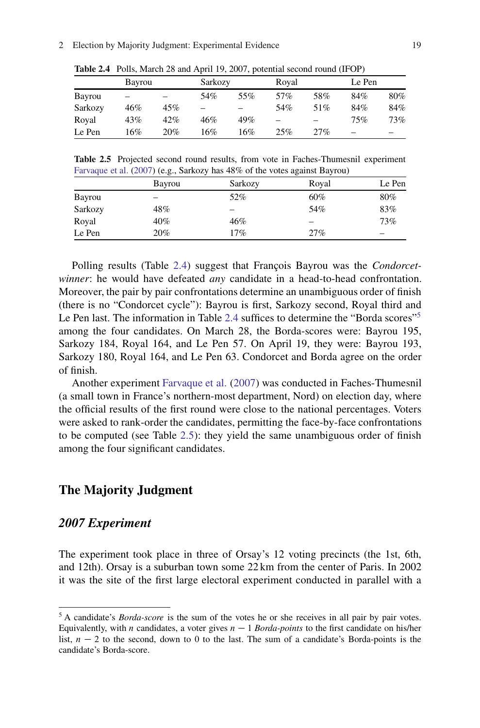**Table 2.4** Polls, March 28 and April 19, 2007, potential second round (IFOP)

| | Bayrou | | Sarkozy | | Royal | | Le Pen | |
|---|---|---|---|---|---|---|---|---|
| Bayrou | – | – | 54% | 55% | 57% | 58% | 84% | 80% |
| Sarkozy | 46% | 45% | – | – | 54% | 51% | 84% | 84% |
| Royal | 43% | 42% | 46% | 49% | – | – | 75% | 73% |
| Le Pen | 16% | 20% | 16% | 16% | 25% | 27% | – | – |

**Table 2.5** Projected second round results, from vote in Faches-Thumesnil experiment Farvaque et al. (2007) (e.g., Sarkozy has 48% of the votes against Bayrou)

| | Bayrou | Sarkozy | Royal | Le Pen |
|---|---|---|---|---|
| Bayrou | – | 52% | 60% | 80% |
| Sarkozy | 48% | – | 54% | 83% |
| Royal | 40% | 46% | – | 73% |
| Le Pen | 20% | 17% | 27% | – |

Polling results (Table 2.4) suggest that François Bayrou was the *Condorcet-winner*: he would have defeated *any* candidate in a head-to-head confrontation. Moreover, the pair by pair confrontations determine an unambiguous order of finish (there is no "Condorcet cycle"): Bayrou is first, Sarkozy second, Royal third and Le Pen last. The information in Table 2.4 suffices to determine the "Borda scores"[5] among the four candidates. On March 28, the Borda-scores were: Bayrou 195, Sarkozy 184, Royal 164, and Le Pen 57. On April 19, they were: Bayrou 193, Sarkozy 180, Royal 164, and Le Pen 63. Condorcet and Borda agree on the order of finish.

Another experiment Farvaque et al. (2007) was conducted in Faches-Thumesnil (a small town in France's northern-most department, Nord) on election day, where the official results of the first round were close to the national percentages. Voters were asked to rank-order the candidates, permitting the face-by-face confrontations to be computed (see Table 2.5): they yield the same unambiguous order of finish among the four significant candidates.

## The Majority Judgment

### *2007 Experiment*

The experiment took place in three of Orsay's 12 voting precincts (the 1st, 6th, and 12th). Orsay is a suburban town some 22 km from the center of Paris. In 2002 it was the site of the first large electoral experiment conducted in parallel with a

---

[5] A candidate's *Borda-score* is the sum of the votes he or she receives in all pair by pair votes. Equivalently, with $n$ candidates, a voter gives $n - 1$ *Borda-points* to the first candidate on his/her list, $n - 2$ to the second, down to 0 to the last. The sum of a candidate's Borda-points is the candidate's Borda-score.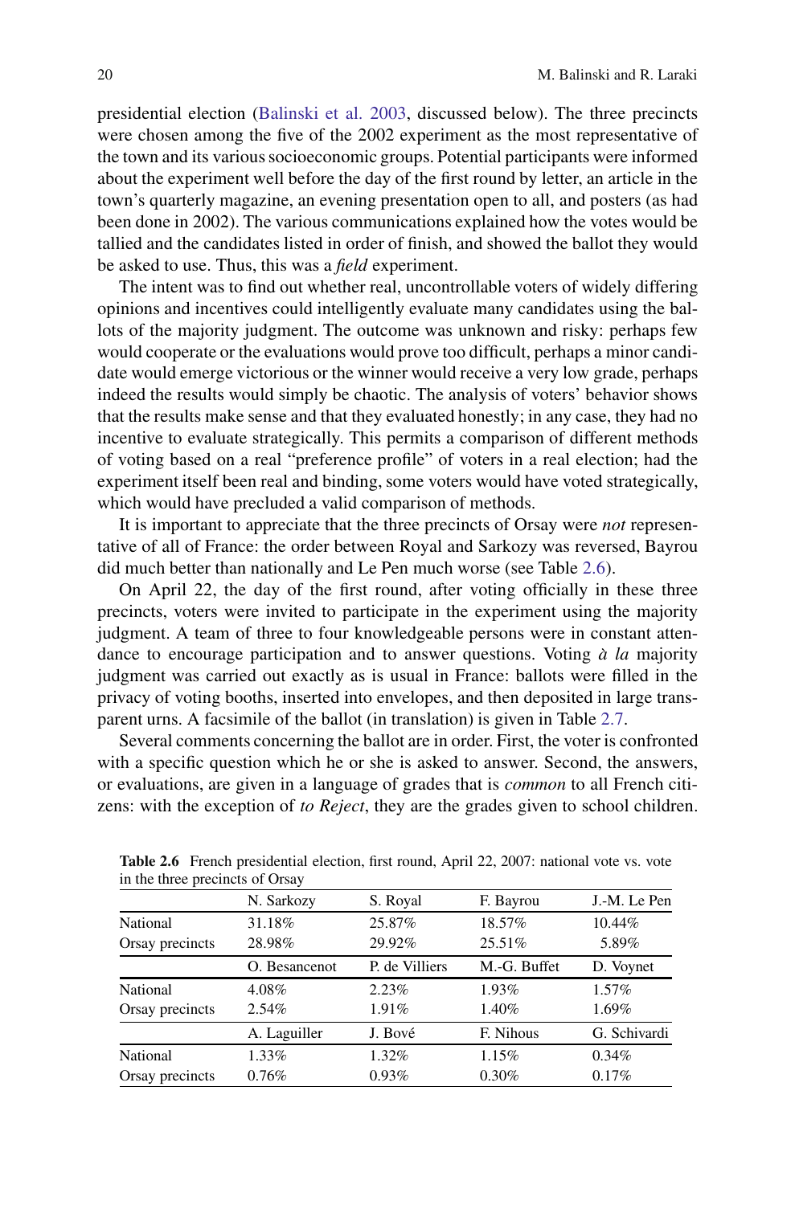presidential election (Balinski et al. 2003, discussed below). The three precincts were chosen among the five of the 2002 experiment as the most representative of the town and its various socioeconomic groups. Potential participants were informed about the experiment well before the day of the first round by letter, an article in the town's quarterly magazine, an evening presentation open to all, and posters (as had been done in 2002). The various communications explained how the votes would be tallied and the candidates listed in order of finish, and showed the ballot they would be asked to use. Thus, this was a *field* experiment.

The intent was to find out whether real, uncontrollable voters of widely differing opinions and incentives could intelligently evaluate many candidates using the ballots of the majority judgment. The outcome was unknown and risky: perhaps few would cooperate or the evaluations would prove too difficult, perhaps a minor candidate would emerge victorious or the winner would receive a very low grade, perhaps indeed the results would simply be chaotic. The analysis of voters' behavior shows that the results make sense and that they evaluated honestly; in any case, they had no incentive to evaluate strategically. This permits a comparison of different methods of voting based on a real "preference profile" of voters in a real election; had the experiment itself been real and binding, some voters would have voted strategically, which would have precluded a valid comparison of methods.

It is important to appreciate that the three precincts of Orsay were *not* representative of all of France: the order between Royal and Sarkozy was reversed, Bayrou did much better than nationally and Le Pen much worse (see Table 2.6).

On April 22, the day of the first round, after voting officially in these three precincts, voters were invited to participate in the experiment using the majority judgment. A team of three to four knowledgeable persons were in constant attendance to encourage participation and to answer questions. Voting *à la* majority judgment was carried out exactly as is usual in France: ballots were filled in the privacy of voting booths, inserted into envelopes, and then deposited in large transparent urns. A facsimile of the ballot (in translation) is given in Table 2.7.

Several comments concerning the ballot are in order. First, the voter is confronted with a specific question which he or she is asked to answer. Second, the answers, or evaluations, are given in a language of grades that is *common* to all French citizens: with the exception of *to Reject*, they are the grades given to school children.

**Table 2.6** French presidential election, first round, April 22, 2007: national vote vs. vote in the three precincts of Orsay

| | N. Sarkozy | S. Royal | F. Bayrou | J.-M. Le Pen |
|---|---|---|---|---|
| National | 31.18% | 25.87% | 18.57% | 10.44% |
| Orsay precincts | 28.98% | 29.92% | 25.51% | 5.89% |
| | O. Besancenot | P. de Villiers | M.-G. Buffet | D. Voynet |
| National | 4.08% | 2.23% | 1.93% | 1.57% |
| Orsay precincts | 2.54% | 1.91% | 1.40% | 1.69% |
| | A. Laguiller | J. Bové | F. Nihous | G. Schivardi |
| National | 1.33% | 1.32% | 1.15% | 0.34% |
| Orsay precincts | 0.76% | 0.93% | 0.30% | 0.17% |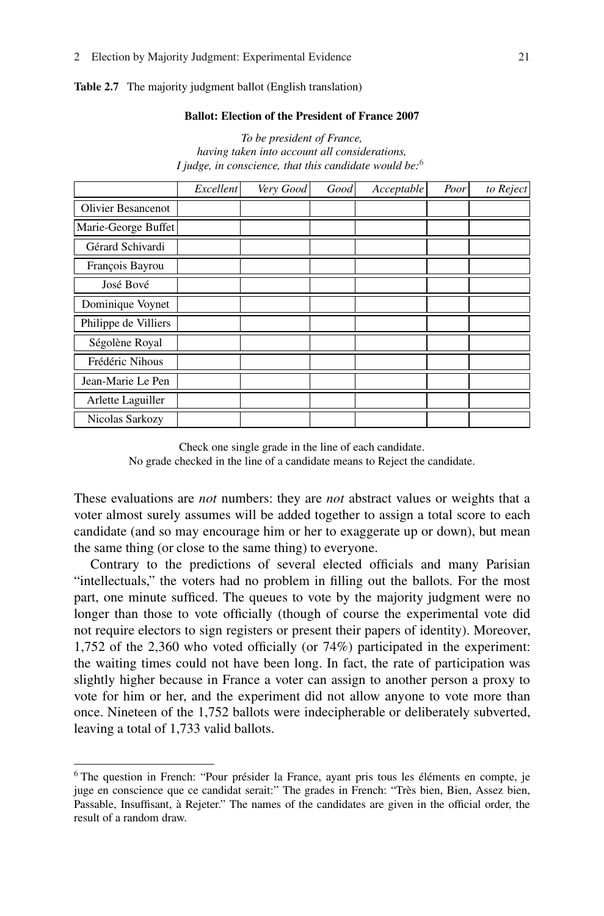**Table 2.7** The majority judgment ballot (English translation)

**Ballot: Election of the President of France 2007**

*To be president of France,*
*having taken into account all considerations,*
*I judge, in conscience, that this candidate would be:*[6]

| | *Excellent* | *Very Good* | *Good* | *Acceptable* | *Poor* | *to Reject* |
|---|---|---|---|---|---|---|
| Olivier Besancenot | | | | | | |
| Marie-George Buffet | | | | | | |
| Gérard Schivardi | | | | | | |
| François Bayrou | | | | | | |
| José Bové | | | | | | |
| Dominique Voynet | | | | | | |
| Philippe de Villiers | | | | | | |
| Ségolène Royal | | | | | | |
| Frédéric Nihous | | | | | | |
| Jean-Marie Le Pen | | | | | | |
| Arlette Laguiller | | | | | | |
| Nicolas Sarkozy | | | | | | |

Check one single grade in the line of each candidate.
No grade checked in the line of a candidate means to Reject the candidate.

These evaluations are *not* numbers: they are *not* abstract values or weights that a voter almost surely assumes will be added together to assign a total score to each candidate (and so may encourage him or her to exaggerate up or down), but mean the same thing (or close to the same thing) to everyone.

Contrary to the predictions of several elected officials and many Parisian "intellectuals," the voters had no problem in filling out the ballots. For the most part, one minute sufficed. The queues to vote by the majority judgment were no longer than those to vote officially (though of course the experimental vote did not require electors to sign registers or present their papers of identity). Moreover, 1,752 of the 2,360 who voted officially (or 74%) participated in the experiment: the waiting times could not have been long. In fact, the rate of participation was slightly higher because in France a voter can assign to another person a proxy to vote for him or her, and the experiment did not allow anyone to vote more than once. Nineteen of the 1,752 ballots were indecipherable or deliberately subverted, leaving a total of 1,733 valid ballots.

[6] The question in French: "Pour présider la France, ayant pris tous les éléments en compte, je juge en conscience que ce candidat serait:" The grades in French: "Très bien, Bien, Assez bien, Passable, Insuffisant, à Rejeter." The names of the candidates are given in the official order, the result of a random draw.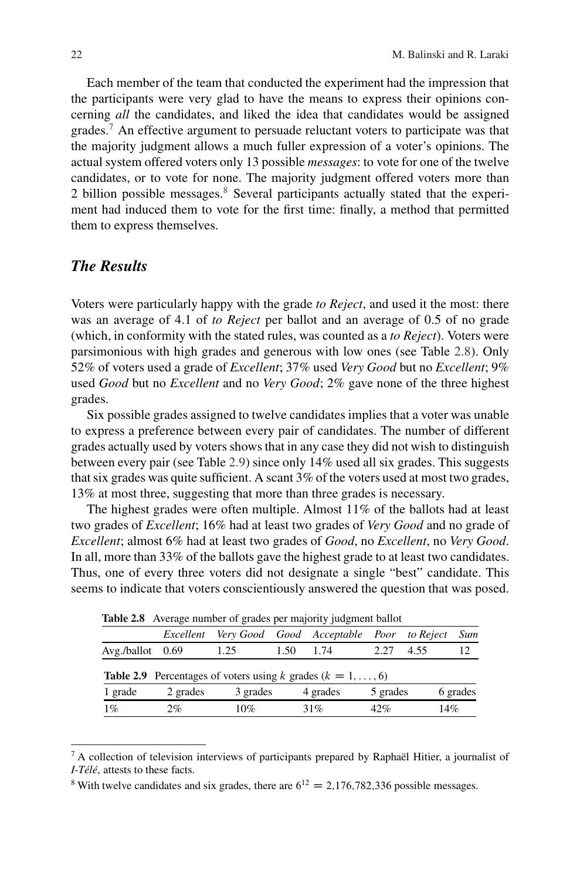Each member of the team that conducted the experiment had the impression that the participants were very glad to have the means to express their opinions concerning *all* the candidates, and liked the idea that candidates would be assigned grades.[7] An effective argument to persuade reluctant voters to participate was that the majority judgment allows a much fuller expression of a voter's opinions. The actual system offered voters only 13 possible *messages*: to vote for one of the twelve candidates, or to vote for none. The majority judgment offered voters more than 2 billion possible messages.[8] Several participants actually stated that the experiment had induced them to vote for the first time: finally, a method that permitted them to express themselves.

## *The Results*

Voters were particularly happy with the grade *to Reject*, and used it the most: there was an average of 4.1 of *to Reject* per ballot and an average of 0.5 of no grade (which, in conformity with the stated rules, was counted as a *to Reject*). Voters were parsimonious with high grades and generous with low ones (see Table 2.8). Only 52% of voters used a grade of *Excellent*; 37% used *Very Good* but no *Excellent*; 9% used *Good* but no *Excellent* and no *Very Good*; 2% gave none of the three highest grades.

Six possible grades assigned to twelve candidates implies that a voter was unable to express a preference between every pair of candidates. The number of different grades actually used by voters shows that in any case they did not wish to distinguish between every pair (see Table 2.9) since only 14% used all six grades. This suggests that six grades was quite sufficient. A scant 3% of the voters used at most two grades, 13% at most three, suggesting that more than three grades is necessary.

The highest grades were often multiple. Almost 11% of the ballots had at least two grades of *Excellent*; 16% had at least two grades of *Very Good* and no grade of *Excellent*; almost 6% had at least two grades of *Good*, no *Excellent*, no *Very Good*. In all, more than 33% of the ballots gave the highest grade to at least two candidates. Thus, one of every three voters did not designate a single "best" candidate. This seems to indicate that voters conscientiously answered the question that was posed.

**Table 2.8** Average number of grades per majority judgment ballot

| | *Excellent* | *Very Good* | *Good* | *Acceptable* | *Poor* | *to Reject* | *Sum* |
|---|---|---|---|---|---|---|---|
| Avg./ballot | 0.69 | 1.25 | 1.50 | 1.74 | 2.27 | 4.55 | 12 |

**Table 2.9** Percentages of voters using $k$ grades ($k = 1, \ldots, 6$)

| 1 grade | 2 grades | 3 grades | 4 grades | 5 grades | 6 grades |
|---|---|---|---|---|---|
| 1% | 2% | 10% | 31% | 42% | 14% |

[7] A collection of television interviews of participants prepared by Raphaël Hitier, a journalist of *I-Télé*, attests to these facts.

[8] With twelve candidates and six grades, there are $6^{12} = 2{,}176{,}782{,}336$ possible messages.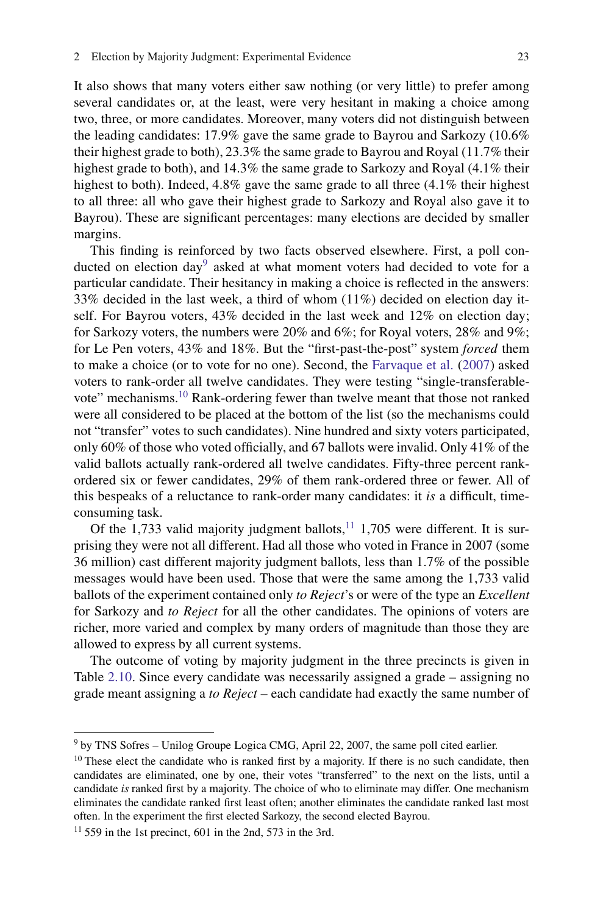It also shows that many voters either saw nothing (or very little) to prefer among several candidates or, at the least, were very hesitant in making a choice among two, three, or more candidates. Moreover, many voters did not distinguish between the leading candidates: 17.9% gave the same grade to Bayrou and Sarkozy (10.6% their highest grade to both), 23.3% the same grade to Bayrou and Royal (11.7% their highest grade to both), and 14.3% the same grade to Sarkozy and Royal (4.1% their highest to both). Indeed, 4.8% gave the same grade to all three (4.1% their highest to all three: all who gave their highest grade to Sarkozy and Royal also gave it to Bayrou). These are significant percentages: many elections are decided by smaller margins.

This finding is reinforced by two facts observed elsewhere. First, a poll conducted on election day[9] asked at what moment voters had decided to vote for a particular candidate. Their hesitancy in making a choice is reflected in the answers: 33% decided in the last week, a third of whom (11%) decided on election day itself. For Bayrou voters, 43% decided in the last week and 12% on election day; for Sarkozy voters, the numbers were 20% and 6%; for Royal voters, 28% and 9%; for Le Pen voters, 43% and 18%. But the "first-past-the-post" system *forced* them to make a choice (or to vote for no one). Second, the Farvaque et al. (2007) asked voters to rank-order all twelve candidates. They were testing "single-transferable-vote" mechanisms.[10] Rank-ordering fewer than twelve meant that those not ranked were all considered to be placed at the bottom of the list (so the mechanisms could not "transfer" votes to such candidates). Nine hundred and sixty voters participated, only 60% of those who voted officially, and 67 ballots were invalid. Only 41% of the valid ballots actually rank-ordered all twelve candidates. Fifty-three percent rank-ordered six or fewer candidates, 29% of them rank-ordered three or fewer. All of this bespeaks of a reluctance to rank-order many candidates: it *is* a difficult, time-consuming task.

Of the 1,733 valid majority judgment ballots,[11] 1,705 were different. It is surprising they were not all different. Had all those who voted in France in 2007 (some 36 million) cast different majority judgment ballots, less than 1.7% of the possible messages would have been used. Those that were the same among the 1,733 valid ballots of the experiment contained only *to Reject*'s or were of the type an *Excellent* for Sarkozy and *to Reject* for all the other candidates. The opinions of voters are richer, more varied and complex by many orders of magnitude than those they are allowed to express by all current systems.

The outcome of voting by majority judgment in the three precincts is given in Table 2.10. Since every candidate was necessarily assigned a grade – assigning no grade meant assigning a *to Reject* – each candidate had exactly the same number of

---

[9] by TNS Sofres – Unilog Groupe Logica CMG, April 22, 2007, the same poll cited earlier.

[10] These elect the candidate who is ranked first by a majority. If there is no such candidate, then candidates are eliminated, one by one, their votes "transferred" to the next on the lists, until a candidate *is* ranked first by a majority. The choice of who to eliminate may differ. One mechanism eliminates the candidate ranked first least often; another eliminates the candidate ranked last most often. In the experiment the first elected Sarkozy, the second elected Bayrou.

[11] 559 in the 1st precinct, 601 in the 2nd, 573 in the 3rd.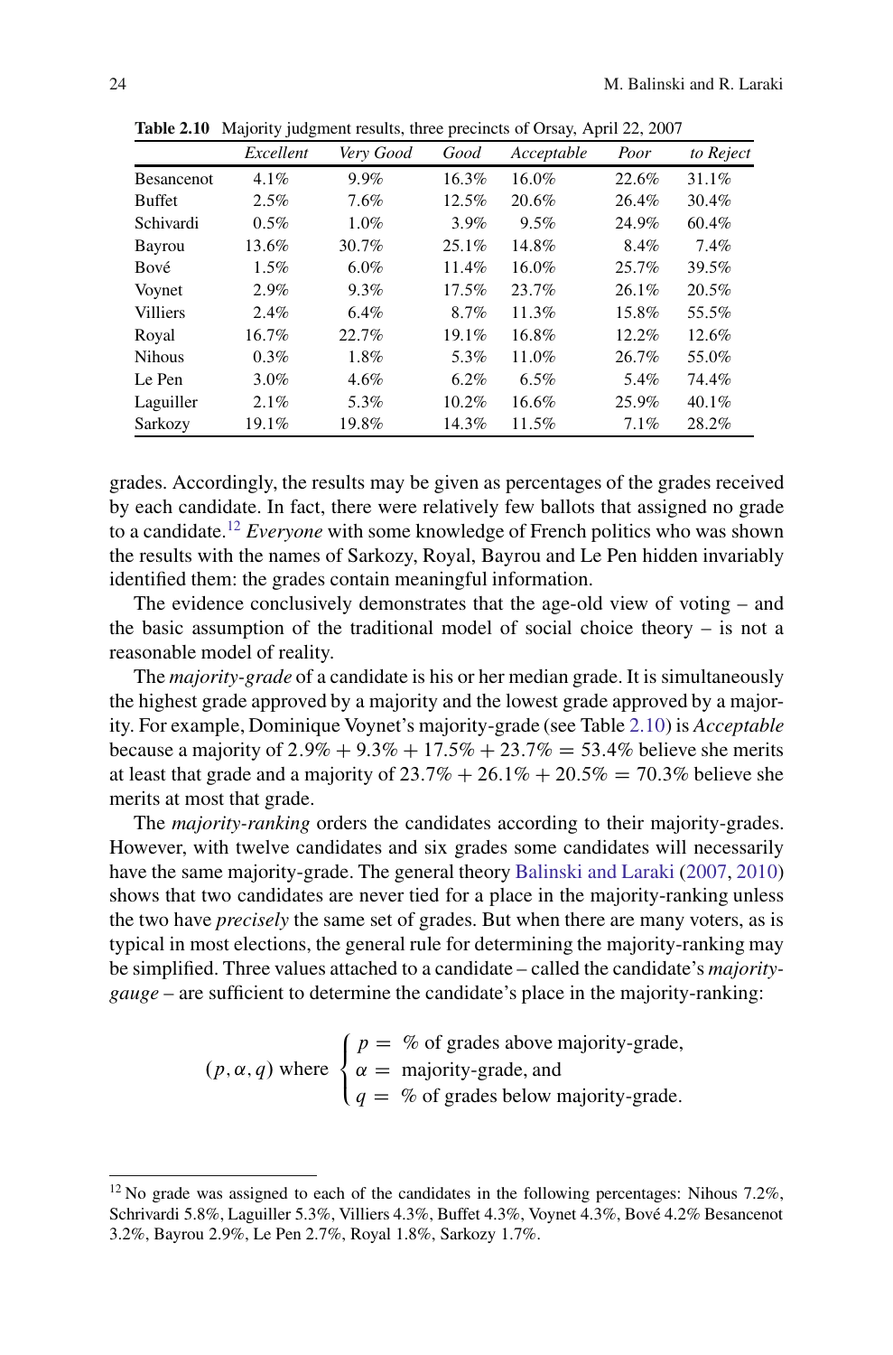**Table 2.10** Majority judgment results, three precincts of Orsay, April 22, 2007

| | *Excellent* | *Very Good* | *Good* | *Acceptable* | *Poor* | *to Reject* |
|---|---|---|---|---|---|---|
| Besancenot | 4.1% | 9.9% | 16.3% | 16.0% | 22.6% | 31.1% |
| Buffet | 2.5% | 7.6% | 12.5% | 20.6% | 26.4% | 30.4% |
| Schivardi | 0.5% | 1.0% | 3.9% | 9.5% | 24.9% | 60.4% |
| Bayrou | 13.6% | 30.7% | 25.1% | 14.8% | 8.4% | 7.4% |
| Bové | 1.5% | 6.0% | 11.4% | 16.0% | 25.7% | 39.5% |
| Voynet | 2.9% | 9.3% | 17.5% | 23.7% | 26.1% | 20.5% |
| Villiers | 2.4% | 6.4% | 8.7% | 11.3% | 15.8% | 55.5% |
| Royal | 16.7% | 22.7% | 19.1% | 16.8% | 12.2% | 12.6% |
| Nihous | 0.3% | 1.8% | 5.3% | 11.0% | 26.7% | 55.0% |
| Le Pen | 3.0% | 4.6% | 6.2% | 6.5% | 5.4% | 74.4% |
| Laguiller | 2.1% | 5.3% | 10.2% | 16.6% | 25.9% | 40.1% |
| Sarkozy | 19.1% | 19.8% | 14.3% | 11.5% | 7.1% | 28.2% |

grades. Accordingly, the results may be given as percentages of the grades received by each candidate. In fact, there were relatively few ballots that assigned no grade to a candidate.[12] *Everyone* with some knowledge of French politics who was shown the results with the names of Sarkozy, Royal, Bayrou and Le Pen hidden invariably identified them: the grades contain meaningful information.

The evidence conclusively demonstrates that the age-old view of voting – and the basic assumption of the traditional model of social choice theory – is not a reasonable model of reality.

The *majority-grade* of a candidate is his or her median grade. It is simultaneously the highest grade approved by a majority and the lowest grade approved by a majority. For example, Dominique Voynet's majority-grade (see Table 2.10) is *Acceptable* because a majority of $2.9\% + 9.3\% + 17.5\% + 23.7\% = 53.4\%$ believe she merits at least that grade and a majority of $23.7\% + 26.1\% + 20.5\% = 70.3\%$ believe she merits at most that grade.

The *majority-ranking* orders the candidates according to their majority-grades. However, with twelve candidates and six grades some candidates will necessarily have the same majority-grade. The general theory Balinski and Laraki (2007, 2010) shows that two candidates are never tied for a place in the majority-ranking unless the two have *precisely* the same set of grades. But when there are many voters, as is typical in most elections, the general rule for determining the majority-ranking may be simplified. Three values attached to a candidate – called the candidate's *majority-gauge* – are sufficient to determine the candidate's place in the majority-ranking:

$$(p, \alpha, q) \text{ where } \begin{cases} p = \ \% \text{ of grades above majority-grade,} \\ \alpha = \ \text{majority-grade, and} \\ q = \ \% \text{ of grades below majority-grade.} \end{cases}$$

[12] No grade was assigned to each of the candidates in the following percentages: Nihous 7.2%, Schrivardi 5.8%, Laguiller 5.3%, Villiers 4.3%, Buffet 4.3%, Voynet 4.3%, Bové 4.2% Besancenot 3.2%, Bayrou 2.9%, Le Pen 2.7%, Royal 1.8%, Sarkozy 1.7%.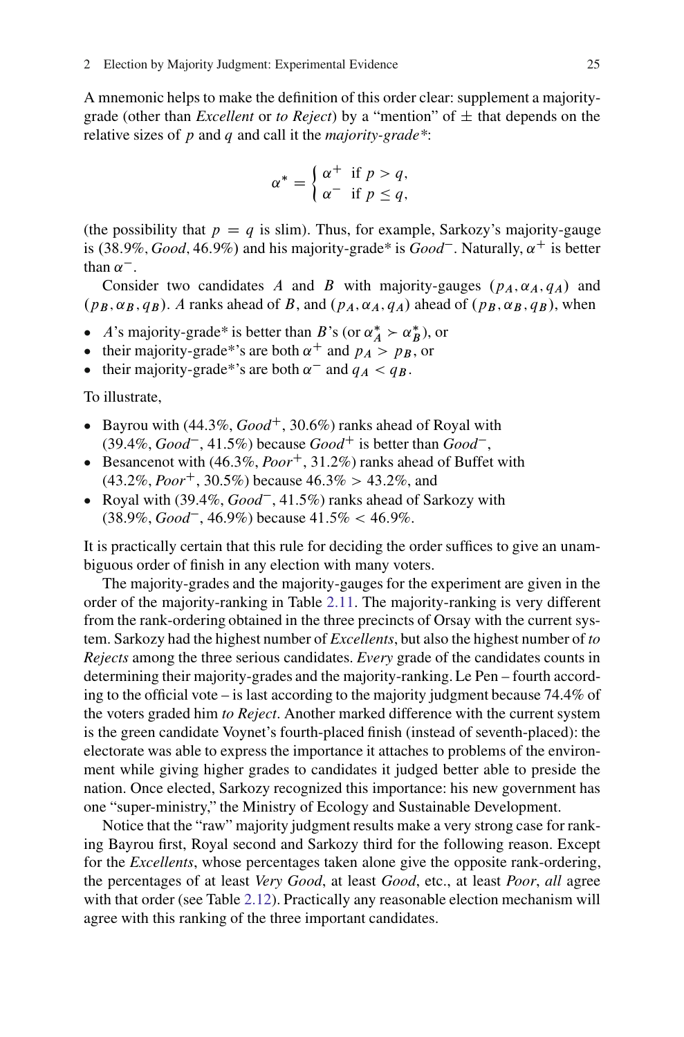A mnemonic helps to make the definition of this order clear: supplement a majority-grade (other than *Excellent* or *to Reject*) by a "mention" of $\pm$ that depends on the relative sizes of $p$ and $q$ and call it the *majority-grade**:

$$\alpha^* = \begin{cases} \alpha^+ & \text{if } p > q, \\ \alpha^- & \text{if } p \leq q, \end{cases}$$

(the possibility that $p = q$ is slim). Thus, for example, Sarkozy's majority-gauge is (38.9%, *Good*, 46.9%) and his majority-grade* is *Good*$^-$. Naturally, $\alpha^+$ is better than $\alpha^-$.

Consider two candidates $A$ and $B$ with majority-gauges $(p_A, \alpha_A, q_A)$ and $(p_B, \alpha_B, q_B)$. $A$ ranks ahead of $B$, and $(p_A, \alpha_A, q_A)$ ahead of $(p_B, \alpha_B, q_B)$, when

- $A$'s majority-grade* is better than $B$'s (or $\alpha_A^* \succ \alpha_B^*$), or
- their majority-grade*'s are both $\alpha^+$ and $p_A > p_B$, or
- their majority-grade*'s are both $\alpha^-$ and $q_A < q_B$.

To illustrate,

- Bayrou with (44.3%, *Good*$^+$, 30.6%) ranks ahead of Royal with (39.4%, *Good*$^-$, 41.5%) because *Good*$^+$ is better than *Good*$^-$,
- Besancenot with (46.3%, *Poor*$^+$, 31.2%) ranks ahead of Buffet with (43.2%, *Poor*$^+$, 30.5%) because 46.3% > 43.2%, and
- Royal with (39.4%, *Good*$^-$, 41.5%) ranks ahead of Sarkozy with (38.9%, *Good*$^-$, 46.9%) because 41.5% < 46.9%.

It is practically certain that this rule for deciding the order suffices to give an unambiguous order of finish in any election with many voters.

The majority-grades and the majority-gauges for the experiment are given in the order of the majority-ranking in Table 2.11. The majority-ranking is very different from the rank-ordering obtained in the three precincts of Orsay with the current system. Sarkozy had the highest number of *Excellents*, but also the highest number of *to Rejects* among the three serious candidates. *Every* grade of the candidates counts in determining their majority-grades and the majority-ranking. Le Pen – fourth according to the official vote – is last according to the majority judgment because 74.4% of the voters graded him *to Reject*. Another marked difference with the current system is the green candidate Voynet's fourth-placed finish (instead of seventh-placed): the electorate was able to express the importance it attaches to problems of the environment while giving higher grades to candidates it judged better able to preside the nation. Once elected, Sarkozy recognized this importance: his new government has one "super-ministry," the Ministry of Ecology and Sustainable Development.

Notice that the "raw" majority judgment results make a very strong case for ranking Bayrou first, Royal second and Sarkozy third for the following reason. Except for the *Excellents*, whose percentages taken alone give the opposite rank-ordering, the percentages of at least *Very Good*, at least *Good*, etc., at least *Poor*, *all* agree with that order (see Table 2.12). Practically any reasonable election mechanism will agree with this ranking of the three important candidates.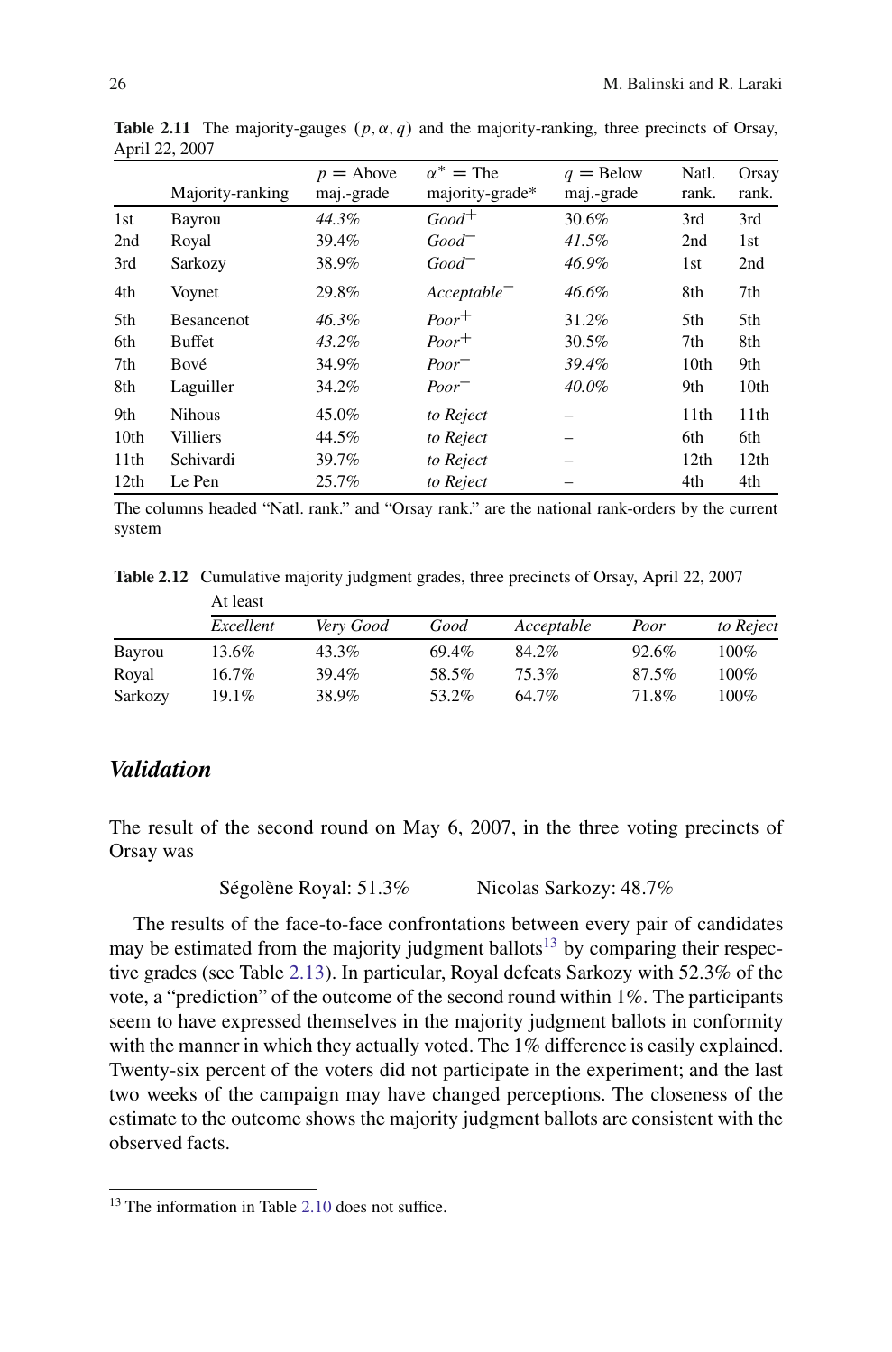**Table 2.11** The majority-gauges $(p, \alpha, q)$ and the majority-ranking, three precincts of Orsay, April 22, 2007

| | Majority-ranking | $p$ = Above maj.-grade | $\alpha^*$ = The majority-grade* | $q$ = Below maj.-grade | Natl. rank. | Orsay rank. |
|---|---|---|---|---|---|---|
| 1st | Bayrou | *44.3%* | *Good*$^+$ | 30.6% | 3rd | 3rd |
| 2nd | Royal | 39.4% | *Good*$^-$ | *41.5%* | 2nd | 1st |
| 3rd | Sarkozy | 38.9% | *Good*$^-$ | *46.9%* | 1st | 2nd |
| 4th | Voynet | 29.8% | *Acceptable*$^-$ | *46.6%* | 8th | 7th |
| 5th | Besancenot | *46.3%* | *Poor*$^+$ | 31.2% | 5th | 5th |
| 6th | Buffet | *43.2%* | *Poor*$^+$ | 30.5% | 7th | 8th |
| 7th | Bové | 34.9% | *Poor*$^-$ | *39.4%* | 10th | 9th |
| 8th | Laguiller | 34.2% | *Poor*$^-$ | *40.0%* | 9th | 10th |
| 9th | Nihous | 45.0% | *to Reject* | – | 11th | 11th |
| 10th | Villiers | 44.5% | *to Reject* | – | 6th | 6th |
| 11th | Schivardi | 39.7% | *to Reject* | – | 12th | 12th |
| 12th | Le Pen | 25.7% | *to Reject* | – | 4th | 4th |

The columns headed "Natl. rank." and "Orsay rank." are the national rank-orders by the current system

**Table 2.12** Cumulative majority judgment grades, three precincts of Orsay, April 22, 2007

| | At least | | | | | |
|---|---|---|---|---|---|---|
| | *Excellent* | *Very Good* | *Good* | *Acceptable* | *Poor* | *to Reject* |
| Bayrou | 13.6% | 43.3% | 69.4% | 84.2% | 92.6% | 100% |
| Royal | 16.7% | 39.4% | 58.5% | 75.3% | 87.5% | 100% |
| Sarkozy | 19.1% | 38.9% | 53.2% | 64.7% | 71.8% | 100% |

## *Validation*

The result of the second round on May 6, 2007, in the three voting precincts of Orsay was

Ségolène Royal: 51.3%   Nicolas Sarkozy: 48.7%

The results of the face-to-face confrontations between every pair of candidates may be estimated from the majority judgment ballots[13] by comparing their respective grades (see Table 2.13). In particular, Royal defeats Sarkozy with 52.3% of the vote, a "prediction" of the outcome of the second round within 1%. The participants seem to have expressed themselves in the majority judgment ballots in conformity with the manner in which they actually voted. The 1% difference is easily explained. Twenty-six percent of the voters did not participate in the experiment; and the last two weeks of the campaign may have changed perceptions. The closeness of the estimate to the outcome shows the majority judgment ballots are consistent with the observed facts.

[13] The information in Table 2.10 does not suffice.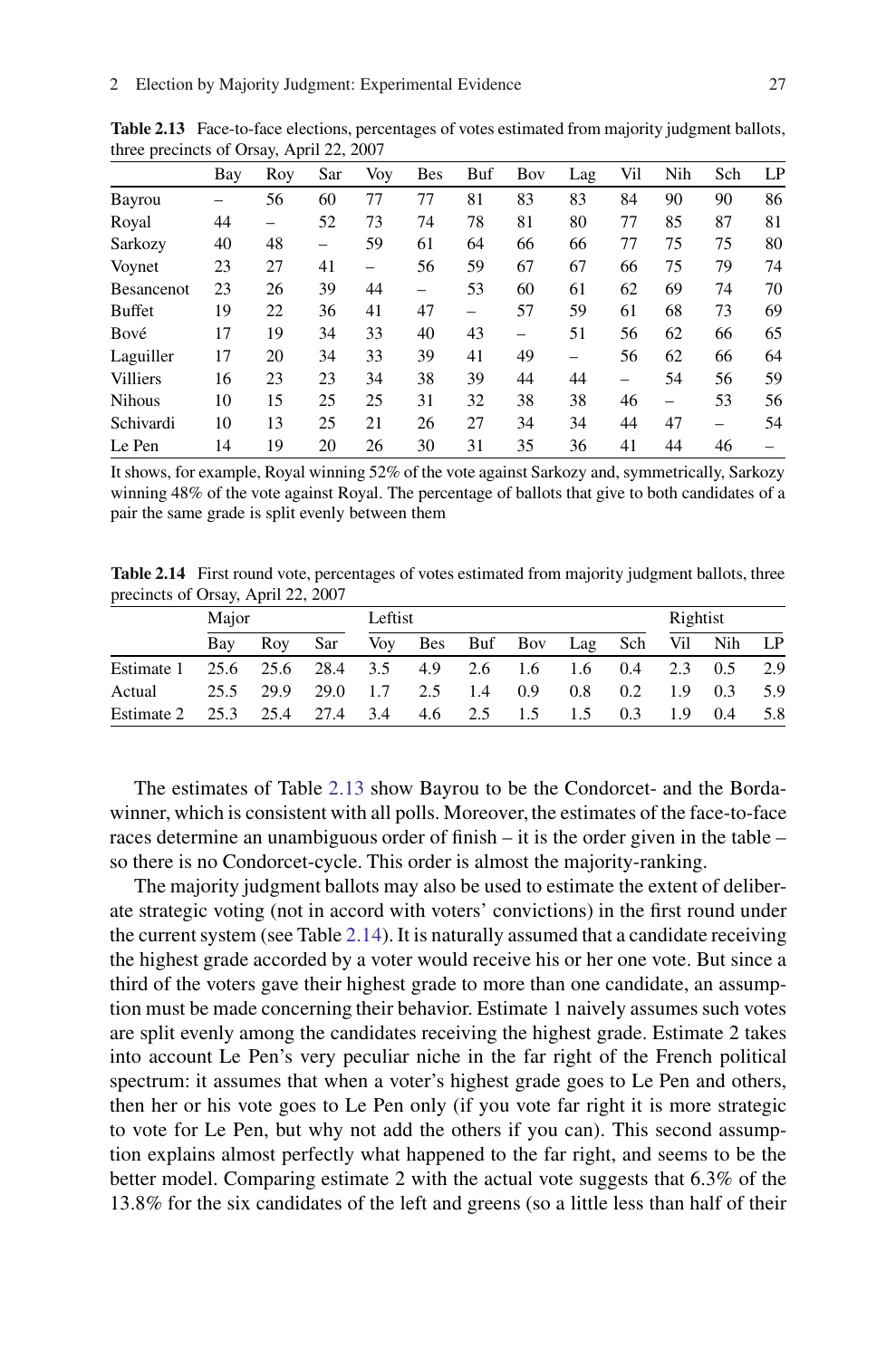**Table 2.13** Face-to-face elections, percentages of votes estimated from majority judgment ballots, three precincts of Orsay, April 22, 2007

| | Bay | Roy | Sar | Voy | Bes | Buf | Bov | Lag | Vil | Nih | Sch | LP |
|---|---|---|---|---|---|---|---|---|---|---|---|---|
| Bayrou | – | 56 | 60 | 77 | 77 | 81 | 83 | 83 | 84 | 90 | 90 | 86 |
| Royal | 44 | – | 52 | 73 | 74 | 78 | 81 | 80 | 77 | 85 | 87 | 81 |
| Sarkozy | 40 | 48 | – | 59 | 61 | 64 | 66 | 66 | 77 | 75 | 75 | 80 |
| Voynet | 23 | 27 | 41 | – | 56 | 59 | 67 | 67 | 66 | 75 | 79 | 74 |
| Besancenot | 23 | 26 | 39 | 44 | – | 53 | 60 | 61 | 62 | 69 | 74 | 70 |
| Buffet | 19 | 22 | 36 | 41 | 47 | – | 57 | 59 | 61 | 68 | 73 | 69 |
| Bové | 17 | 19 | 34 | 33 | 40 | 43 | – | 51 | 56 | 62 | 66 | 65 |
| Laguiller | 17 | 20 | 34 | 33 | 39 | 41 | 49 | – | 56 | 62 | 66 | 64 |
| Villiers | 16 | 23 | 23 | 34 | 38 | 39 | 44 | 44 | – | 54 | 56 | 59 |
| Nihous | 10 | 15 | 25 | 25 | 31 | 32 | 38 | 38 | 46 | – | 53 | 56 |
| Schivardi | 10 | 13 | 25 | 21 | 26 | 27 | 34 | 34 | 44 | 47 | – | 54 |
| Le Pen | 14 | 19 | 20 | 26 | 30 | 31 | 35 | 36 | 41 | 44 | 46 | – |

It shows, for example, Royal winning 52% of the vote against Sarkozy and, symmetrically, Sarkozy winning 48% of the vote against Royal. The percentage of ballots that give to both candidates of a pair the same grade is split evenly between them

**Table 2.14** First round vote, percentages of votes estimated from majority judgment ballots, three precincts of Orsay, April 22, 2007

| | Major | | | Leftist | | | | | | Rightist | | |
|---|---|---|---|---|---|---|---|---|---|---|---|---|
| | Bay | Roy | Sar | Voy | Bes | Buf | Bov | Lag | Sch | Vil | Nih | LP |
| Estimate 1 | 25.6 | 25.6 | 28.4 | 3.5 | 4.9 | 2.6 | 1.6 | 1.6 | 0.4 | 2.3 | 0.5 | 2.9 |
| Actual | 25.5 | 29.9 | 29.0 | 1.7 | 2.5 | 1.4 | 0.9 | 0.8 | 0.2 | 1.9 | 0.3 | 5.9 |
| Estimate 2 | 25.3 | 25.4 | 27.4 | 3.4 | 4.6 | 2.5 | 1.5 | 1.5 | 0.3 | 1.9 | 0.4 | 5.8 |

The estimates of Table 2.13 show Bayrou to be the Condorcet- and the Borda-winner, which is consistent with all polls. Moreover, the estimates of the face-to-face races determine an unambiguous order of finish – it is the order given in the table – so there is no Condorcet-cycle. This order is almost the majority-ranking.

The majority judgment ballots may also be used to estimate the extent of deliberate strategic voting (not in accord with voters' convictions) in the first round under the current system (see Table 2.14). It is naturally assumed that a candidate receiving the highest grade accorded by a voter would receive his or her one vote. But since a third of the voters gave their highest grade to more than one candidate, an assumption must be made concerning their behavior. Estimate 1 naively assumes such votes are split evenly among the candidates receiving the highest grade. Estimate 2 takes into account Le Pen's very peculiar niche in the far right of the French political spectrum: it assumes that when a voter's highest grade goes to Le Pen and others, then her or his vote goes to Le Pen only (if you vote far right it is more strategic to vote for Le Pen, but why not add the others if you can). This second assumption explains almost perfectly what happened to the far right, and seems to be the better model. Comparing estimate 2 with the actual vote suggests that 6.3% of the 13.8% for the six candidates of the left and greens (so a little less than half of their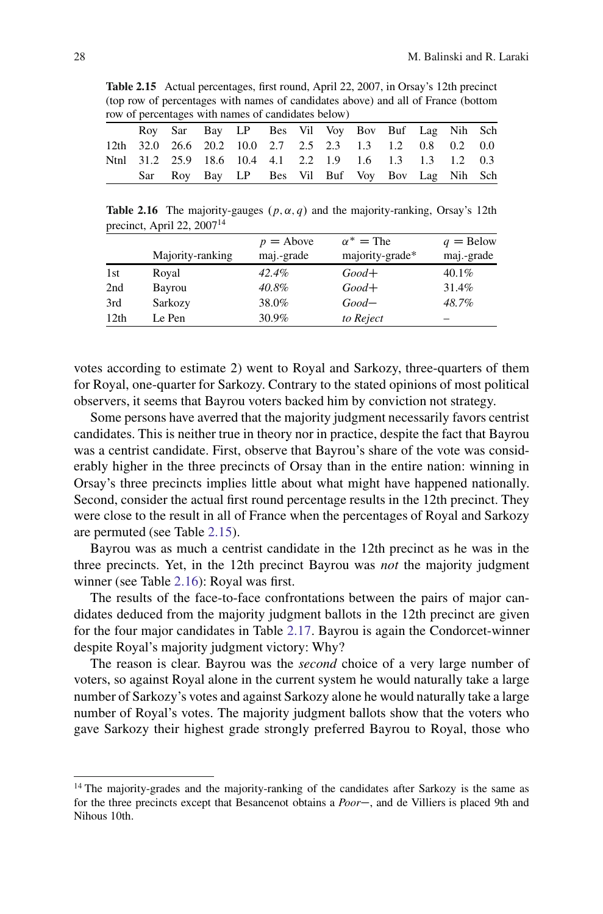**Table 2.15** Actual percentages, first round, April 22, 2007, in Orsay's 12th precinct (top row of percentages with names of candidates above) and all of France (bottom row of percentages with names of candidates below)

| | Roy | Sar | Bay | LP | Bes | Vil | Voy | Bov | Buf | Lag | Nih | Sch |
|---|---|---|---|---|---|---|---|---|---|---|---|---|
| 12th | 32.0 | 26.6 | 20.2 | 10.0 | 2.7 | 2.5 | 2.3 | 1.3 | 1.2 | 0.8 | 0.2 | 0.0 |
| Ntnl | 31.2 | 25.9 | 18.6 | 10.4 | 4.1 | 2.2 | 1.9 | 1.6 | 1.3 | 1.3 | 1.2 | 0.3 |
| | Sar | Roy | Bay | LP | Bes | Vil | Buf | Voy | Bov | Lag | Nih | Sch |

**Table 2.16** The majority-gauges $(p, \alpha, q)$ and the majority-ranking, Orsay's 12th precinct, April 22, 2007[14]

| | Majority-ranking | $p$ = Above maj.-grade | $\alpha^*$ = The majority-grade* | $q$ = Below maj.-grade |
|---|---|---|---|---|
| 1st | Royal | *42.4%* | *Good+* | 40.1% |
| 2nd | Bayrou | *40.8%* | *Good+* | 31.4% |
| 3rd | Sarkozy | 38.0% | *Good−* | *48.7%* |
| 12th | Le Pen | 30.9% | *to Reject* | – |

votes according to estimate 2) went to Royal and Sarkozy, three-quarters of them for Royal, one-quarter for Sarkozy. Contrary to the stated opinions of most political observers, it seems that Bayrou voters backed him by conviction not strategy.

Some persons have averred that the majority judgment necessarily favors centrist candidates. This is neither true in theory nor in practice, despite the fact that Bayrou was a centrist candidate. First, observe that Bayrou's share of the vote was considerably higher in the three precincts of Orsay than in the entire nation: winning in Orsay's three precincts implies little about what might have happened nationally. Second, consider the actual first round percentage results in the 12th precinct. They were close to the result in all of France when the percentages of Royal and Sarkozy are permuted (see Table 2.15).

Bayrou was as much a centrist candidate in the 12th precinct as he was in the three precincts. Yet, in the 12th precinct Bayrou was *not* the majority judgment winner (see Table 2.16): Royal was first.

The results of the face-to-face confrontations between the pairs of major candidates deduced from the majority judgment ballots in the 12th precinct are given for the four major candidates in Table 2.17. Bayrou is again the Condorcet-winner despite Royal's majority judgment victory: Why?

The reason is clear. Bayrou was the *second* choice of a very large number of voters, so against Royal alone in the current system he would naturally take a large number of Sarkozy's votes and against Sarkozy alone he would naturally take a large number of Royal's votes. The majority judgment ballots show that the voters who gave Sarkozy their highest grade strongly preferred Bayrou to Royal, those who

[14] The majority-grades and the majority-ranking of the candidates after Sarkozy is the same as for the three precincts except that Besancenot obtains a *Poor−*, and de Villiers is placed 9th and Nihous 10th.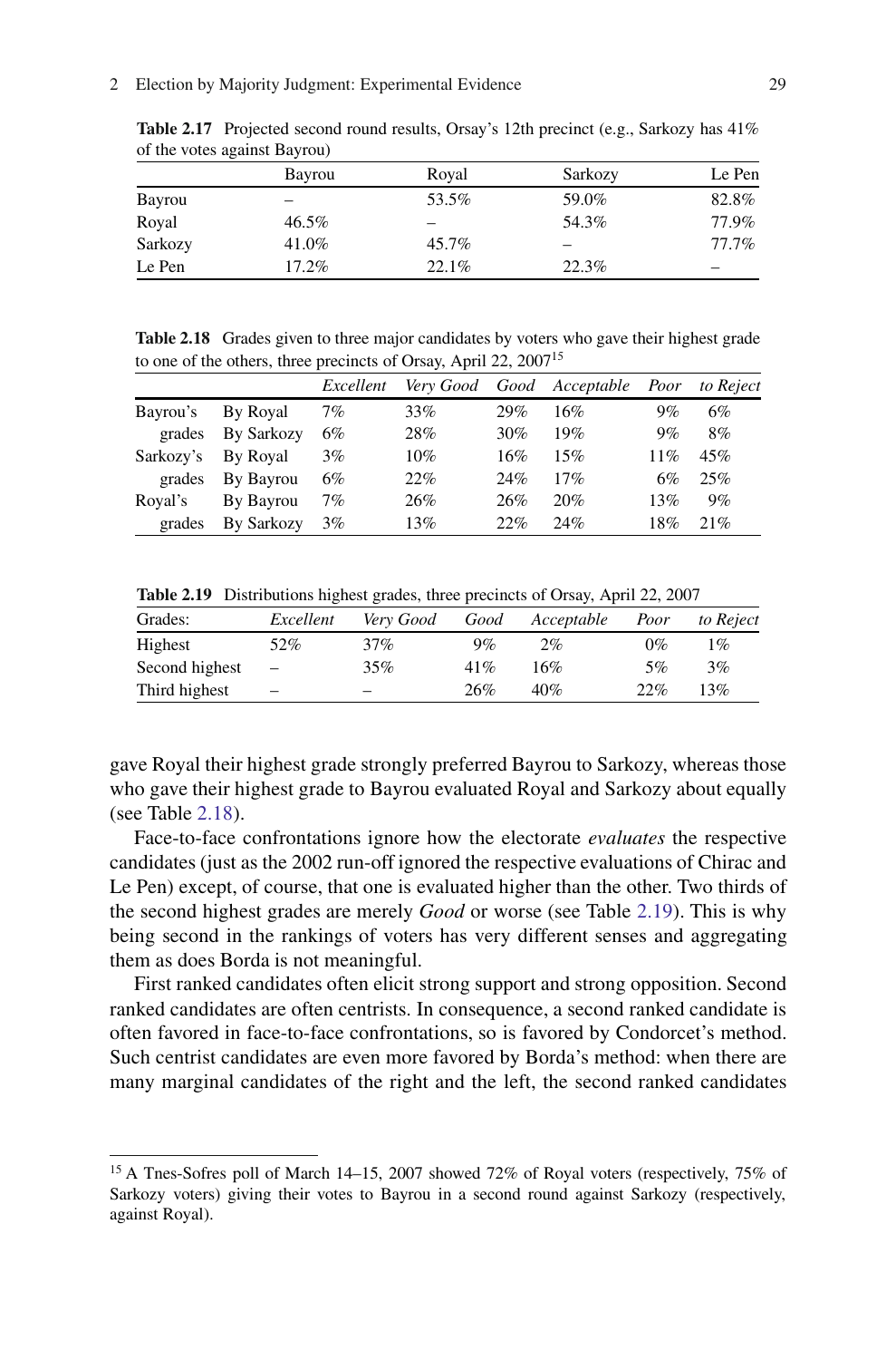**Table 2.17** Projected second round results, Orsay's 12th precinct (e.g., Sarkozy has 41% of the votes against Bayrou)

| | Bayrou | Royal | Sarkozy | Le Pen |
|---|---|---|---|---|
| Bayrou | – | 53.5% | 59.0% | 82.8% |
| Royal | 46.5% | – | 54.3% | 77.9% |
| Sarkozy | 41.0% | 45.7% | – | 77.7% |
| Le Pen | 17.2% | 22.1% | 22.3% | – |

**Table 2.18** Grades given to three major candidates by voters who gave their highest grade to one of the others, three precincts of Orsay, April 22, 2007[15]

| | | *Excellent* | *Very Good* | *Good* | *Acceptable* | *Poor* | *to Reject* |
|---|---|---|---|---|---|---|---|
| Bayrou's | By Royal | 7% | 33% | 29% | 16% | 9% | 6% |
| grades | By Sarkozy | 6% | 28% | 30% | 19% | 9% | 8% |
| Sarkozy's | By Royal | 3% | 10% | 16% | 15% | 11% | 45% |
| grades | By Bayrou | 6% | 22% | 24% | 17% | 6% | 25% |
| Royal's | By Bayrou | 7% | 26% | 26% | 20% | 13% | 9% |
| grades | By Sarkozy | 3% | 13% | 22% | 24% | 18% | 21% |

**Table 2.19** Distributions highest grades, three precincts of Orsay, April 22, 2007

| Grades: | *Excellent* | *Very Good* | *Good* | *Acceptable* | *Poor* | *to Reject* |
|---|---|---|---|---|---|---|
| Highest | 52% | 37% | 9% | 2% | 0% | 1% |
| Second highest | – | 35% | 41% | 16% | 5% | 3% |
| Third highest | – | – | 26% | 40% | 22% | 13% |

gave Royal their highest grade strongly preferred Bayrou to Sarkozy, whereas those who gave their highest grade to Bayrou evaluated Royal and Sarkozy about equally (see Table 2.18).

Face-to-face confrontations ignore how the electorate *evaluates* the respective candidates (just as the 2002 run-off ignored the respective evaluations of Chirac and Le Pen) except, of course, that one is evaluated higher than the other. Two thirds of the second highest grades are merely *Good* or worse (see Table 2.19). This is why being second in the rankings of voters has very different senses and aggregating them as does Borda is not meaningful.

First ranked candidates often elicit strong support and strong opposition. Second ranked candidates are often centrists. In consequence, a second ranked candidate is often favored in face-to-face confrontations, so is favored by Condorcet's method. Such centrist candidates are even more favored by Borda's method: when there are many marginal candidates of the right and the left, the second ranked candidates

[15] A Tnes-Sofres poll of March 14–15, 2007 showed 72% of Royal voters (respectively, 75% of Sarkozy voters) giving their votes to Bayrou in a second round against Sarkozy (respectively, against Royal).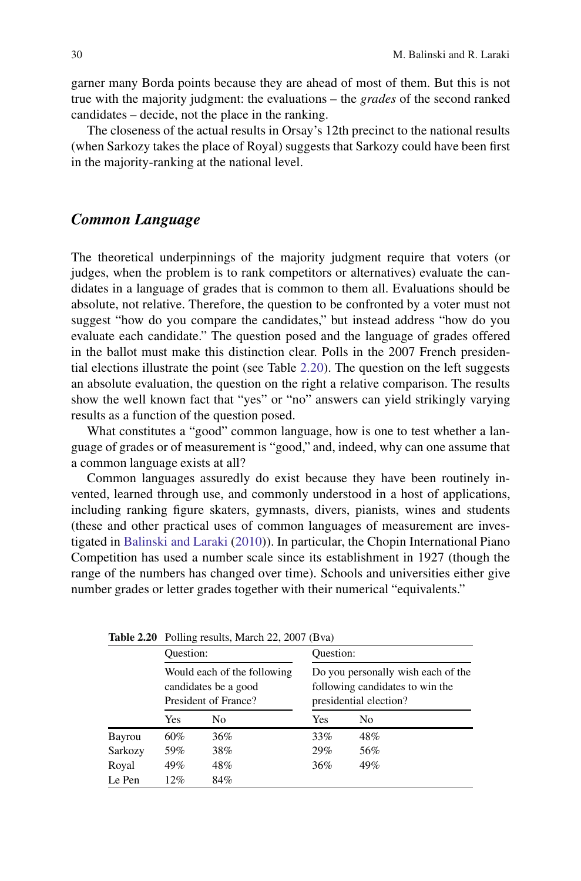garner many Borda points because they are ahead of most of them. But this is not true with the majority judgment: the evaluations – the *grades* of the second ranked candidates – decide, not the place in the ranking.

The closeness of the actual results in Orsay's 12th precinct to the national results (when Sarkozy takes the place of Royal) suggests that Sarkozy could have been first in the majority-ranking at the national level.

## *Common Language*

The theoretical underpinnings of the majority judgment require that voters (or judges, when the problem is to rank competitors or alternatives) evaluate the candidates in a language of grades that is common to them all. Evaluations should be absolute, not relative. Therefore, the question to be confronted by a voter must not suggest "how do you compare the candidates," but instead address "how do you evaluate each candidate." The question posed and the language of grades offered in the ballot must make this distinction clear. Polls in the 2007 French presidential elections illustrate the point (see Table 2.20). The question on the left suggests an absolute evaluation, the question on the right a relative comparison. The results show the well known fact that "yes" or "no" answers can yield strikingly varying results as a function of the question posed.

What constitutes a "good" common language, how is one to test whether a language of grades or of measurement is "good," and, indeed, why can one assume that a common language exists at all?

Common languages assuredly do exist because they have been routinely invented, learned through use, and commonly understood in a host of applications, including ranking figure skaters, gymnasts, divers, pianists, wines and students (these and other practical uses of common languages of measurement are investigated in Balinski and Laraki (2010)). In particular, the Chopin International Piano Competition has used a number scale since its establishment in 1927 (though the range of the numbers has changed over time). Schools and universities either give number grades or letter grades together with their numerical "equivalents."

**Table 2.20** Polling results, March 22, 2007 (Bva)

| | Question: Would each of the following candidates be a good President of France? | | Question: Do you personally wish each of the following candidates to win the presidential election? | |
|---|---|---|---|---|
| | Yes | No | Yes | No |
| Bayrou | 60% | 36% | 33% | 48% |
| Sarkozy | 59% | 38% | 29% | 56% |
| Royal | 49% | 48% | 36% | 49% |
| Le Pen | 12% | 84% | | |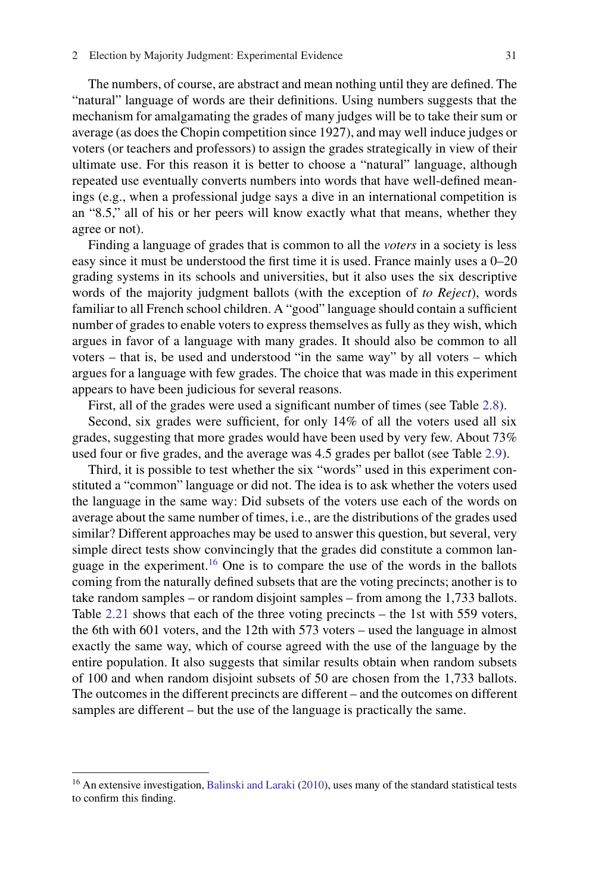The numbers, of course, are abstract and mean nothing until they are defined. The "natural" language of words are their definitions. Using numbers suggests that the mechanism for amalgamating the grades of many judges will be to take their sum or average (as does the Chopin competition since 1927), and may well induce judges or voters (or teachers and professors) to assign the grades strategically in view of their ultimate use. For this reason it is better to choose a "natural" language, although repeated use eventually converts numbers into words that have well-defined meanings (e.g., when a professional judge says a dive in an international competition is an "8.5," all of his or her peers will know exactly what that means, whether they agree or not).

Finding a language of grades that is common to all the *voters* in a society is less easy since it must be understood the first time it is used. France mainly uses a 0–20 grading systems in its schools and universities, but it also uses the six descriptive words of the majority judgment ballots (with the exception of *to Reject*), words familiar to all French school children. A "good" language should contain a sufficient number of grades to enable voters to express themselves as fully as they wish, which argues in favor of a language with many grades. It should also be common to all voters – that is, be used and understood "in the same way" by all voters – which argues for a language with few grades. The choice that was made in this experiment appears to have been judicious for several reasons.

First, all of the grades were used a significant number of times (see Table 2.8).

Second, six grades were sufficient, for only 14% of all the voters used all six grades, suggesting that more grades would have been used by very few. About 73% used four or five grades, and the average was 4.5 grades per ballot (see Table 2.9).

Third, it is possible to test whether the six "words" used in this experiment constituted a "common" language or did not. The idea is to ask whether the voters used the language in the same way: Did subsets of the voters use each of the words on average about the same number of times, i.e., are the distributions of the grades used similar? Different approaches may be used to answer this question, but several, very simple direct tests show convincingly that the grades did constitute a common language in the experiment.[16] One is to compare the use of the words in the ballots coming from the naturally defined subsets that are the voting precincts; another is to take random samples – or random disjoint samples – from among the 1,733 ballots. Table 2.21 shows that each of the three voting precincts – the 1st with 559 voters, the 6th with 601 voters, and the 12th with 573 voters – used the language in almost exactly the same way, which of course agreed with the use of the language by the entire population. It also suggests that similar results obtain when random subsets of 100 and when random disjoint subsets of 50 are chosen from the 1,733 ballots. The outcomes in the different precincts are different – and the outcomes on different samples are different – but the use of the language is practically the same.

[16] An extensive investigation, Balinski and Laraki (2010), uses many of the standard statistical tests to confirm this finding.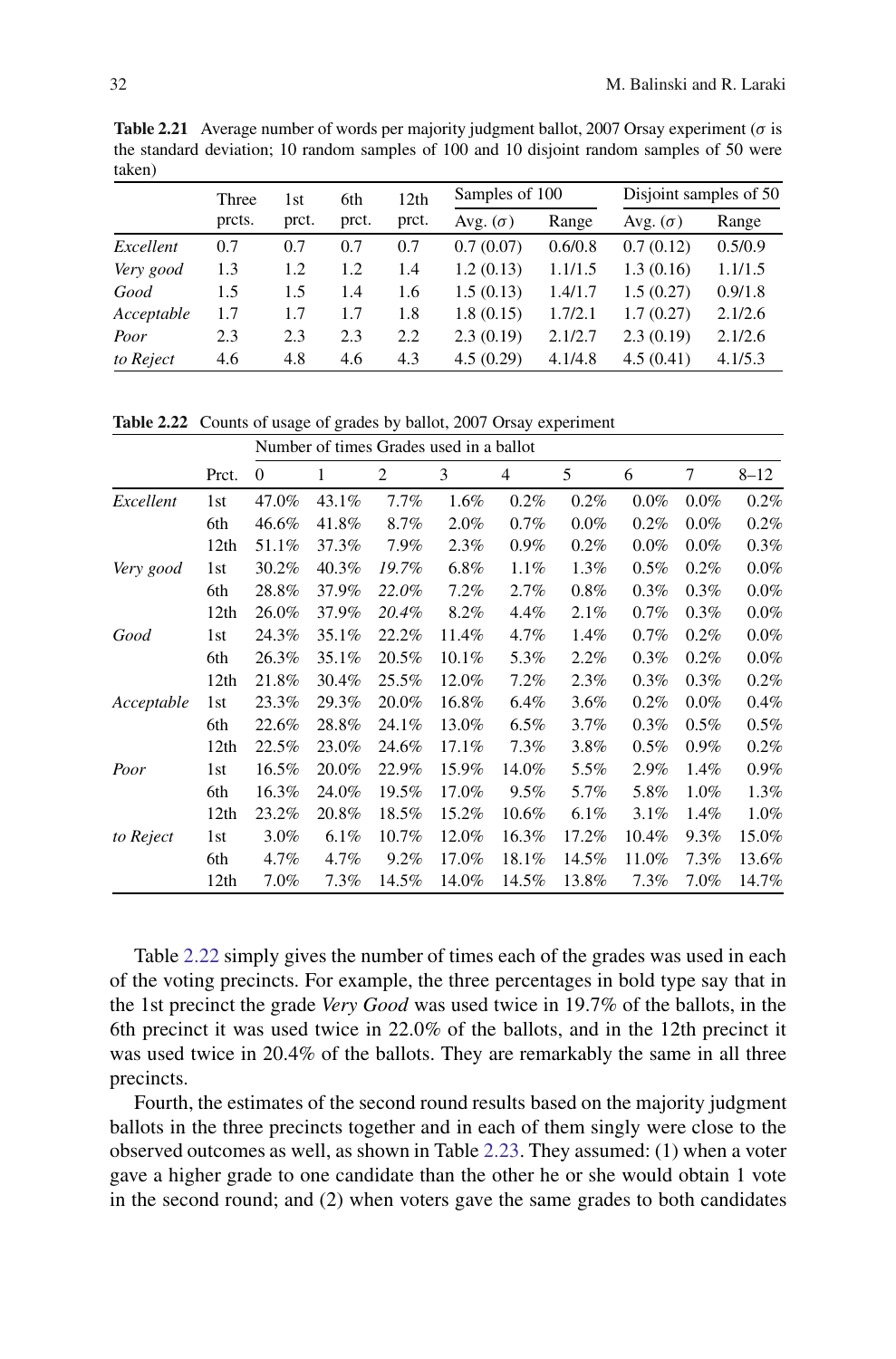**Table 2.21** Average number of words per majority judgment ballot, 2007 Orsay experiment ($\sigma$ is the standard deviation; 10 random samples of 100 and 10 disjoint random samples of 50 were taken)

| | Three prcts. | 1st prct. | 6th prct. | 12th prct. | Samples of 100 | | Disjoint samples of 50 | |
|---|---|---|---|---|---|---|---|---|
| | | | | | Avg. ($\sigma$) | Range | Avg. ($\sigma$) | Range |
| *Excellent* | 0.7 | 0.7 | 0.7 | 0.7 | 0.7 (0.07) | 0.6/0.8 | 0.7 (0.12) | 0.5/0.9 |
| *Very good* | 1.3 | 1.2 | 1.2 | 1.4 | 1.2 (0.13) | 1.1/1.5 | 1.3 (0.16) | 1.1/1.5 |
| *Good* | 1.5 | 1.5 | 1.4 | 1.6 | 1.5 (0.13) | 1.4/1.7 | 1.5 (0.27) | 0.9/1.8 |
| *Acceptable* | 1.7 | 1.7 | 1.7 | 1.8 | 1.8 (0.15) | 1.7/2.1 | 1.7 (0.27) | 2.1/2.6 |
| *Poor* | 2.3 | 2.3 | 2.3 | 2.2 | 2.3 (0.19) | 2.1/2.7 | 2.3 (0.19) | 2.1/2.6 |
| *to Reject* | 4.6 | 4.8 | 4.6 | 4.3 | 4.5 (0.29) | 4.1/4.8 | 4.5 (0.41) | 4.1/5.3 |

**Table 2.22** Counts of usage of grades by ballot, 2007 Orsay experiment

| | | Number of times Grades used in a ballot | | | | | | | | |
|---|---|---|---|---|---|---|---|---|---|---|
| | Prct. | 0 | 1 | 2 | 3 | 4 | 5 | 6 | 7 | 8–12 |
| *Excellent* | 1st | 47.0% | 43.1% | 7.7% | 1.6% | 0.2% | 0.2% | 0.0% | 0.0% | 0.2% |
| | 6th | 46.6% | 41.8% | 8.7% | 2.0% | 0.7% | 0.0% | 0.2% | 0.0% | 0.2% |
| | 12th | 51.1% | 37.3% | 7.9% | 2.3% | 0.9% | 0.2% | 0.0% | 0.0% | 0.3% |
| *Very good* | 1st | 30.2% | 40.3% | *19.7%* | 6.8% | 1.1% | 1.3% | 0.5% | 0.2% | 0.0% |
| | 6th | 28.8% | 37.9% | *22.0%* | 7.2% | 2.7% | 0.8% | 0.3% | 0.3% | 0.0% |
| | 12th | 26.0% | 37.9% | *20.4%* | 8.2% | 4.4% | 2.1% | 0.7% | 0.3% | 0.0% |
| *Good* | 1st | 24.3% | 35.1% | 22.2% | 11.4% | 4.7% | 1.4% | 0.7% | 0.2% | 0.0% |
| | 6th | 26.3% | 35.1% | 20.5% | 10.1% | 5.3% | 2.2% | 0.3% | 0.2% | 0.0% |
| | 12th | 21.8% | 30.4% | 25.5% | 12.0% | 7.2% | 2.3% | 0.3% | 0.3% | 0.2% |
| *Acceptable* | 1st | 23.3% | 29.3% | 20.0% | 16.8% | 6.4% | 3.6% | 0.2% | 0.0% | 0.4% |
| | 6th | 22.6% | 28.8% | 24.1% | 13.0% | 6.5% | 3.7% | 0.3% | 0.5% | 0.5% |
| | 12th | 22.5% | 23.0% | 24.6% | 17.1% | 7.3% | 3.8% | 0.5% | 0.9% | 0.2% |
| *Poor* | 1st | 16.5% | 20.0% | 22.9% | 15.9% | 14.0% | 5.5% | 2.9% | 1.4% | 0.9% |
| | 6th | 16.3% | 24.0% | 19.5% | 17.0% | 9.5% | 5.7% | 5.8% | 1.0% | 1.3% |
| | 12th | 23.2% | 20.8% | 18.5% | 15.2% | 10.6% | 6.1% | 3.1% | 1.4% | 1.0% |
| *to Reject* | 1st | 3.0% | 6.1% | 10.7% | 12.0% | 16.3% | 17.2% | 10.4% | 9.3% | 15.0% |
| | 6th | 4.7% | 4.7% | 9.2% | 17.0% | 18.1% | 14.5% | 11.0% | 7.3% | 13.6% |
| | 12th | 7.0% | 7.3% | 14.5% | 14.0% | 14.5% | 13.8% | 7.3% | 7.0% | 14.7% |

Table 2.22 simply gives the number of times each of the grades was used in each of the voting precincts. For example, the three percentages in bold type say that in the 1st precinct the grade *Very Good* was used twice in 19.7% of the ballots, in the 6th precinct it was used twice in 22.0% of the ballots, and in the 12th precinct it was used twice in 20.4% of the ballots. They are remarkably the same in all three precincts.

Fourth, the estimates of the second round results based on the majority judgment ballots in the three precincts together and in each of them singly were close to the observed outcomes as well, as shown in Table 2.23. They assumed: (1) when a voter gave a higher grade to one candidate than the other he or she would obtain 1 vote in the second round; and (2) when voters gave the same grades to both candidates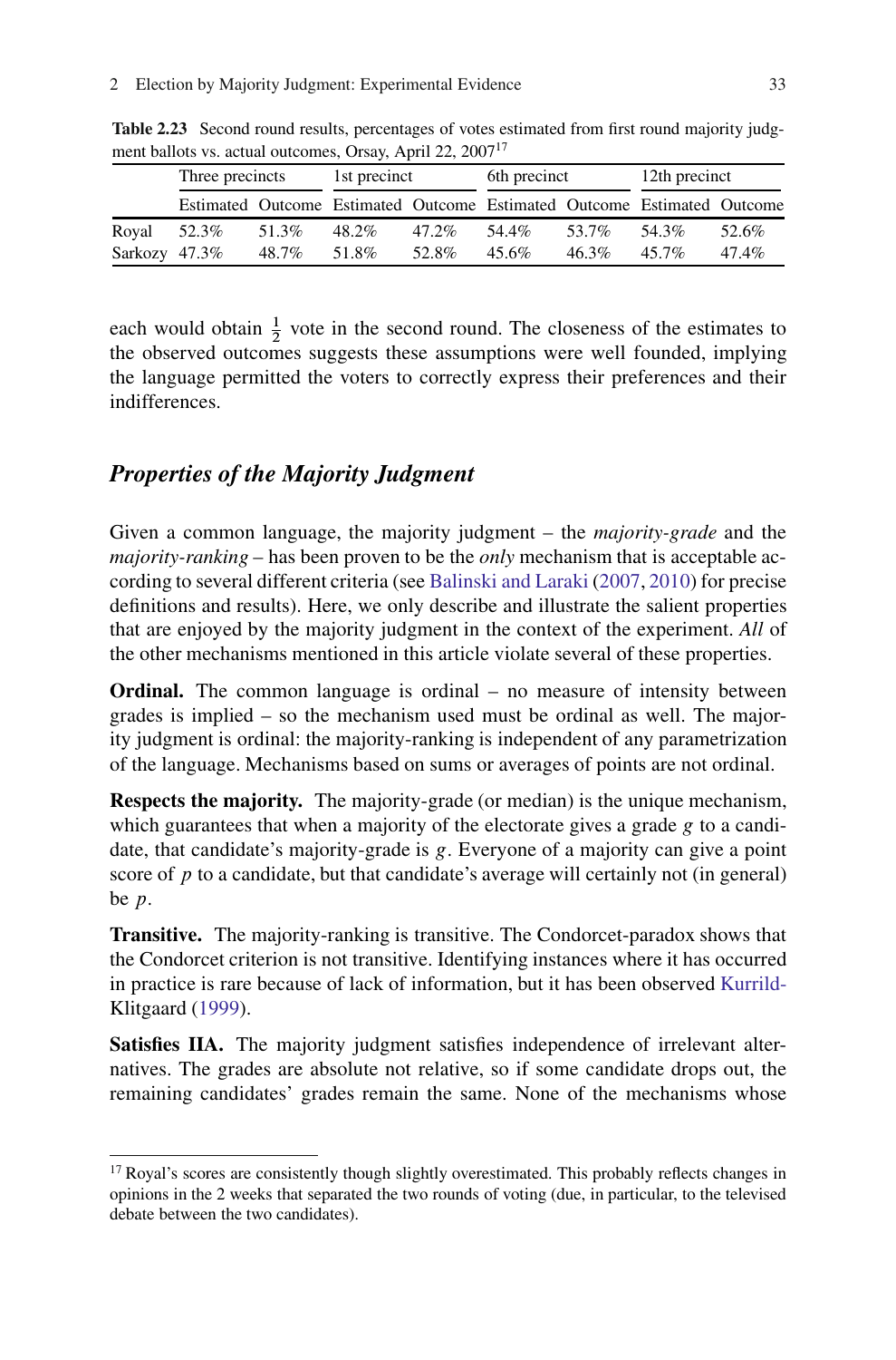**Table 2.23** Second round results, percentages of votes estimated from first round majority judgment ballots vs. actual outcomes, Orsay, April 22, 2007[17]

| | Three precincts | | 1st precinct | | 6th precinct | | 12th precinct | |
|---|---|---|---|---|---|---|---|---|
| | Estimated | Outcome | Estimated | Outcome | Estimated | Outcome | Estimated | Outcome |
| Royal | 52.3% | 51.3% | 48.2% | 47.2% | 54.4% | 53.7% | 54.3% | 52.6% |
| Sarkozy | 47.3% | 48.7% | 51.8% | 52.8% | 45.6% | 46.3% | 45.7% | 47.4% |

each would obtain $\frac{1}{2}$ vote in the second round. The closeness of the estimates to the observed outcomes suggests these assumptions were well founded, implying the language permitted the voters to correctly express their preferences and their indifferences.

## *Properties of the Majority Judgment*

Given a common language, the majority judgment – the *majority-grade* and the *majority-ranking* – has been proven to be the *only* mechanism that is acceptable according to several different criteria (see Balinski and Laraki (2007, 2010) for precise definitions and results). Here, we only describe and illustrate the salient properties that are enjoyed by the majority judgment in the context of the experiment. *All* of the other mechanisms mentioned in this article violate several of these properties.

**Ordinal.** The common language is ordinal – no measure of intensity between grades is implied – so the mechanism used must be ordinal as well. The majority judgment is ordinal: the majority-ranking is independent of any parametrization of the language. Mechanisms based on sums or averages of points are not ordinal.

**Respects the majority.** The majority-grade (or median) is the unique mechanism, which guarantees that when a majority of the electorate gives a grade $g$ to a candidate, that candidate's majority-grade is $g$. Everyone of a majority can give a point score of $p$ to a candidate, but that candidate's average will certainly not (in general) be $p$.

**Transitive.** The majority-ranking is transitive. The Condorcet-paradox shows that the Condorcet criterion is not transitive. Identifying instances where it has occurred in practice is rare because of lack of information, but it has been observed Kurrild-Klitgaard (1999).

**Satisfies IIA.** The majority judgment satisfies independence of irrelevant alternatives. The grades are absolute not relative, so if some candidate drops out, the remaining candidates' grades remain the same. None of the mechanisms whose

[17] Royal's scores are consistently though slightly overestimated. This probably reflects changes in opinions in the 2 weeks that separated the two rounds of voting (due, in particular, to the televised debate between the two candidates).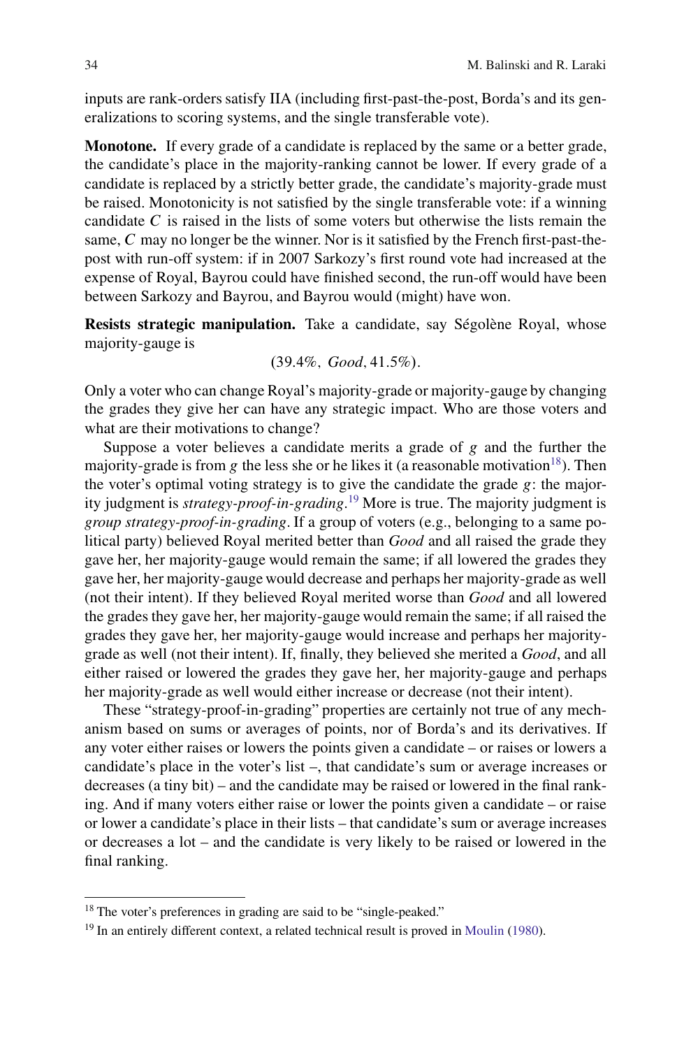inputs are rank-orders satisfy IIA (including first-past-the-post, Borda's and its generalizations to scoring systems, and the single transferable vote).

**Monotone.** If every grade of a candidate is replaced by the same or a better grade, the candidate's place in the majority-ranking cannot be lower. If every grade of a candidate is replaced by a strictly better grade, the candidate's majority-grade must be raised. Monotonicity is not satisfied by the single transferable vote: if a winning candidate $C$ is raised in the lists of some voters but otherwise the lists remain the same, $C$ may no longer be the winner. Nor is it satisfied by the French first-past-the-post with run-off system: if in 2007 Sarkozy's first round vote had increased at the expense of Royal, Bayrou could have finished second, the run-off would have been between Sarkozy and Bayrou, and Bayrou would (might) have won.

**Resists strategic manipulation.** Take a candidate, say Ségolène Royal, whose majority-gauge is

$$(39.4\%,\ \textit{Good}, 41.5\%).$$

Only a voter who can change Royal's majority-grade or majority-gauge by changing the grades they give her can have any strategic impact. Who are those voters and what are their motivations to change?

Suppose a voter believes a candidate merits a grade of $g$ and the further the majority-grade is from $g$ the less she or he likes it (a reasonable motivation[18]). Then the voter's optimal voting strategy is to give the candidate the grade $g$: the majority judgment is *strategy-proof-in-grading*.[19] More is true. The majority judgment is *group strategy-proof-in-grading*. If a group of voters (e.g., belonging to a same political party) believed Royal merited better than *Good* and all raised the grade they gave her, her majority-gauge would remain the same; if all lowered the grades they gave her, her majority-gauge would decrease and perhaps her majority-grade as well (not their intent). If they believed Royal merited worse than *Good* and all lowered the grades they gave her, her majority-gauge would remain the same; if all raised the grades they gave her, her majority-gauge would increase and perhaps her majority-grade as well (not their intent). If, finally, they believed she merited a *Good*, and all either raised or lowered the grades they gave her, her majority-gauge and perhaps her majority-grade as well would either increase or decrease (not their intent).

These "strategy-proof-in-grading" properties are certainly not true of any mechanism based on sums or averages of points, nor of Borda's and its derivatives. If any voter either raises or lowers the points given a candidate – or raises or lowers a candidate's place in the voter's list –, that candidate's sum or average increases or decreases (a tiny bit) – and the candidate may be raised or lowered in the final ranking. And if many voters either raise or lower the points given a candidate – or raise or lower a candidate's place in their lists – that candidate's sum or average increases or decreases a lot – and the candidate is very likely to be raised or lowered in the final ranking.

[18] The voter's preferences in grading are said to be "single-peaked."

[19] In an entirely different context, a related technical result is proved in Moulin (1980).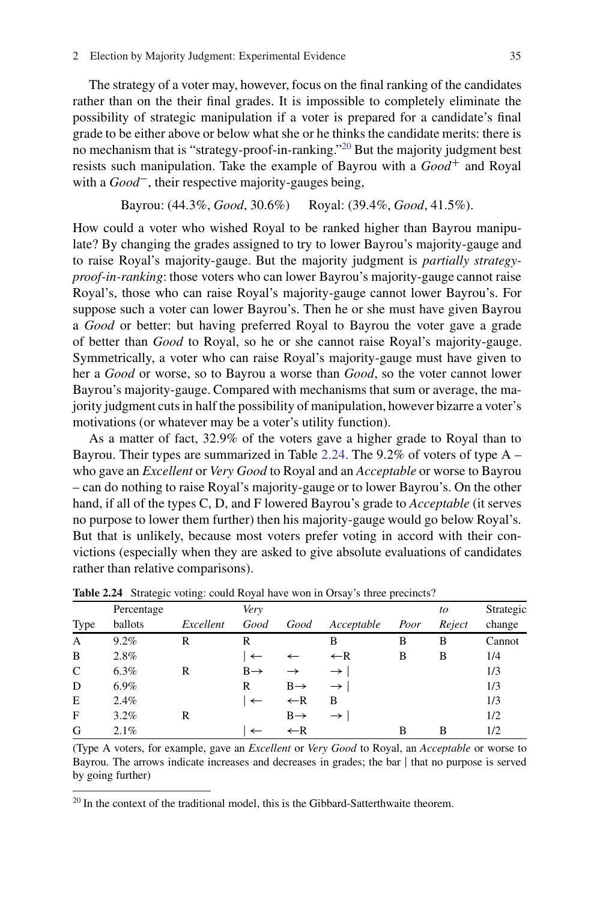The strategy of a voter may, however, focus on the final ranking of the candidates rather than on the their final grades. It is impossible to completely eliminate the possibility of strategic manipulation if a voter is prepared for a candidate's final grade to be either above or below what she or he thinks the candidate merits: there is no mechanism that is "strategy-proof-in-ranking."[20] But the majority judgment best resists such manipulation. Take the example of Bayrou with a *Good*$^+$ and Royal with a *Good*$^-$, their respective majority-gauges being,

Bayrou: (44.3%, *Good*, 30.6%)  Royal: (39.4%, *Good*, 41.5%).

How could a voter who wished Royal to be ranked higher than Bayrou manipulate? By changing the grades assigned to try to lower Bayrou's majority-gauge and to raise Royal's majority-gauge. But the majority judgment is *partially strategy-proof-in-ranking*: those voters who can lower Bayrou's majority-gauge cannot raise Royal's, those who can raise Royal's majority-gauge cannot lower Bayrou's. For suppose such a voter can lower Bayrou's. Then he or she must have given Bayrou a *Good* or better: but having preferred Royal to Bayrou the voter gave a grade of better than *Good* to Royal, so he or she cannot raise Royal's majority-gauge. Symmetrically, a voter who can raise Royal's majority-gauge must have given to her a *Good* or worse, so to Bayrou a worse than *Good*, so the voter cannot lower Bayrou's majority-gauge. Compared with mechanisms that sum or average, the majority judgment cuts in half the possibility of manipulation, however bizarre a voter's motivations (or whatever may be a voter's utility function).

As a matter of fact, 32.9% of the voters gave a higher grade to Royal than to Bayrou. Their types are summarized in Table 2.24. The 9.2% of voters of type A – who gave an *Excellent* or *Very Good* to Royal and an *Acceptable* or worse to Bayrou – can do nothing to raise Royal's majority-gauge or to lower Bayrou's. On the other hand, if all of the types C, D, and F lowered Bayrou's grade to *Acceptable* (it serves no purpose to lower them further) then his majority-gauge would go below Royal's. But that is unlikely, because most voters prefer voting in accord with their convictions (especially when they are asked to give absolute evaluations of candidates rather than relative comparisons).

**Table 2.24** Strategic voting: could Royal have won in Orsay's three precincts?

| Type | Percentage ballots | *Excellent* | *Very Good* | *Good* | *Acceptable* | *Poor* | *to Reject* | Strategic change |
|---|---|---|---|---|---|---|---|---|
| A | 9.2% | R | R | | B | B | B | Cannot |
| B | 2.8% | | \|← | ← | ←R | B | B | 1/4 |
| C | 6.3% | R | B→ | → | →\| | | | 1/3 |
| D | 6.9% | | R | B→ | →\| | | | 1/3 |
| E | 2.4% | | \|← | ←R | B | | | 1/3 |
| F | 3.2% | R | | B→ | →\| | | | 1/2 |
| G | 2.1% | | \|← | ←R | | B | B | 1/2 |

(Type A voters, for example, gave an *Excellent* or *Very Good* to Royal, an *Acceptable* or worse to Bayrou. The arrows indicate increases and decreases in grades; the bar | that no purpose is served by going further)

[20] In the context of the traditional model, this is the Gibbard-Satterthwaite theorem.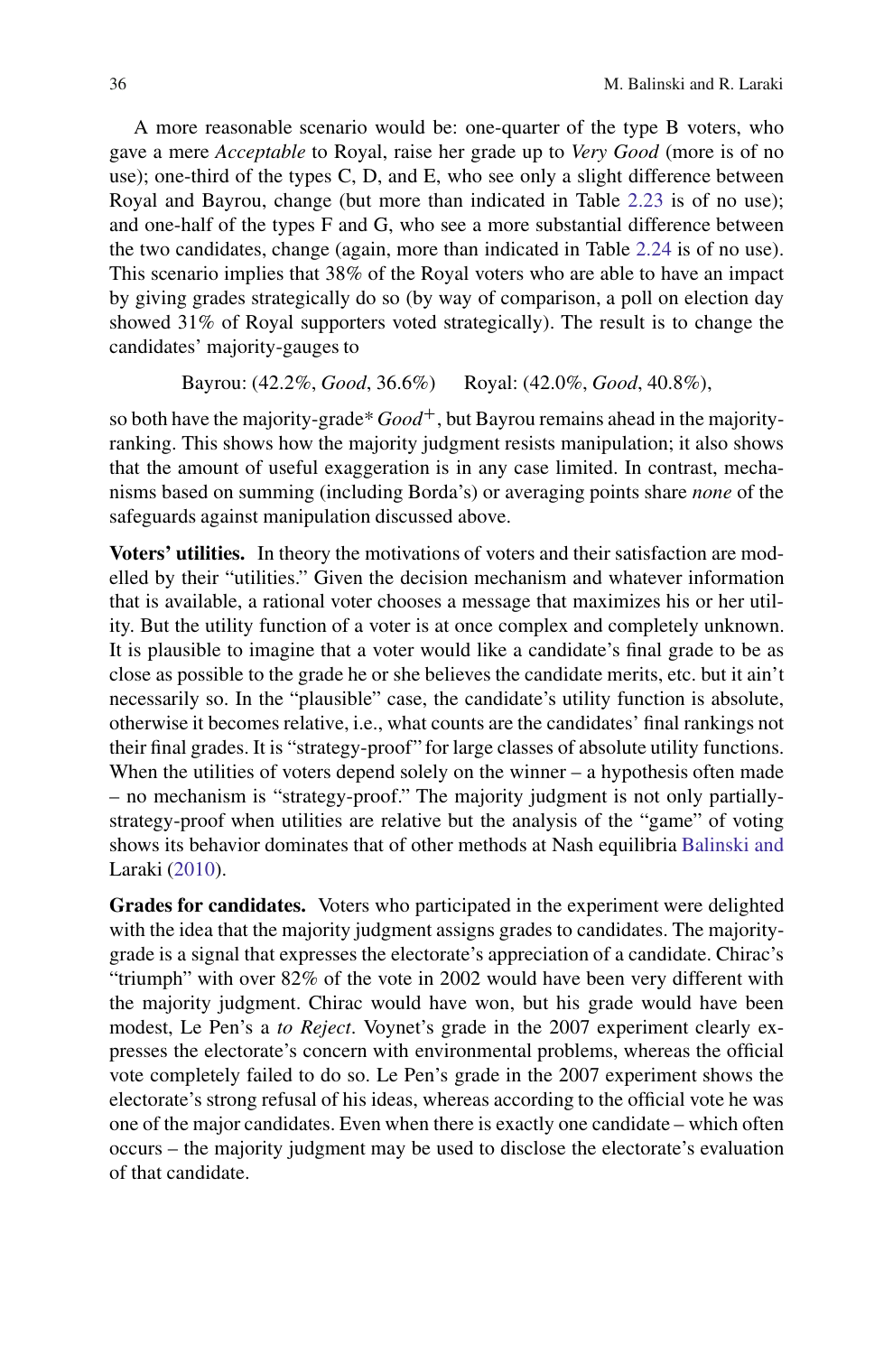A more reasonable scenario would be: one-quarter of the type B voters, who gave a mere *Acceptable* to Royal, raise her grade up to *Very Good* (more is of no use); one-third of the types C, D, and E, who see only a slight difference between Royal and Bayrou, change (but more than indicated in Table 2.23 is of no use); and one-half of the types F and G, who see a more substantial difference between the two candidates, change (again, more than indicated in Table 2.24 is of no use). This scenario implies that 38% of the Royal voters who are able to have an impact by giving grades strategically do so (by way of comparison, a poll on election day showed 31% of Royal supporters voted strategically). The result is to change the candidates' majority-gauges to

Bayrou: (42.2%, *Good*, 36.6%)      Royal: (42.0%, *Good*, 40.8%),

so both have the majority-grade* $Good^{+}$, but Bayrou remains ahead in the majority-ranking. This shows how the majority judgment resists manipulation; it also shows that the amount of useful exaggeration is in any case limited. In contrast, mechanisms based on summing (including Borda's) or averaging points share *none* of the safeguards against manipulation discussed above.

**Voters' utilities.** In theory the motivations of voters and their satisfaction are modelled by their "utilities." Given the decision mechanism and whatever information that is available, a rational voter chooses a message that maximizes his or her utility. But the utility function of a voter is at once complex and completely unknown. It is plausible to imagine that a voter would like a candidate's final grade to be as close as possible to the grade he or she believes the candidate merits, etc. but it ain't necessarily so. In the "plausible" case, the candidate's utility function is absolute, otherwise it becomes relative, i.e., what counts are the candidates' final rankings not their final grades. It is "strategy-proof" for large classes of absolute utility functions. When the utilities of voters depend solely on the winner – a hypothesis often made – no mechanism is "strategy-proof." The majority judgment is not only partially-strategy-proof when utilities are relative but the analysis of the "game" of voting shows its behavior dominates that of other methods at Nash equilibria Balinski and Laraki (2010).

**Grades for candidates.** Voters who participated in the experiment were delighted with the idea that the majority judgment assigns grades to candidates. The majority-grade is a signal that expresses the electorate's appreciation of a candidate. Chirac's "triumph" with over 82% of the vote in 2002 would have been very different with the majority judgment. Chirac would have won, but his grade would have been modest, Le Pen's a *to Reject*. Voynet's grade in the 2007 experiment clearly expresses the electorate's concern with environmental problems, whereas the official vote completely failed to do so. Le Pen's grade in the 2007 experiment shows the electorate's strong refusal of his ideas, whereas according to the official vote he was one of the major candidates. Even when there is exactly one candidate – which often occurs – the majority judgment may be used to disclose the electorate's evaluation of that candidate.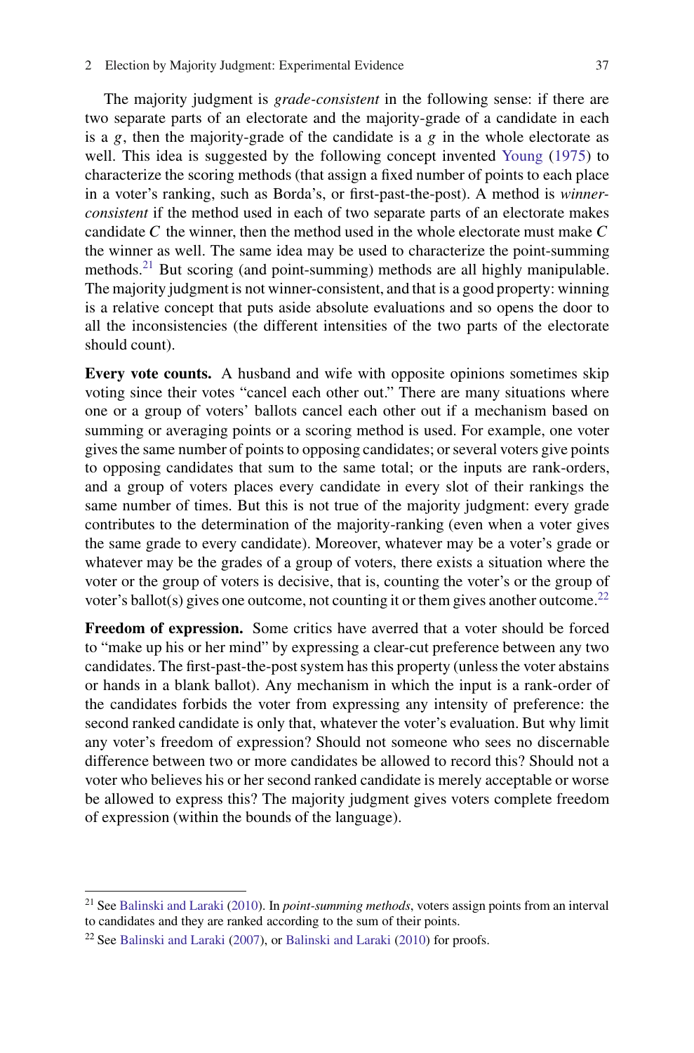The majority judgment is *grade-consistent* in the following sense: if there are two separate parts of an electorate and the majority-grade of a candidate in each is a $g$, then the majority-grade of the candidate is a $g$ in the whole electorate as well. This idea is suggested by the following concept invented Young (1975) to characterize the scoring methods (that assign a fixed number of points to each place in a voter's ranking, such as Borda's, or first-past-the-post). A method is *winner-consistent* if the method used in each of two separate parts of an electorate makes candidate $C$ the winner, then the method used in the whole electorate must make $C$ the winner as well. The same idea may be used to characterize the point-summing methods.[21] But scoring (and point-summing) methods are all highly manipulable. The majority judgment is not winner-consistent, and that is a good property: winning is a relative concept that puts aside absolute evaluations and so opens the door to all the inconsistencies (the different intensities of the two parts of the electorate should count).

**Every vote counts.** A husband and wife with opposite opinions sometimes skip voting since their votes "cancel each other out." There are many situations where one or a group of voters' ballots cancel each other out if a mechanism based on summing or averaging points or a scoring method is used. For example, one voter gives the same number of points to opposing candidates; or several voters give points to opposing candidates that sum to the same total; or the inputs are rank-orders, and a group of voters places every candidate in every slot of their rankings the same number of times. But this is not true of the majority judgment: every grade contributes to the determination of the majority-ranking (even when a voter gives the same grade to every candidate). Moreover, whatever may be a voter's grade or whatever may be the grades of a group of voters, there exists a situation where the voter or the group of voters is decisive, that is, counting the voter's or the group of voter's ballot(s) gives one outcome, not counting it or them gives another outcome.[22]

**Freedom of expression.** Some critics have averred that a voter should be forced to "make up his or her mind" by expressing a clear-cut preference between any two candidates. The first-past-the-post system has this property (unless the voter abstains or hands in a blank ballot). Any mechanism in which the input is a rank-order of the candidates forbids the voter from expressing any intensity of preference: the second ranked candidate is only that, whatever the voter's evaluation. But why limit any voter's freedom of expression? Should not someone who sees no discernable difference between two or more candidates be allowed to record this? Should not a voter who believes his or her second ranked candidate is merely acceptable or worse be allowed to express this? The majority judgment gives voters complete freedom of expression (within the bounds of the language).

---

[21] See Balinski and Laraki (2010). In *point-summing methods*, voters assign points from an interval to candidates and they are ranked according to the sum of their points.

[22] See Balinski and Laraki (2007), or Balinski and Laraki (2010) for proofs.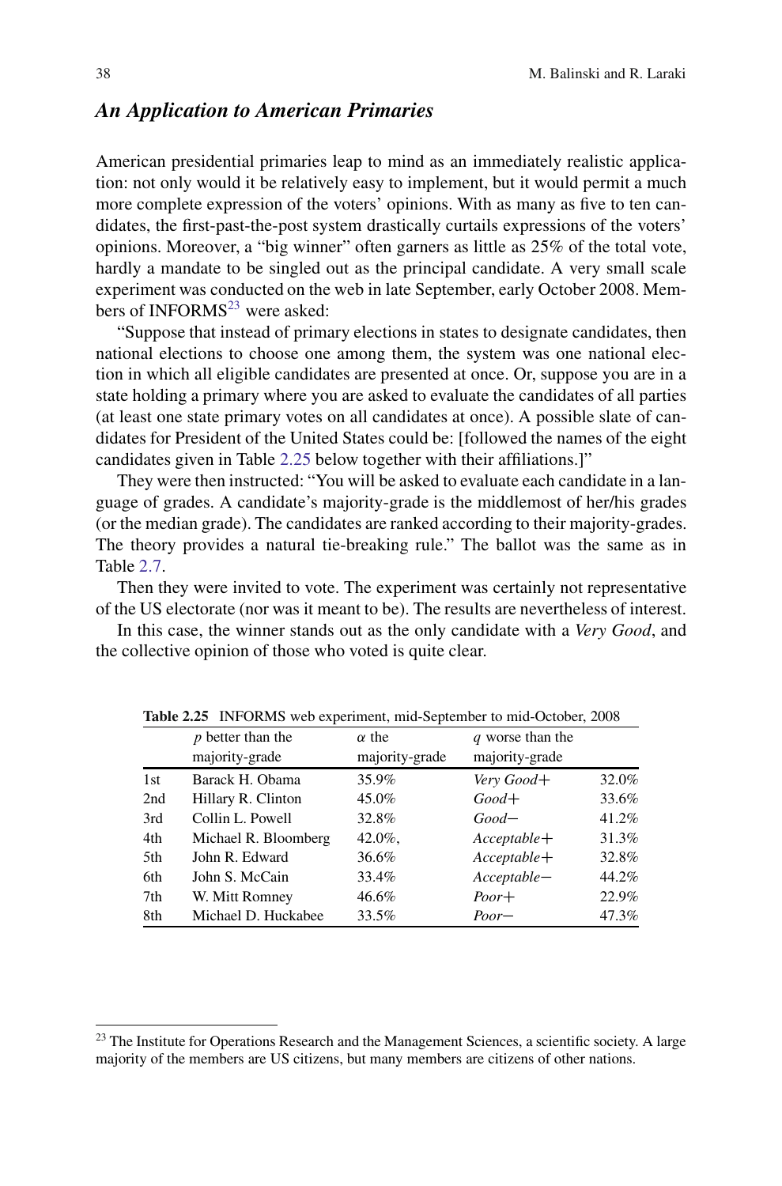### *An Application to American Primaries*

American presidential primaries leap to mind as an immediately realistic application: not only would it be relatively easy to implement, but it would permit a much more complete expression of the voters' opinions. With as many as five to ten candidates, the first-past-the-post system drastically curtails expressions of the voters' opinions. Moreover, a "big winner" often garners as little as 25% of the total vote, hardly a mandate to be singled out as the principal candidate. A very small scale experiment was conducted on the web in late September, early October 2008. Members of INFORMS[23] were asked:

"Suppose that instead of primary elections in states to designate candidates, then national elections to choose one among them, the system was one national election in which all eligible candidates are presented at once. Or, suppose you are in a state holding a primary where you are asked to evaluate the candidates of all parties (at least one state primary votes on all candidates at once). A possible slate of candidates for President of the United States could be: [followed the names of the eight candidates given in Table 2.25 below together with their affiliations.]"

They were then instructed: "You will be asked to evaluate each candidate in a language of grades. A candidate's majority-grade is the middlemost of her/his grades (or the median grade). The candidates are ranked according to their majority-grades. The theory provides a natural tie-breaking rule." The ballot was the same as in Table 2.7.

Then they were invited to vote. The experiment was certainly not representative of the US electorate (nor was it meant to be). The results are nevertheless of interest.

In this case, the winner stands out as the only candidate with a *Very Good*, and the collective opinion of those who voted is quite clear.

**Table 2.25** INFORMS web experiment, mid-September to mid-October, 2008

| | $p$ better than the majority-grade | | $\alpha$ the majority-grade | $q$ worse than the majority-grade |
|---|---|---|---|---|
| 1st | Barack H. Obama | 35.9% | *Very Good+* | 32.0% |
| 2nd | Hillary R. Clinton | 45.0% | *Good+* | 33.6% |
| 3rd | Collin L. Powell | 32.8% | *Good−* | 41.2% |
| 4th | Michael R. Bloomberg | 42.0%, | *Acceptable+* | 31.3% |
| 5th | John R. Edward | 36.6% | *Acceptable+* | 32.8% |
| 6th | John S. McCain | 33.4% | *Acceptable−* | 44.2% |
| 7th | W. Mitt Romney | 46.6% | *Poor+* | 22.9% |
| 8th | Michael D. Huckabee | 33.5% | *Poor−* | 47.3% |

[23] The Institute for Operations Research and the Management Sciences, a scientific society. A large majority of the members are US citizens, but many members are citizens of other nations.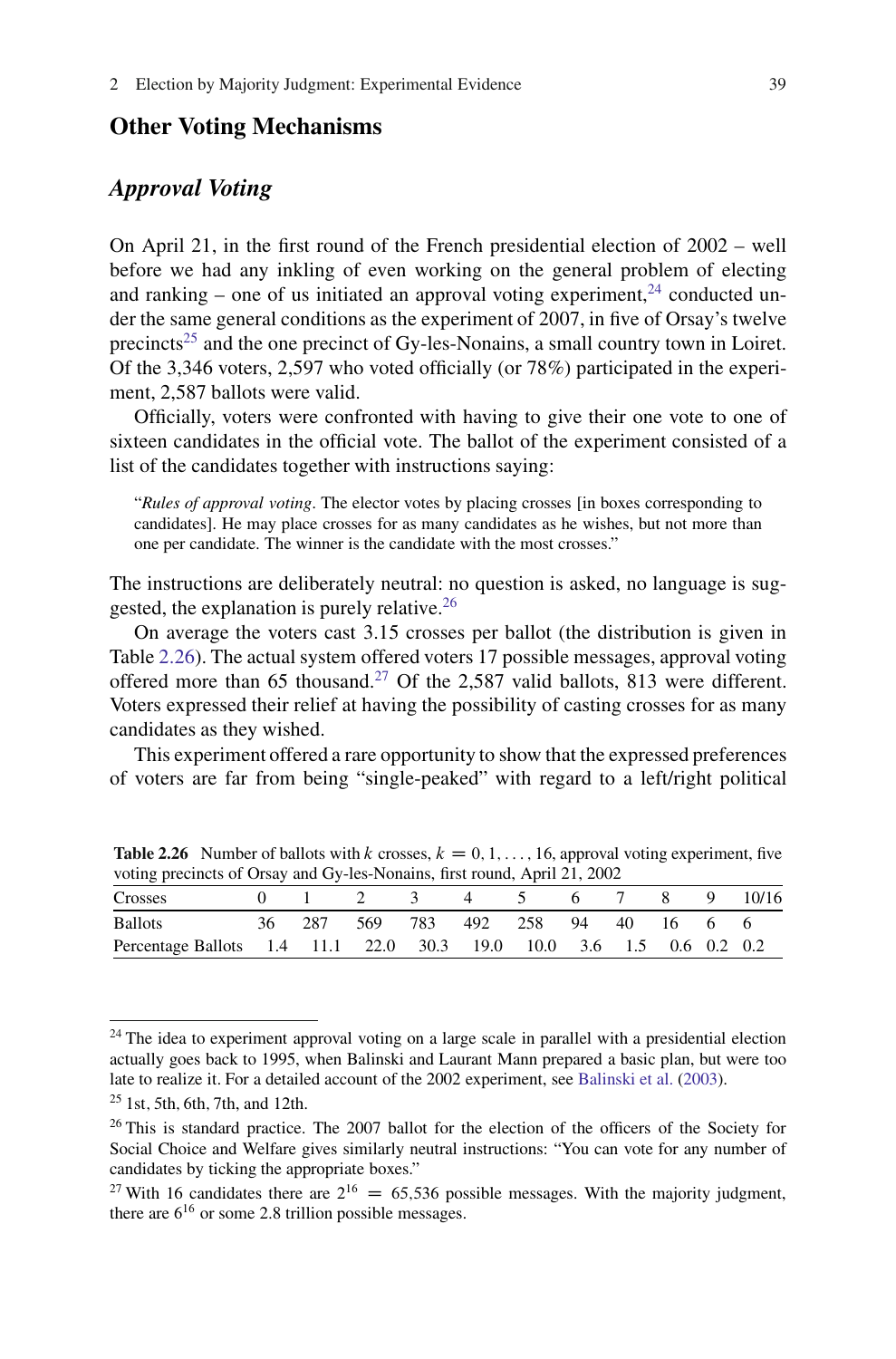## Other Voting Mechanisms

### *Approval Voting*

On April 21, in the first round of the French presidential election of 2002 – well before we had any inkling of even working on the general problem of electing and ranking – one of us initiated an approval voting experiment,[24] conducted under the same general conditions as the experiment of 2007, in five of Orsay's twelve precincts[25] and the one precinct of Gy-les-Nonains, a small country town in Loiret. Of the 3,346 voters, 2,597 who voted officially (or 78%) participated in the experiment, 2,587 ballots were valid.

Officially, voters were confronted with having to give their one vote to one of sixteen candidates in the official vote. The ballot of the experiment consisted of a list of the candidates together with instructions saying:

> "*Rules of approval voting*. The elector votes by placing crosses [in boxes corresponding to candidates]. He may place crosses for as many candidates as he wishes, but not more than one per candidate. The winner is the candidate with the most crosses."

The instructions are deliberately neutral: no question is asked, no language is suggested, the explanation is purely relative.[26]

On average the voters cast 3.15 crosses per ballot (the distribution is given in Table 2.26). The actual system offered voters 17 possible messages, approval voting offered more than 65 thousand.[27] Of the 2,587 valid ballots, 813 were different. Voters expressed their relief at having the possibility of casting crosses for as many candidates as they wished.

This experiment offered a rare opportunity to show that the expressed preferences of voters are far from being "single-peaked" with regard to a left/right political

**Table 2.26** Number of ballots with $k$ crosses, $k = 0, 1, \ldots, 16$, approval voting experiment, five voting precincts of Orsay and Gy-les-Nonains, first round, April 21, 2002

| Crosses | 0 | 1 | 2 | 3 | 4 | 5 | 6 | 7 | 8 | 9 | 10/16 |
|---|---|---|---|---|---|---|---|---|---|---|---|
| Ballots | 36 | 287 | 569 | 783 | 492 | 258 | 94 | 40 | 16 | 6 | 6 |
| Percentage Ballots | 1.4 | 11.1 | 22.0 | 30.3 | 19.0 | 10.0 | 3.6 | 1.5 | 0.6 | 0.2 | 0.2 |

[24] The idea to experiment approval voting on a large scale in parallel with a presidential election actually goes back to 1995, when Balinski and Laurant Mann prepared a basic plan, but were too late to realize it. For a detailed account of the 2002 experiment, see Balinski et al. (2003).

[25] 1st, 5th, 6th, 7th, and 12th.

[26] This is standard practice. The 2007 ballot for the election of the officers of the Society for Social Choice and Welfare gives similarly neutral instructions: "You can vote for any number of candidates by ticking the appropriate boxes."

[27] With 16 candidates there are $2^{16} = 65{,}536$ possible messages. With the majority judgment, there are $6^{16}$ or some 2.8 trillion possible messages.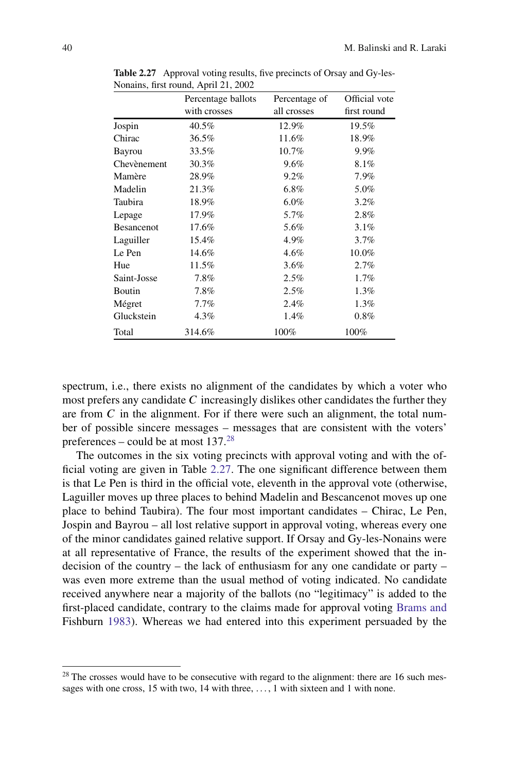**Table 2.27** Approval voting results, five precincts of Orsay and Gy-les-Nonains, first round, April 21, 2002

| | Percentage ballots with crosses | Percentage of all crosses | Official vote first round |
|---|---|---|---|
| Jospin | 40.5% | 12.9% | 19.5% |
| Chirac | 36.5% | 11.6% | 18.9% |
| Bayrou | 33.5% | 10.7% | 9.9% |
| Chevènement | 30.3% | 9.6% | 8.1% |
| Mamère | 28.9% | 9.2% | 7.9% |
| Madelin | 21.3% | 6.8% | 5.0% |
| Taubira | 18.9% | 6.0% | 3.2% |
| Lepage | 17.9% | 5.7% | 2.8% |
| Besancenot | 17.6% | 5.6% | 3.1% |
| Laguiller | 15.4% | 4.9% | 3.7% |
| Le Pen | 14.6% | 4.6% | 10.0% |
| Hue | 11.5% | 3.6% | 2.7% |
| Saint-Josse | 7.8% | 2.5% | 1.7% |
| Boutin | 7.8% | 2.5% | 1.3% |
| Mégret | 7.7% | 2.4% | 1.3% |
| Gluckstein | 4.3% | 1.4% | 0.8% |
| Total | 314.6% | 100% | 100% |

spectrum, i.e., there exists no alignment of the candidates by which a voter who most prefers any candidate $C$ increasingly dislikes other candidates the further they are from $C$ in the alignment. For if there were such an alignment, the total number of possible sincere messages – messages that are consistent with the voters' preferences – could be at most 137.[28]

The outcomes in the six voting precincts with approval voting and with the official voting are given in Table 2.27. The one significant difference between them is that Le Pen is third in the official vote, eleventh in the approval vote (otherwise, Laguiller moves up three places to behind Madelin and Bescancenot moves up one place to behind Taubira). The four most important candidates – Chirac, Le Pen, Jospin and Bayrou – all lost relative support in approval voting, whereas every one of the minor candidates gained relative support. If Orsay and Gy-les-Nonains were at all representative of France, the results of the experiment showed that the indecision of the country – the lack of enthusiasm for any one candidate or party – was even more extreme than the usual method of voting indicated. No candidate received anywhere near a majority of the ballots (no "legitimacy" is added to the first-placed candidate, contrary to the claims made for approval voting Brams and Fishburn 1983). Whereas we had entered into this experiment persuaded by the

[28] The crosses would have to be consecutive with regard to the alignment: there are 16 such messages with one cross, 15 with two, 14 with three, ..., 1 with sixteen and 1 with none.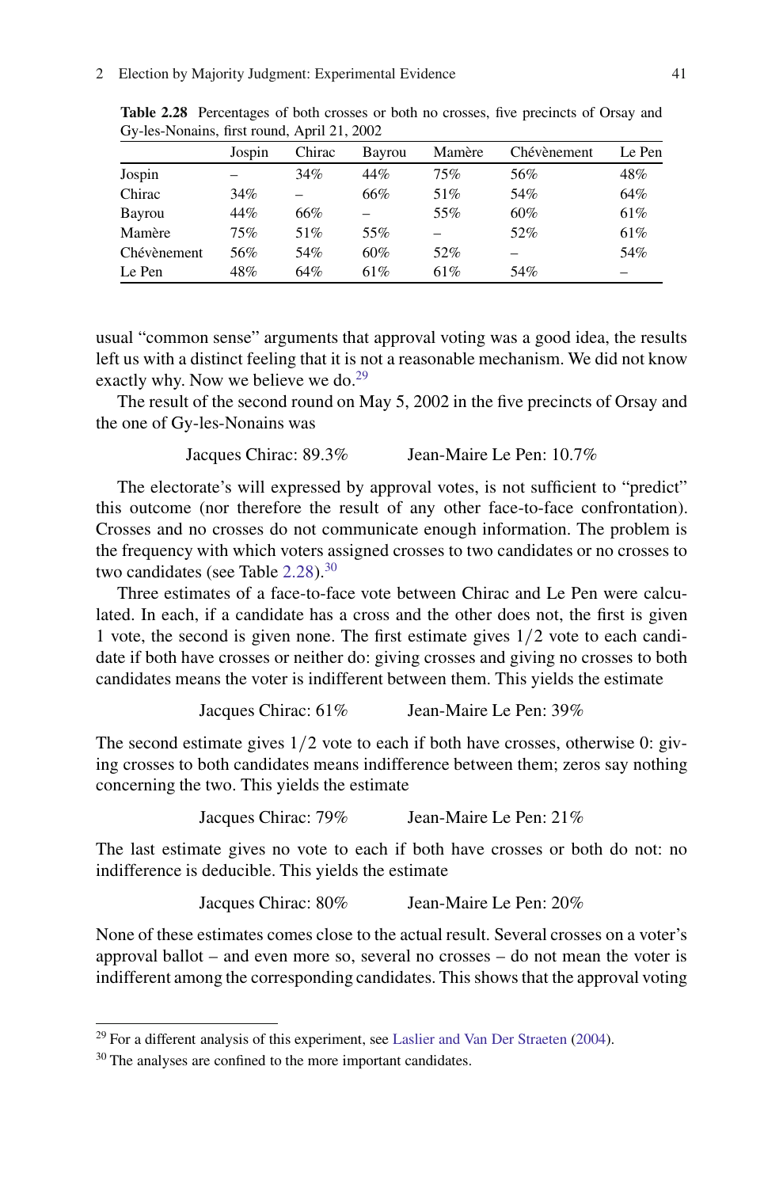**Table 2.28** Percentages of both crosses or both no crosses, five precincts of Orsay and Gy-les-Nonains, first round, April 21, 2002

| | Jospin | Chirac | Bayrou | Mamère | Chévènement | Le Pen |
|---|---|---|---|---|---|---|
| Jospin | – | 34% | 44% | 75% | 56% | 48% |
| Chirac | 34% | – | 66% | 51% | 54% | 64% |
| Bayrou | 44% | 66% | – | 55% | 60% | 61% |
| Mamère | 75% | 51% | 55% | – | 52% | 61% |
| Chévènement | 56% | 54% | 60% | 52% | – | 54% |
| Le Pen | 48% | 64% | 61% | 61% | 54% | – |

usual "common sense" arguments that approval voting was a good idea, the results left us with a distinct feeling that it is not a reasonable mechanism. We did not know exactly why. Now we believe we do.[29]

The result of the second round on May 5, 2002 in the five precincts of Orsay and the one of Gy-les-Nonains was

Jacques Chirac: 89.3% Jean-Maire Le Pen: 10.7%

The electorate's will expressed by approval votes, is not sufficient to "predict" this outcome (nor therefore the result of any other face-to-face confrontation). Crosses and no crosses do not communicate enough information. The problem is the frequency with which voters assigned crosses to two candidates or no crosses to two candidates (see Table 2.28).[30]

Three estimates of a face-to-face vote between Chirac and Le Pen were calculated. In each, if a candidate has a cross and the other does not, the first is given 1 vote, the second is given none. The first estimate gives $1/2$ vote to each candidate if both have crosses or neither do: giving crosses and giving no crosses to both candidates means the voter is indifferent between them. This yields the estimate

Jacques Chirac: 61% Jean-Maire Le Pen: 39%

The second estimate gives $1/2$ vote to each if both have crosses, otherwise 0: giving crosses to both candidates means indifference between them; zeros say nothing concerning the two. This yields the estimate

Jacques Chirac: 79% Jean-Maire Le Pen: 21%

The last estimate gives no vote to each if both have crosses or both do not: no indifference is deducible. This yields the estimate

Jacques Chirac: 80% Jean-Maire Le Pen: 20%

None of these estimates comes close to the actual result. Several crosses on a voter's approval ballot – and even more so, several no crosses – do not mean the voter is indifferent among the corresponding candidates. This shows that the approval voting

[29] For a different analysis of this experiment, see Laslier and Van Der Straeten (2004).

[30] The analyses are confined to the more important candidates.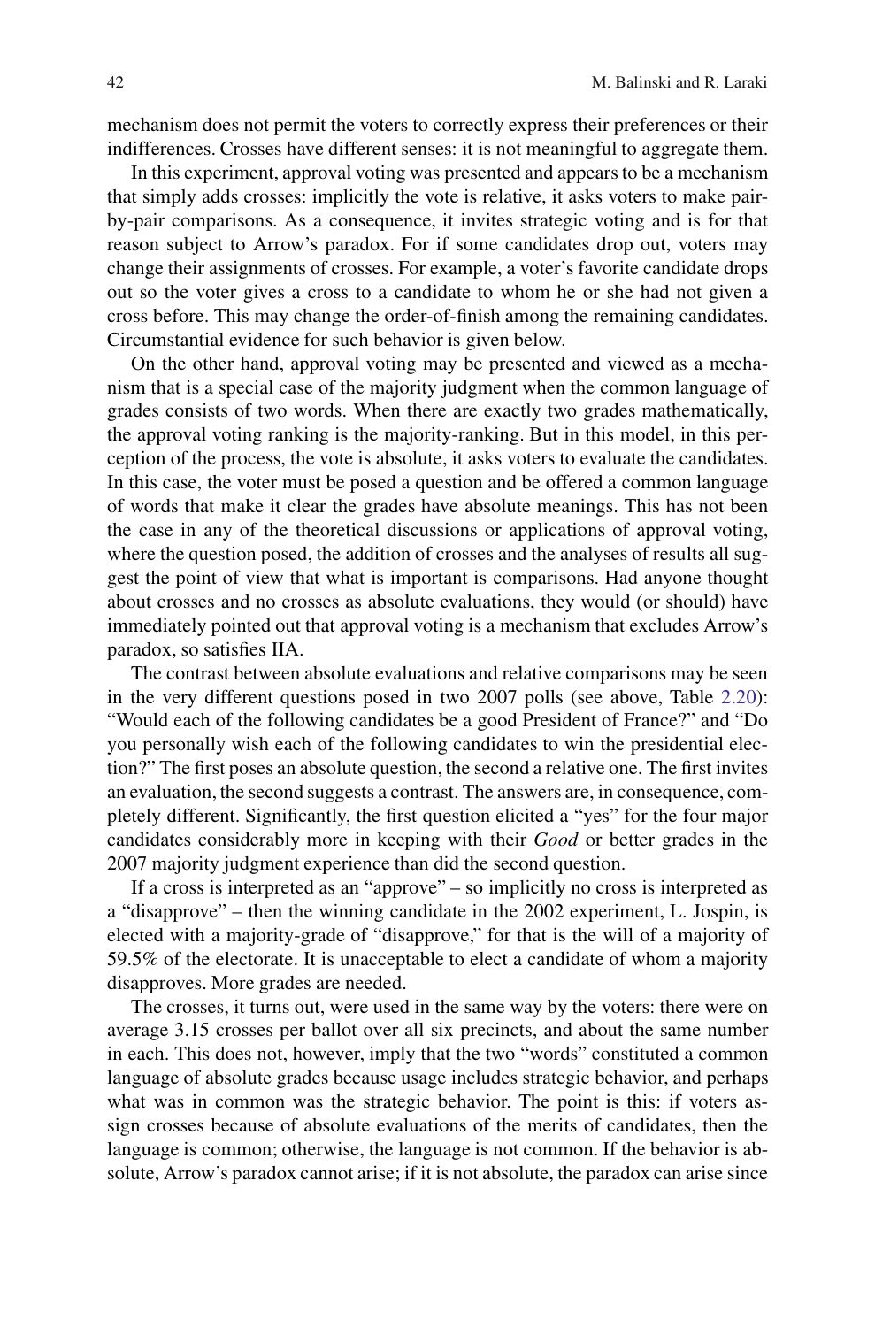mechanism does not permit the voters to correctly express their preferences or their indifferences. Crosses have different senses: it is not meaningful to aggregate them.

In this experiment, approval voting was presented and appears to be a mechanism that simply adds crosses: implicitly the vote is relative, it asks voters to make pair-by-pair comparisons. As a consequence, it invites strategic voting and is for that reason subject to Arrow's paradox. For if some candidates drop out, voters may change their assignments of crosses. For example, a voter's favorite candidate drops out so the voter gives a cross to a candidate to whom he or she had not given a cross before. This may change the order-of-finish among the remaining candidates. Circumstantial evidence for such behavior is given below.

On the other hand, approval voting may be presented and viewed as a mechanism that is a special case of the majority judgment when the common language of grades consists of two words. When there are exactly two grades mathematically, the approval voting ranking is the majority-ranking. But in this model, in this perception of the process, the vote is absolute, it asks voters to evaluate the candidates. In this case, the voter must be posed a question and be offered a common language of words that make it clear the grades have absolute meanings. This has not been the case in any of the theoretical discussions or applications of approval voting, where the question posed, the addition of crosses and the analyses of results all suggest the point of view that what is important is comparisons. Had anyone thought about crosses and no crosses as absolute evaluations, they would (or should) have immediately pointed out that approval voting is a mechanism that excludes Arrow's paradox, so satisfies IIA.

The contrast between absolute evaluations and relative comparisons may be seen in the very different questions posed in two 2007 polls (see above, Table 2.20): "Would each of the following candidates be a good President of France?" and "Do you personally wish each of the following candidates to win the presidential election?" The first poses an absolute question, the second a relative one. The first invites an evaluation, the second suggests a contrast. The answers are, in consequence, completely different. Significantly, the first question elicited a "yes" for the four major candidates considerably more in keeping with their *Good* or better grades in the 2007 majority judgment experience than did the second question.

If a cross is interpreted as an "approve" – so implicitly no cross is interpreted as a "disapprove" – then the winning candidate in the 2002 experiment, L. Jospin, is elected with a majority-grade of "disapprove," for that is the will of a majority of 59.5% of the electorate. It is unacceptable to elect a candidate of whom a majority disapproves. More grades are needed.

The crosses, it turns out, were used in the same way by the voters: there were on average 3.15 crosses per ballot over all six precincts, and about the same number in each. This does not, however, imply that the two "words" constituted a common language of absolute grades because usage includes strategic behavior, and perhaps what was in common was the strategic behavior. The point is this: if voters assign crosses because of absolute evaluations of the merits of candidates, then the language is common; otherwise, the language is not common. If the behavior is absolute, Arrow's paradox cannot arise; if it is not absolute, the paradox can arise since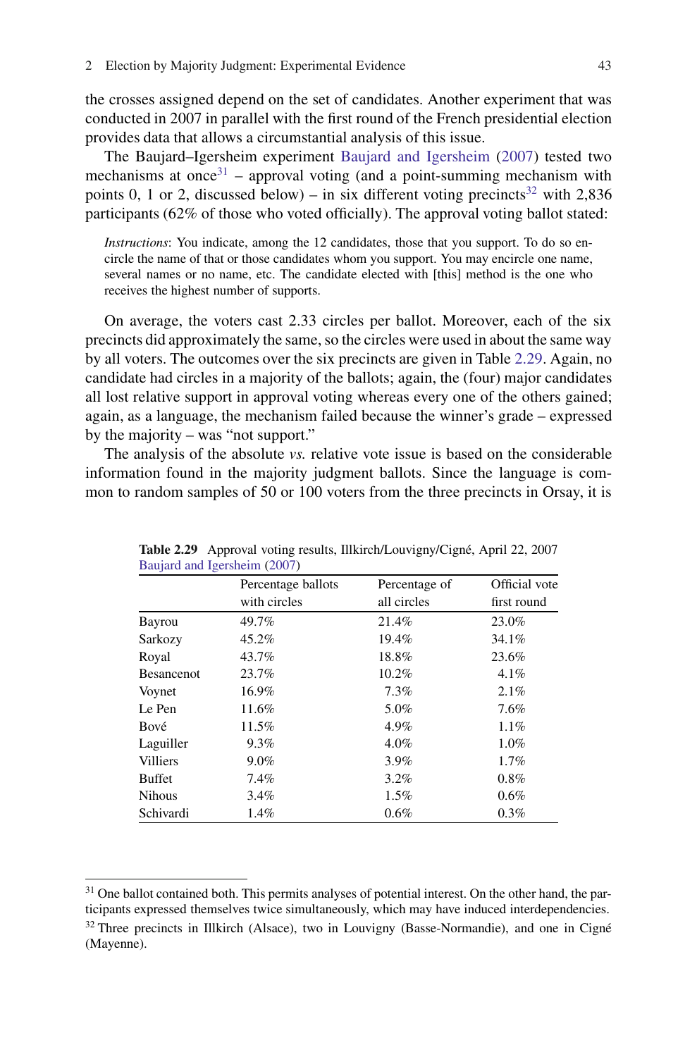the crosses assigned depend on the set of candidates. Another experiment that was conducted in 2007 in parallel with the first round of the French presidential election provides data that allows a circumstantial analysis of this issue.

The Baujard–Igersheim experiment Baujard and Igersheim (2007) tested two mechanisms at once[31] – approval voting (and a point-summing mechanism with points 0, 1 or 2, discussed below) – in six different voting precincts[32] with 2,836 participants (62% of those who voted officially). The approval voting ballot stated:

> *Instructions*: You indicate, among the 12 candidates, those that you support. To do so encircle the name of that or those candidates whom you support. You may encircle one name, several names or no name, etc. The candidate elected with [this] method is the one who receives the highest number of supports.

On average, the voters cast 2.33 circles per ballot. Moreover, each of the six precincts did approximately the same, so the circles were used in about the same way by all voters. The outcomes over the six precincts are given in Table 2.29. Again, no candidate had circles in a majority of the ballots; again, the (four) major candidates all lost relative support in approval voting whereas every one of the others gained; again, as a language, the mechanism failed because the winner's grade – expressed by the majority – was "not support."

The analysis of the absolute *vs.* relative vote issue is based on the considerable information found in the majority judgment ballots. Since the language is common to random samples of 50 or 100 voters from the three precincts in Orsay, it is

**Table 2.29** Approval voting results, Illkirch/Louvigny/Cigné, April 22, 2007 Baujard and Igersheim (2007)

| | Percentage ballots with circles | Percentage of all circles | Official vote first round |
|---|---|---|---|
| Bayrou | 49.7% | 21.4% | 23.0% |
| Sarkozy | 45.2% | 19.4% | 34.1% |
| Royal | 43.7% | 18.8% | 23.6% |
| Besancenot | 23.7% | 10.2% | 4.1% |
| Voynet | 16.9% | 7.3% | 2.1% |
| Le Pen | 11.6% | 5.0% | 7.6% |
| Bové | 11.5% | 4.9% | 1.1% |
| Laguiller | 9.3% | 4.0% | 1.0% |
| Villiers | 9.0% | 3.9% | 1.7% |
| Buffet | 7.4% | 3.2% | 0.8% |
| Nihous | 3.4% | 1.5% | 0.6% |
| Schivardi | 1.4% | 0.6% | 0.3% |

---

[31] One ballot contained both. This permits analyses of potential interest. On the other hand, the participants expressed themselves twice simultaneously, which may have induced interdependencies.

[32] Three precincts in Illkirch (Alsace), two in Louvigny (Basse-Normandie), and one in Cigné (Mayenne).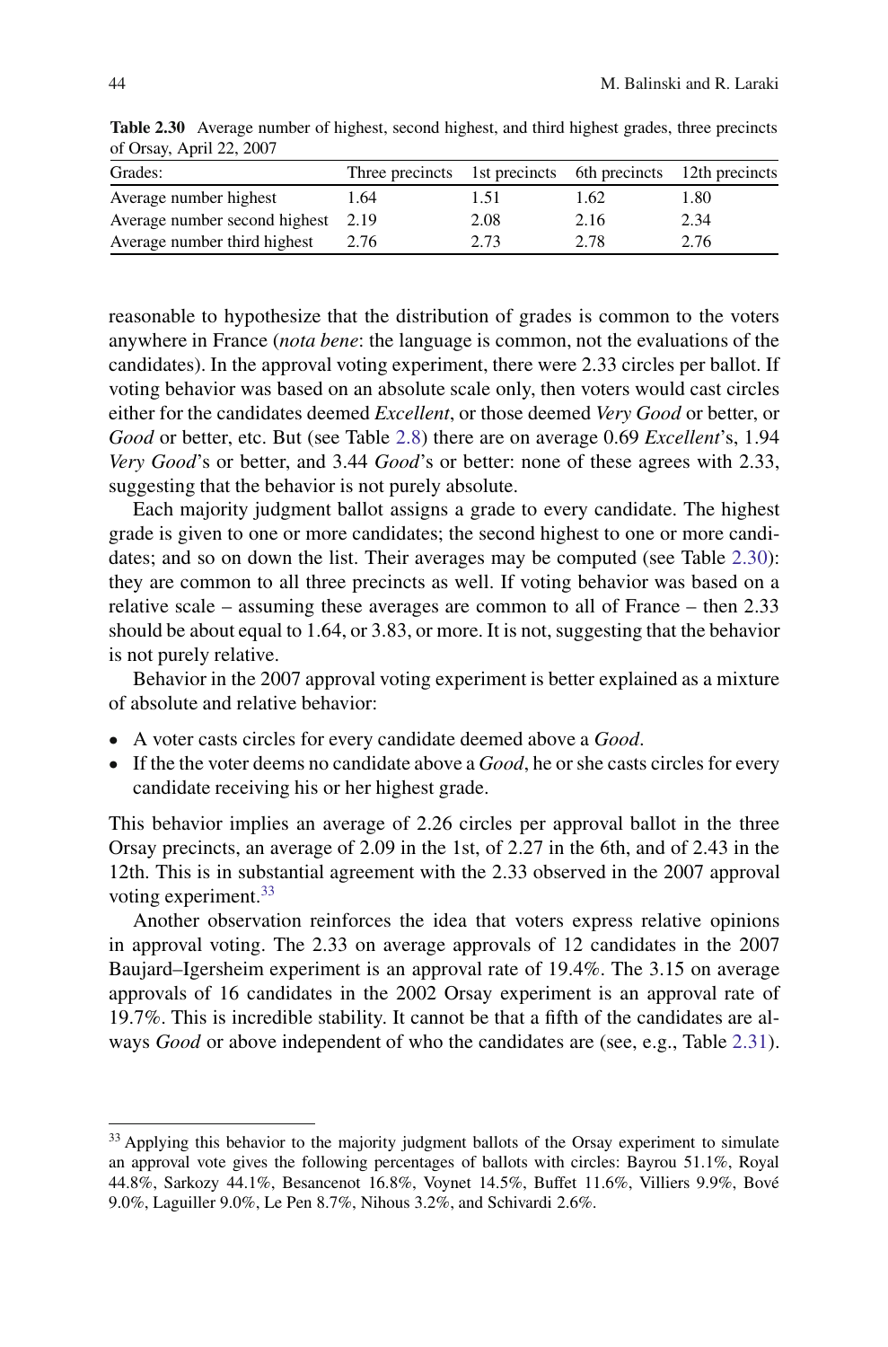**Table 2.30** Average number of highest, second highest, and third highest grades, three precincts of Orsay, April 22, 2007

| Grades: | Three precincts | 1st precincts | 6th precincts | 12th precincts |
|---|---|---|---|---|
| Average number highest | 1.64 | 1.51 | 1.62 | 1.80 |
| Average number second highest | 2.19 | 2.08 | 2.16 | 2.34 |
| Average number third highest | 2.76 | 2.73 | 2.78 | 2.76 |

reasonable to hypothesize that the distribution of grades is common to the voters anywhere in France (*nota bene*: the language is common, not the evaluations of the candidates). In the approval voting experiment, there were 2.33 circles per ballot. If voting behavior was based on an absolute scale only, then voters would cast circles either for the candidates deemed *Excellent*, or those deemed *Very Good* or better, or *Good* or better, etc. But (see Table 2.8) there are on average 0.69 *Excellent*'s, 1.94 *Very Good*'s or better, and 3.44 *Good*'s or better: none of these agrees with 2.33, suggesting that the behavior is not purely absolute.

Each majority judgment ballot assigns a grade to every candidate. The highest grade is given to one or more candidates; the second highest to one or more candidates; and so on down the list. Their averages may be computed (see Table 2.30): they are common to all three precincts as well. If voting behavior was based on a relative scale – assuming these averages are common to all of France – then 2.33 should be about equal to 1.64, or 3.83, or more. It is not, suggesting that the behavior is not purely relative.

Behavior in the 2007 approval voting experiment is better explained as a mixture of absolute and relative behavior:

- A voter casts circles for every candidate deemed above a *Good*.
- If the the voter deems no candidate above a *Good*, he or she casts circles for every candidate receiving his or her highest grade.

This behavior implies an average of 2.26 circles per approval ballot in the three Orsay precincts, an average of 2.09 in the 1st, of 2.27 in the 6th, and of 2.43 in the 12th. This is in substantial agreement with the 2.33 observed in the 2007 approval voting experiment.[33]

Another observation reinforces the idea that voters express relative opinions in approval voting. The 2.33 on average approvals of 12 candidates in the 2007 Baujard–Igersheim experiment is an approval rate of 19.4%. The 3.15 on average approvals of 16 candidates in the 2002 Orsay experiment is an approval rate of 19.7%. This is incredible stability. It cannot be that a fifth of the candidates are always *Good* or above independent of who the candidates are (see, e.g., Table 2.31).

---

[33] Applying this behavior to the majority judgment ballots of the Orsay experiment to simulate an approval vote gives the following percentages of ballots with circles: Bayrou 51.1%, Royal 44.8%, Sarkozy 44.1%, Besancenot 16.8%, Voynet 14.5%, Buffet 11.6%, Villiers 9.9%, Bové 9.0%, Laguiller 9.0%, Le Pen 8.7%, Nihous 3.2%, and Schivardi 2.6%.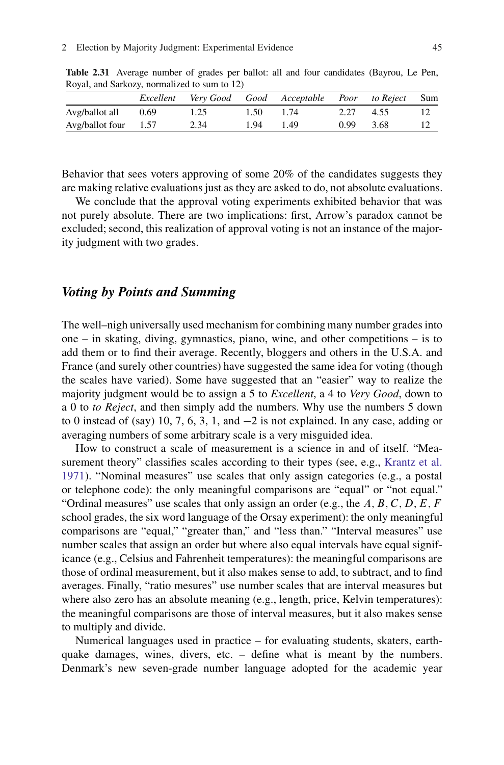**Table 2.31** Average number of grades per ballot: all and four candidates (Bayrou, Le Pen, Royal, and Sarkozy, normalized to sum to 12)

| | *Excellent* | *Very Good* | *Good* | *Acceptable* | *Poor* | *to Reject* | Sum |
|---|---|---|---|---|---|---|---|
| Avg/ballot all | 0.69 | 1.25 | 1.50 | 1.74 | 2.27 | 4.55 | 12 |
| Avg/ballot four | 1.57 | 2.34 | 1.94 | 1.49 | 0.99 | 3.68 | 12 |

Behavior that sees voters approving of some 20% of the candidates suggests they are making relative evaluations just as they are asked to do, not absolute evaluations.

We conclude that the approval voting experiments exhibited behavior that was not purely absolute. There are two implications: first, Arrow's paradox cannot be excluded; second, this realization of approval voting is not an instance of the majority judgment with two grades.

## *Voting by Points and Summing*

The well–nigh universally used mechanism for combining many number grades into one – in skating, diving, gymnastics, piano, wine, and other competitions – is to add them or to find their average. Recently, bloggers and others in the U.S.A. and France (and surely other countries) have suggested the same idea for voting (though the scales have varied). Some have suggested that an "easier" way to realize the majority judgment would be to assign a 5 to *Excellent*, a 4 to *Very Good*, down to a 0 to *to Reject*, and then simply add the numbers. Why use the numbers 5 down to 0 instead of (say) 10, 7, 6, 3, 1, and −2 is not explained. In any case, adding or averaging numbers of some arbitrary scale is a very misguided idea.

How to construct a scale of measurement is a science in and of itself. "Measurement theory" classifies scales according to their types (see, e.g., Krantz et al. 1971). "Nominal measures" use scales that only assign categories (e.g., a postal or telephone code): the only meaningful comparisons are "equal" or "not equal." "Ordinal measures" use scales that only assign an order (e.g., the $A$, $B$, $C$, $D$, $E$, $F$ school grades, the six word language of the Orsay experiment): the only meaningful comparisons are "equal," "greater than," and "less than." "Interval measures" use number scales that assign an order but where also equal intervals have equal significance (e.g., Celsius and Fahrenheit temperatures): the meaningful comparisons are those of ordinal measurement, but it also makes sense to add, to subtract, and to find averages. Finally, "ratio mesures" use number scales that are interval measures but where also zero has an absolute meaning (e.g., length, price, Kelvin temperatures): the meaningful comparisons are those of interval measures, but it also makes sense to multiply and divide.

Numerical languages used in practice – for evaluating students, skaters, earthquake damages, wines, divers, etc. – define what is meant by the numbers. Denmark's new seven-grade number language adopted for the academic year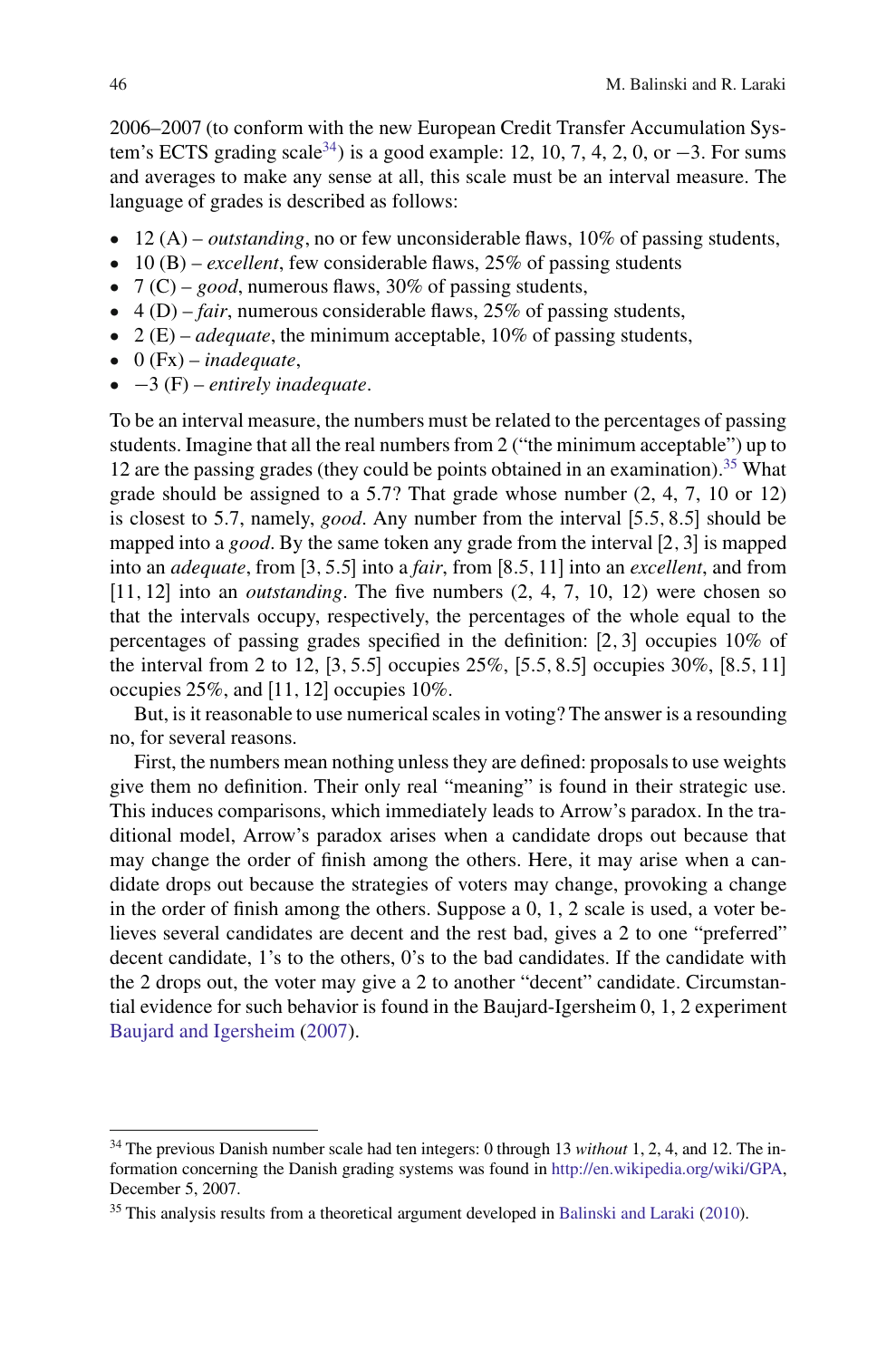2006–2007 (to conform with the new European Credit Transfer Accumulation System's ECTS grading scale[34]) is a good example: 12, 10, 7, 4, 2, 0, or $-3$. For sums and averages to make any sense at all, this scale must be an interval measure. The language of grades is described as follows:

- 12 (A) – *outstanding*, no or few unconsiderable flaws, 10% of passing students,
- 10 (B) – *excellent*, few considerable flaws, 25% of passing students
- 7 (C) – *good*, numerous flaws, 30% of passing students,
- 4 (D) – *fair*, numerous considerable flaws, 25% of passing students,
- 2 (E) – *adequate*, the minimum acceptable, 10% of passing students,
- 0 (Fx) – *inadequate*,
- $-3$ (F) – *entirely inadequate*.

To be an interval measure, the numbers must be related to the percentages of passing students. Imagine that all the real numbers from 2 ("the minimum acceptable") up to 12 are the passing grades (they could be points obtained in an examination).[35] What grade should be assigned to a 5.7? That grade whose number (2, 4, 7, 10 or 12) is closest to 5.7, namely, *good*. Any number from the interval $[5.5, 8.5]$ should be mapped into a *good*. By the same token any grade from the interval $[2, 3]$ is mapped into an *adequate*, from $[3, 5.5]$ into a *fair*, from $[8.5, 11]$ into an *excellent*, and from $[11, 12]$ into an *outstanding*. The five numbers (2, 4, 7, 10, 12) were chosen so that the intervals occupy, respectively, the percentages of the whole equal to the percentages of passing grades specified in the definition: $[2, 3]$ occupies 10% of the interval from 2 to 12, $[3, 5.5]$ occupies 25%, $[5.5, 8.5]$ occupies 30%, $[8.5, 11]$ occupies 25%, and $[11, 12]$ occupies 10%.

But, is it reasonable to use numerical scales in voting? The answer is a resounding no, for several reasons.

First, the numbers mean nothing unless they are defined: proposals to use weights give them no definition. Their only real "meaning" is found in their strategic use. This induces comparisons, which immediately leads to Arrow's paradox. In the traditional model, Arrow's paradox arises when a candidate drops out because that may change the order of finish among the others. Here, it may arise when a candidate drops out because the strategies of voters may change, provoking a change in the order of finish among the others. Suppose a 0, 1, 2 scale is used, a voter believes several candidates are decent and the rest bad, gives a 2 to one "preferred" decent candidate, 1's to the others, 0's to the bad candidates. If the candidate with the 2 drops out, the voter may give a 2 to another "decent" candidate. Circumstantial evidence for such behavior is found in the Baujard-Igersheim 0, 1, 2 experiment Baujard and Igersheim (2007).

---

[34] The previous Danish number scale had ten integers: 0 through 13 *without* 1, 2, 4, and 12. The information concerning the Danish grading systems was found in http://en.wikipedia.org/wiki/GPA, December 5, 2007.

[35] This analysis results from a theoretical argument developed in Balinski and Laraki (2010).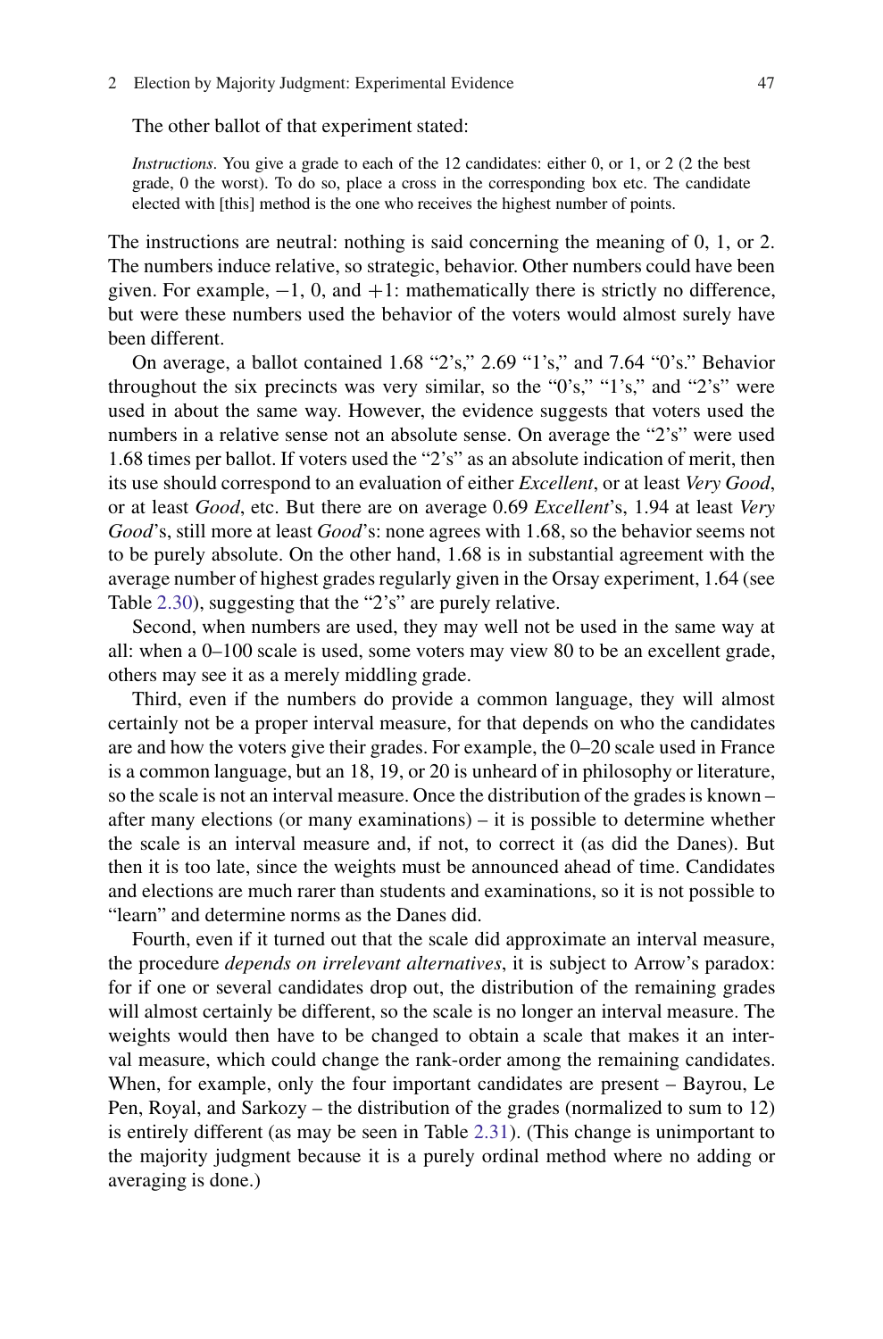The other ballot of that experiment stated:

> *Instructions*. You give a grade to each of the 12 candidates: either 0, or 1, or 2 (2 the best grade, 0 the worst). To do so, place a cross in the corresponding box etc. The candidate elected with [this] method is the one who receives the highest number of points.

The instructions are neutral: nothing is said concerning the meaning of 0, 1, or 2. The numbers induce relative, so strategic, behavior. Other numbers could have been given. For example, $-1$, 0, and $+1$: mathematically there is strictly no difference, but were these numbers used the behavior of the voters would almost surely have been different.

On average, a ballot contained 1.68 "2's," 2.69 "1's," and 7.64 "0's." Behavior throughout the six precincts was very similar, so the "0's," "1's," and "2's" were used in about the same way. However, the evidence suggests that voters used the numbers in a relative sense not an absolute sense. On average the "2's" were used 1.68 times per ballot. If voters used the "2's" as an absolute indication of merit, then its use should correspond to an evaluation of either *Excellent*, or at least *Very Good*, or at least *Good*, etc. But there are on average 0.69 *Excellent*'s, 1.94 at least *Very Good*'s, still more at least *Good*'s: none agrees with 1.68, so the behavior seems not to be purely absolute. On the other hand, 1.68 is in substantial agreement with the average number of highest grades regularly given in the Orsay experiment, 1.64 (see Table 2.30), suggesting that the "2's" are purely relative.

Second, when numbers are used, they may well not be used in the same way at all: when a 0–100 scale is used, some voters may view 80 to be an excellent grade, others may see it as a merely middling grade.

Third, even if the numbers do provide a common language, they will almost certainly not be a proper interval measure, for that depends on who the candidates are and how the voters give their grades. For example, the 0–20 scale used in France is a common language, but an 18, 19, or 20 is unheard of in philosophy or literature, so the scale is not an interval measure. Once the distribution of the grades is known – after many elections (or many examinations) – it is possible to determine whether the scale is an interval measure and, if not, to correct it (as did the Danes). But then it is too late, since the weights must be announced ahead of time. Candidates and elections are much rarer than students and examinations, so it is not possible to "learn" and determine norms as the Danes did.

Fourth, even if it turned out that the scale did approximate an interval measure, the procedure *depends on irrelevant alternatives*, it is subject to Arrow's paradox: for if one or several candidates drop out, the distribution of the remaining grades will almost certainly be different, so the scale is no longer an interval measure. The weights would then have to be changed to obtain a scale that makes it an interval measure, which could change the rank-order among the remaining candidates. When, for example, only the four important candidates are present – Bayrou, Le Pen, Royal, and Sarkozy – the distribution of the grades (normalized to sum to 12) is entirely different (as may be seen in Table 2.31). (This change is unimportant to the majority judgment because it is a purely ordinal method where no adding or averaging is done.)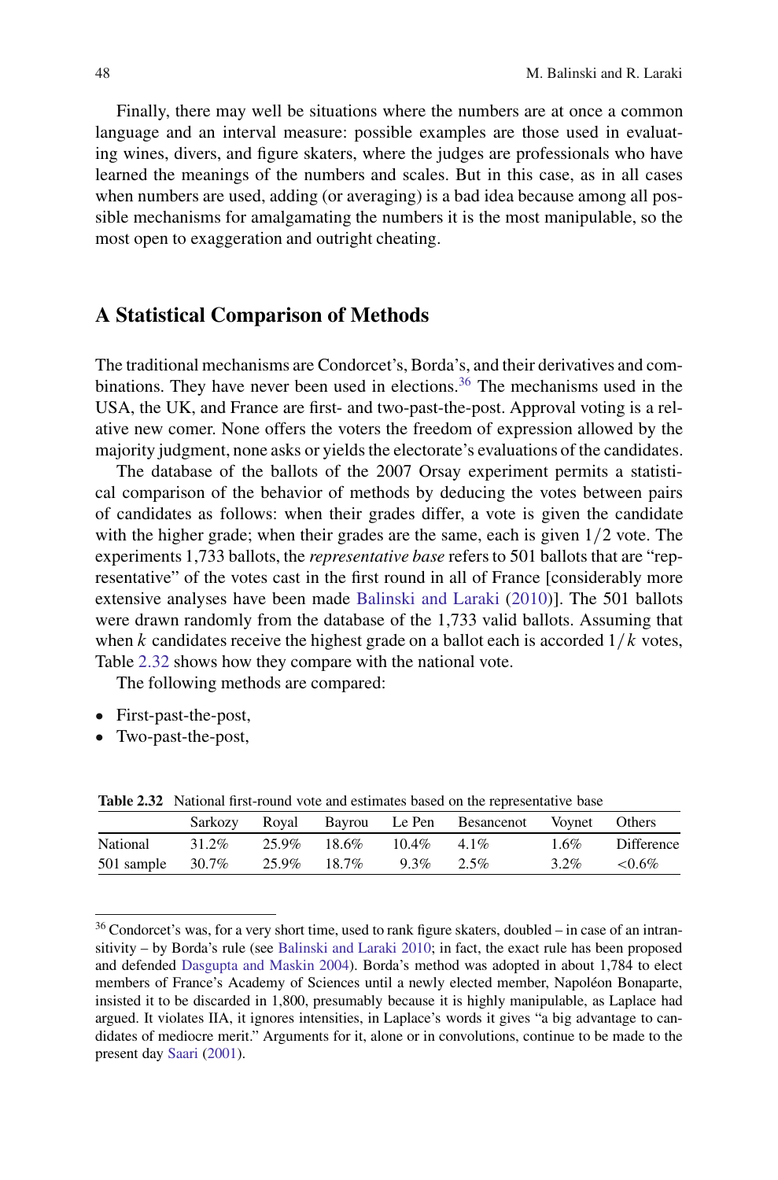Finally, there may well be situations where the numbers are at once a common language and an interval measure: possible examples are those used in evaluating wines, divers, and figure skaters, where the judges are professionals who have learned the meanings of the numbers and scales. But in this case, as in all cases when numbers are used, adding (or averaging) is a bad idea because among all possible mechanisms for amalgamating the numbers it is the most manipulable, so the most open to exaggeration and outright cheating.

## A Statistical Comparison of Methods

The traditional mechanisms are Condorcet's, Borda's, and their derivatives and combinations. They have never been used in elections.[36] The mechanisms used in the USA, the UK, and France are first- and two-past-the-post. Approval voting is a relative new comer. None offers the voters the freedom of expression allowed by the majority judgment, none asks or yields the electorate's evaluations of the candidates.

The database of the ballots of the 2007 Orsay experiment permits a statistical comparison of the behavior of methods by deducing the votes between pairs of candidates as follows: when their grades differ, a vote is given the candidate with the higher grade; when their grades are the same, each is given $1/2$ vote. The experiments 1,733 ballots, the *representative base* refers to 501 ballots that are "representative" of the votes cast in the first round in all of France [considerably more extensive analyses have been made Balinski and Laraki (2010)]. The 501 ballots were drawn randomly from the database of the 1,733 valid ballots. Assuming that when $k$ candidates receive the highest grade on a ballot each is accorded $1/k$ votes, Table 2.32 shows how they compare with the national vote.

The following methods are compared:

- First-past-the-post,
- Two-past-the-post,

**Table 2.32** National first-round vote and estimates based on the representative base

| | Sarkozy | Royal | Bayrou | Le Pen | Besancenot | Voynet | Others |
|---|---|---|---|---|---|---|---|
| National | 31.2% | 25.9% | 18.6% | 10.4% | 4.1% | 1.6% | Difference |
| 501 sample | 30.7% | 25.9% | 18.7% | 9.3% | 2.5% | 3.2% | <0.6% |

---

[36] Condorcet's was, for a very short time, used to rank figure skaters, doubled – in case of an intransitivity – by Borda's rule (see Balinski and Laraki 2010; in fact, the exact rule has been proposed and defended Dasgupta and Maskin 2004). Borda's method was adopted in about 1,784 to elect members of France's Academy of Sciences until a newly elected member, Napoléon Bonaparte, insisted it to be discarded in 1,800, presumably because it is highly manipulable, as Laplace had argued. It violates IIA, it ignores intensities, in Laplace's words it gives "a big advantage to candidates of mediocre merit." Arguments for it, alone or in convolutions, continue to be made to the present day Saari (2001).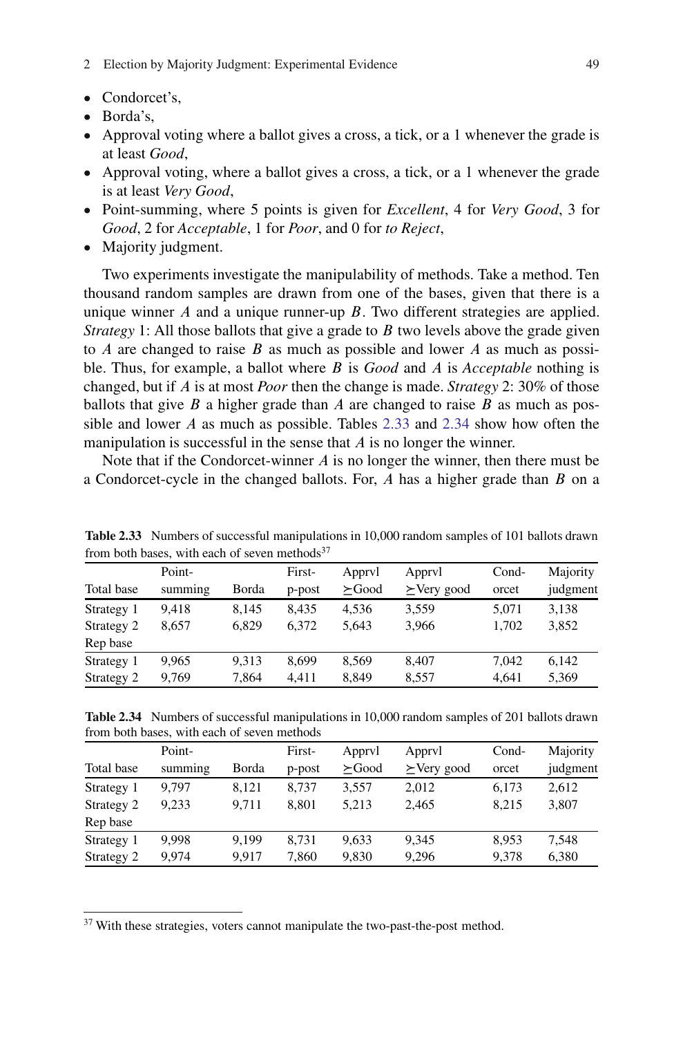- Condorcet's,
- Borda's,
- Approval voting where a ballot gives a cross, a tick, or a 1 whenever the grade is at least *Good*,
- Approval voting, where a ballot gives a cross, a tick, or a 1 whenever the grade is at least *Very Good*,
- Point-summing, where 5 points is given for *Excellent*, 4 for *Very Good*, 3 for *Good*, 2 for *Acceptable*, 1 for *Poor*, and 0 for *to Reject*,
- Majority judgment.

Two experiments investigate the manipulability of methods. Take a method. Ten thousand random samples are drawn from one of the bases, given that there is a unique winner $A$ and a unique runner-up $B$. Two different strategies are applied. *Strategy* 1: All those ballots that give a grade to $B$ two levels above the grade given to $A$ are changed to raise $B$ as much as possible and lower $A$ as much as possible. Thus, for example, a ballot where $B$ is *Good* and $A$ is *Acceptable* nothing is changed, but if $A$ is at most *Poor* then the change is made. *Strategy* 2: 30% of those ballots that give $B$ a higher grade than $A$ are changed to raise $B$ as much as possible and lower $A$ as much as possible. Tables 2.33 and 2.34 show how often the manipulation is successful in the sense that $A$ is no longer the winner.

Note that if the Condorcet-winner $A$ is no longer the winner, then there must be a Condorcet-cycle in the changed ballots. For, $A$ has a higher grade than $B$ on a

**Table 2.33** Numbers of successful manipulations in 10,000 random samples of 101 ballots drawn from both bases, with each of seven methods[37]

| Total base | Point-summing | Borda | First-p-post | Apprvl ⪰Good | Apprvl ⪰Very good | Condorcet | Majority judgment |
|---|---|---|---|---|---|---|---|
| Strategy 1 | 9,418 | 8,145 | 8,435 | 4,536 | 3,559 | 5,071 | 3,138 |
| Strategy 2 | 8,657 | 6,829 | 6,372 | 5,643 | 3,966 | 1,702 | 3,852 |
| Rep base | | | | | | | |
| Strategy 1 | 9,965 | 9,313 | 8,699 | 8,569 | 8,407 | 7,042 | 6,142 |
| Strategy 2 | 9,769 | 7,864 | 4,411 | 8,849 | 8,557 | 4,641 | 5,369 |

**Table 2.34** Numbers of successful manipulations in 10,000 random samples of 201 ballots drawn from both bases, with each of seven methods

| Total base | Point-summing | Borda | First-p-post | Apprvl ⪰Good | Apprvl ⪰Very good | Condorcet | Majority judgment |
|---|---|---|---|---|---|---|---|
| Strategy 1 | 9,797 | 8,121 | 8,737 | 3,557 | 2,012 | 6,173 | 2,612 |
| Strategy 2 | 9,233 | 9,711 | 8,801 | 5,213 | 2,465 | 8,215 | 3,807 |
| Rep base | | | | | | | |
| Strategy 1 | 9,998 | 9,199 | 8,731 | 9,633 | 9,345 | 8,953 | 7,548 |
| Strategy 2 | 9,974 | 9,917 | 7,860 | 9,830 | 9,296 | 9,378 | 6,380 |

[37] With these strategies, voters cannot manipulate the two-past-the-post method.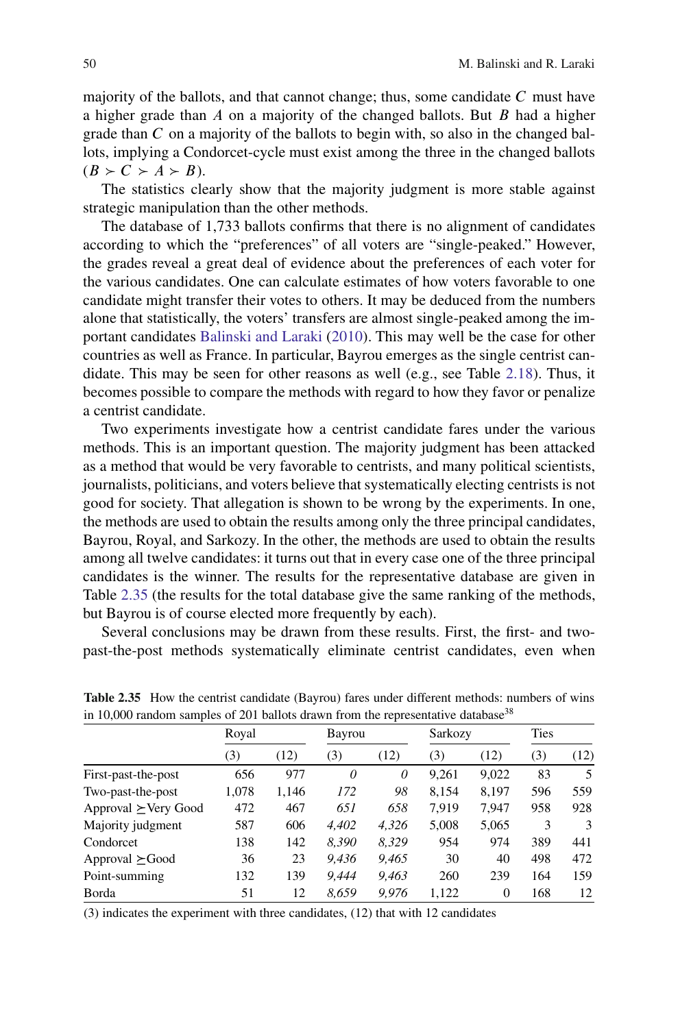majority of the ballots, and that cannot change; thus, some candidate $C$ must have a higher grade than $A$ on a majority of the changed ballots. But $B$ had a higher grade than $C$ on a majority of the ballots to begin with, so also in the changed ballots, implying a Condorcet-cycle must exist among the three in the changed ballots ($B \succ C \succ A \succ B$).

The statistics clearly show that the majority judgment is more stable against strategic manipulation than the other methods.

The database of 1,733 ballots confirms that there is no alignment of candidates according to which the "preferences" of all voters are "single-peaked." However, the grades reveal a great deal of evidence about the preferences of each voter for the various candidates. One can calculate estimates of how voters favorable to one candidate might transfer their votes to others. It may be deduced from the numbers alone that statistically, the voters' transfers are almost single-peaked among the important candidates Balinski and Laraki (2010). This may well be the case for other countries as well as France. In particular, Bayrou emerges as the single centrist candidate. This may be seen for other reasons as well (e.g., see Table 2.18). Thus, it becomes possible to compare the methods with regard to how they favor or penalize a centrist candidate.

Two experiments investigate how a centrist candidate fares under the various methods. This is an important question. The majority judgment has been attacked as a method that would be very favorable to centrists, and many political scientists, journalists, politicians, and voters believe that systematically electing centrists is not good for society. That allegation is shown to be wrong by the experiments. In one, the methods are used to obtain the results among only the three principal candidates, Bayrou, Royal, and Sarkozy. In the other, the methods are used to obtain the results among all twelve candidates: it turns out that in every case one of the three principal candidates is the winner. The results for the representative database are given in Table 2.35 (the results for the total database give the same ranking of the methods, but Bayrou is of course elected more frequently by each).

Several conclusions may be drawn from these results. First, the first- and two-past-the-post methods systematically eliminate centrist candidates, even when

**Table 2.35** How the centrist candidate (Bayrou) fares under different methods: numbers of wins in 10,000 random samples of 201 ballots drawn from the representative database[38]

| | Royal | | Bayrou | | Sarkozy | | Ties | |
|---|---|---|---|---|---|---|---|---|
| | (3) | (12) | (3) | (12) | (3) | (12) | (3) | (12) |
| First-past-the-post | 656 | 977 | *0* | *0* | 9,261 | 9,022 | 83 | 5 |
| Two-past-the-post | 1,078 | 1,146 | *172* | *98* | 8,154 | 8,197 | 596 | 559 |
| Approval $\succeq$Very Good | 472 | 467 | *651* | *658* | 7,919 | 7,947 | 958 | 928 |
| Majority judgment | 587 | 606 | *4,402* | *4,326* | 5,008 | 5,065 | 3 | 3 |
| Condorcet | 138 | 142 | *8,390* | *8,329* | 954 | 974 | 389 | 441 |
| Approval $\succeq$Good | 36 | 23 | *9,436* | *9,465* | 30 | 40 | 498 | 472 |
| Point-summing | 132 | 139 | *9,444* | *9,463* | 260 | 239 | 164 | 159 |
| Borda | 51 | 12 | *8,659* | *9,976* | 1,122 | 0 | 168 | 12 |

(3) indicates the experiment with three candidates, (12) that with 12 candidates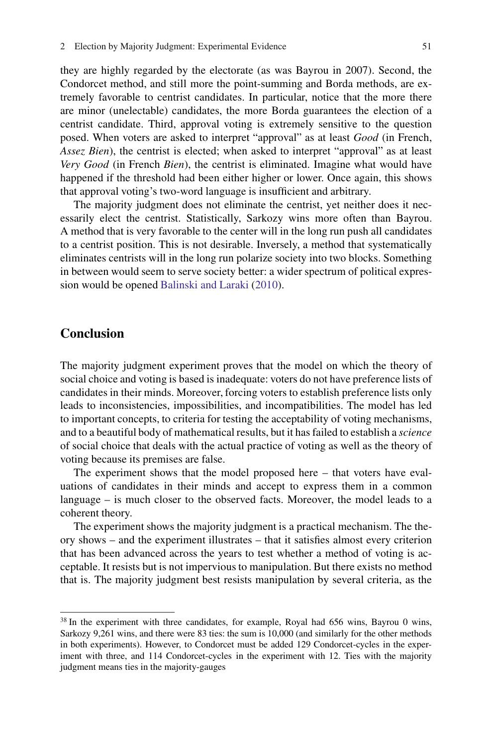they are highly regarded by the electorate (as was Bayrou in 2007). Second, the Condorcet method, and still more the point-summing and Borda methods, are extremely favorable to centrist candidates. In particular, notice that the more there are minor (unelectable) candidates, the more Borda guarantees the election of a centrist candidate. Third, approval voting is extremely sensitive to the question posed. When voters are asked to interpret "approval" as at least *Good* (in French, *Assez Bien*), the centrist is elected; when asked to interpret "approval" as at least *Very Good* (in French *Bien*), the centrist is eliminated. Imagine what would have happened if the threshold had been either higher or lower. Once again, this shows that approval voting's two-word language is insufficient and arbitrary.

The majority judgment does not eliminate the centrist, yet neither does it necessarily elect the centrist. Statistically, Sarkozy wins more often than Bayrou. A method that is very favorable to the center will in the long run push all candidates to a centrist position. This is not desirable. Inversely, a method that systematically eliminates centrists will in the long run polarize society into two blocks. Something in between would seem to serve society better: a wider spectrum of political expression would be opened Balinski and Laraki (2010).

## Conclusion

The majority judgment experiment proves that the model on which the theory of social choice and voting is based is inadequate: voters do not have preference lists of candidates in their minds. Moreover, forcing voters to establish preference lists only leads to inconsistencies, impossibilities, and incompatibilities. The model has led to important concepts, to criteria for testing the acceptability of voting mechanisms, and to a beautiful body of mathematical results, but it has failed to establish a *science* of social choice that deals with the actual practice of voting as well as the theory of voting because its premises are false.

The experiment shows that the model proposed here – that voters have evaluations of candidates in their minds and accept to express them in a common language – is much closer to the observed facts. Moreover, the model leads to a coherent theory.

The experiment shows the majority judgment is a practical mechanism. The theory shows – and the experiment illustrates – that it satisfies almost every criterion that has been advanced across the years to test whether a method of voting is acceptable. It resists but is not impervious to manipulation. But there exists no method that is. The majority judgment best resists manipulation by several criteria, as the

---

[38] In the experiment with three candidates, for example, Royal had 656 wins, Bayrou 0 wins, Sarkozy 9,261 wins, and there were 83 ties: the sum is 10,000 (and similarly for the other methods in both experiments). However, to Condorcet must be added 129 Condorcet-cycles in the experiment with three, and 114 Condorcet-cycles in the experiment with 12. Ties with the majority judgment means ties in the majority-gauges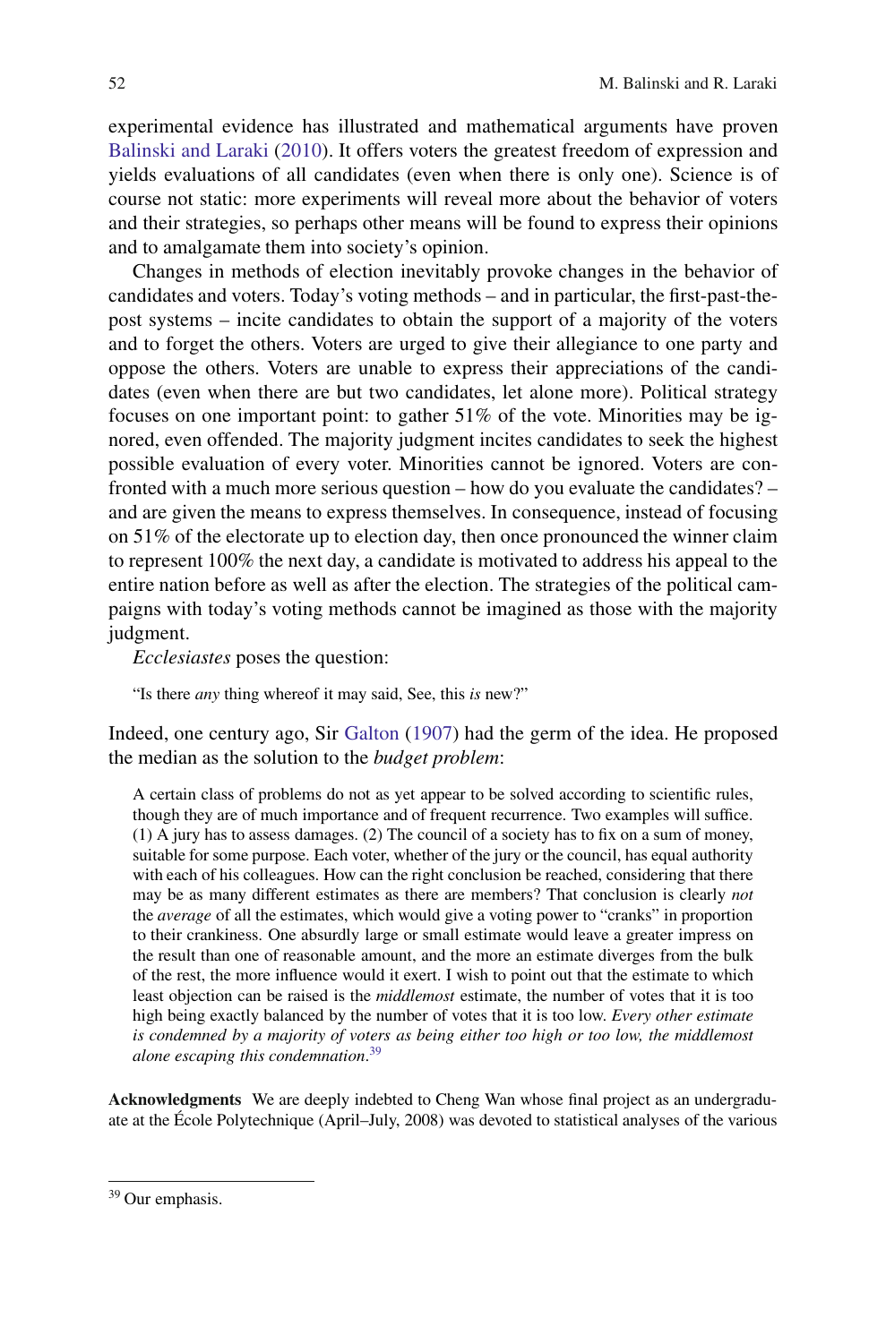experimental evidence has illustrated and mathematical arguments have proven Balinski and Laraki (2010). It offers voters the greatest freedom of expression and yields evaluations of all candidates (even when there is only one). Science is of course not static: more experiments will reveal more about the behavior of voters and their strategies, so perhaps other means will be found to express their opinions and to amalgamate them into society's opinion.

Changes in methods of election inevitably provoke changes in the behavior of candidates and voters. Today's voting methods – and in particular, the first-past-the-post systems – incite candidates to obtain the support of a majority of the voters and to forget the others. Voters are urged to give their allegiance to one party and oppose the others. Voters are unable to express their appreciations of the candidates (even when there are but two candidates, let alone more). Political strategy focuses on one important point: to gather 51% of the vote. Minorities may be ignored, even offended. The majority judgment incites candidates to seek the highest possible evaluation of every voter. Minorities cannot be ignored. Voters are confronted with a much more serious question – how do you evaluate the candidates? – and are given the means to express themselves. In consequence, instead of focusing on 51% of the electorate up to election day, then once pronounced the winner claim to represent 100% the next day, a candidate is motivated to address his appeal to the entire nation before as well as after the election. The strategies of the political campaigns with today's voting methods cannot be imagined as those with the majority judgment.

*Ecclesiastes* poses the question:

> "Is there *any* thing whereof it may said, See, this *is* new?"

Indeed, one century ago, Sir Galton (1907) had the germ of the idea. He proposed the median as the solution to the *budget problem*:

> A certain class of problems do not as yet appear to be solved according to scientific rules, though they are of much importance and of frequent recurrence. Two examples will suffice. (1) A jury has to assess damages. (2) The council of a society has to fix on a sum of money, suitable for some purpose. Each voter, whether of the jury or the council, has equal authority with each of his colleagues. How can the right conclusion be reached, considering that there may be as many different estimates as there are members? That conclusion is clearly *not* the *average* of all the estimates, which would give a voting power to "cranks" in proportion to their crankiness. One absurdly large or small estimate would leave a greater impress on the result than one of reasonable amount, and the more an estimate diverges from the bulk of the rest, the more influence would it exert. I wish to point out that the estimate to which least objection can be raised is the *middlemost* estimate, the number of votes that it is too high being exactly balanced by the number of votes that it is too low. *Every other estimate is condemned by a majority of voters as being either too high or too low, the middlemost alone escaping this condemnation*.[39]

**Acknowledgments** We are deeply indebted to Cheng Wan whose final project as an undergraduate at the École Polytechnique (April–July, 2008) was devoted to statistical analyses of the various

[39] Our emphasis.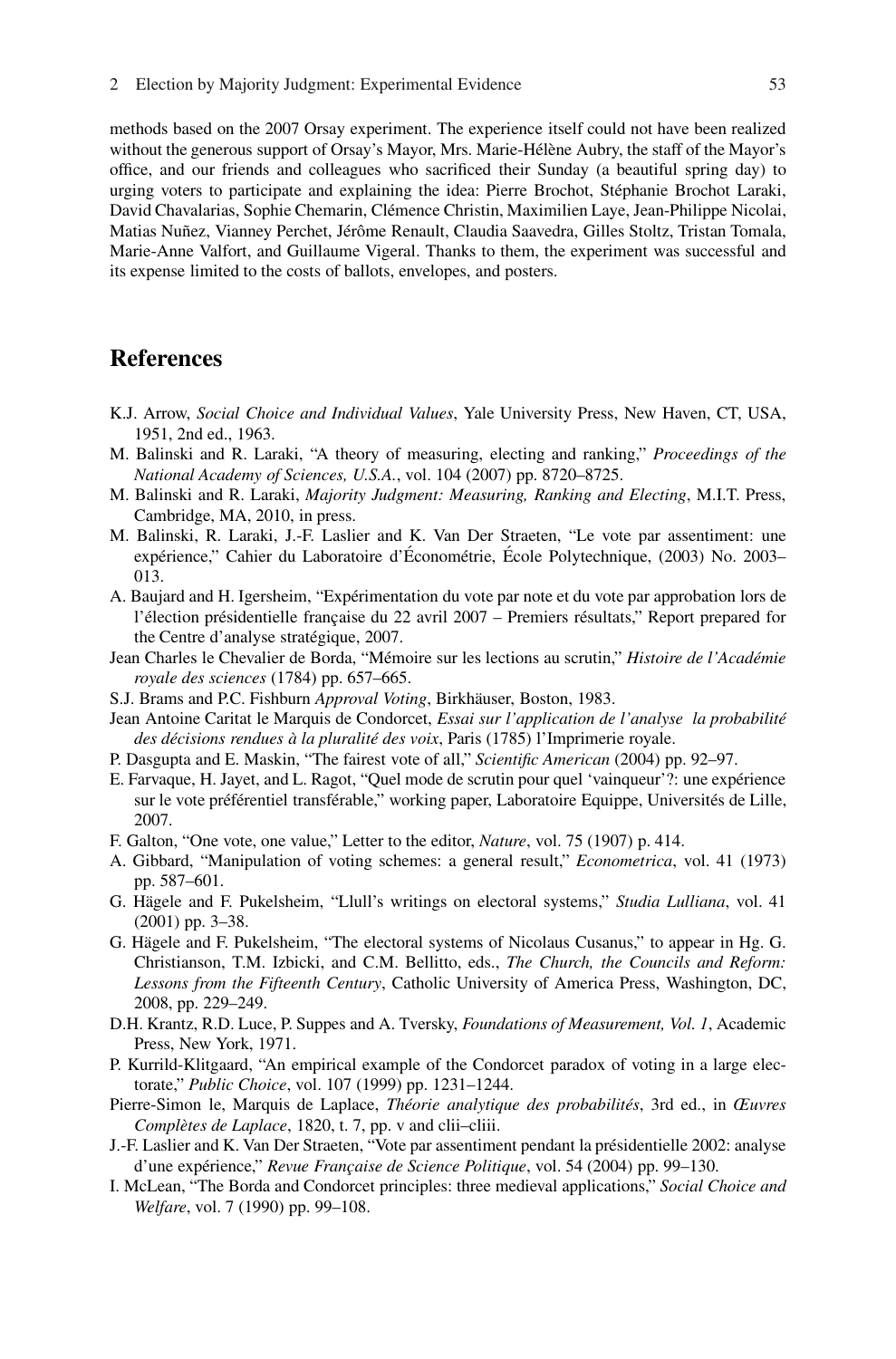methods based on the 2007 Orsay experiment. The experience itself could not have been realized without the generous support of Orsay's Mayor, Mrs. Marie-Hélène Aubry, the staff of the Mayor's office, and our friends and colleagues who sacrificed their Sunday (a beautiful spring day) to urging voters to participate and explaining the idea: Pierre Brochot, Stéphanie Brochot Laraki, David Chavalarias, Sophie Chemarin, Clémence Christin, Maximilien Laye, Jean-Philippe Nicolai, Matias Nuñez, Vianney Perchet, Jérôme Renault, Claudia Saavedra, Gilles Stoltz, Tristan Tomala, Marie-Anne Valfort, and Guillaume Vigeral. Thanks to them, the experiment was successful and its expense limited to the costs of ballots, envelopes, and posters.

## References

K.J. Arrow, *Social Choice and Individual Values*, Yale University Press, New Haven, CT, USA, 1951, 2nd ed., 1963.

M. Balinski and R. Laraki, "A theory of measuring, electing and ranking," *Proceedings of the National Academy of Sciences, U.S.A.*, vol. 104 (2007) pp. 8720–8725.

M. Balinski and R. Laraki, *Majority Judgment: Measuring, Ranking and Electing*, M.I.T. Press, Cambridge, MA, 2010, in press.

M. Balinski, R. Laraki, J.-F. Laslier and K. Van Der Straeten, "Le vote par assentiment: une expérience," Cahier du Laboratoire d'Économétrie, École Polytechnique, (2003) No. 2003–013.

A. Baujard and H. Igersheim, "Expérimentation du vote par note et du vote par approbation lors de l'élection présidentielle française du 22 avril 2007 – Premiers résultats," Report prepared for the Centre d'analyse stratégique, 2007.

Jean Charles le Chevalier de Borda, "Mémoire sur les lections au scrutin," *Histoire de l'Académie royale des sciences* (1784) pp. 657–665.

S.J. Brams and P.C. Fishburn *Approval Voting*, Birkhäuser, Boston, 1983.

Jean Antoine Caritat le Marquis de Condorcet, *Essai sur l'application de l'analyse la probabilité des décisions rendues à la pluralité des voix*, Paris (1785) l'Imprimerie royale.

P. Dasgupta and E. Maskin, "The fairest vote of all," *Scientific American* (2004) pp. 92–97.

E. Farvaque, H. Jayet, and L. Ragot, "Quel mode de scrutin pour quel 'vainqueur'?: une expérience sur le vote préférentiel transférable," working paper, Laboratoire Equippe, Universités de Lille, 2007.

F. Galton, "One vote, one value," Letter to the editor, *Nature*, vol. 75 (1907) p. 414.

A. Gibbard, "Manipulation of voting schemes: a general result," *Econometrica*, vol. 41 (1973) pp. 587–601.

G. Hägele and F. Pukelsheim, "Llull's writings on electoral systems," *Studia Lulliana*, vol. 41 (2001) pp. 3–38.

G. Hägele and F. Pukelsheim, "The electoral systems of Nicolaus Cusanus," to appear in Hg. G. Christianson, T.M. Izbicki, and C.M. Bellitto, eds., *The Church, the Councils and Reform: Lessons from the Fifteenth Century*, Catholic University of America Press, Washington, DC, 2008, pp. 229–249.

D.H. Krantz, R.D. Luce, P. Suppes and A. Tversky, *Foundations of Measurement, Vol. 1*, Academic Press, New York, 1971.

P. Kurrild-Klitgaard, "An empirical example of the Condorcet paradox of voting in a large electorate," *Public Choice*, vol. 107 (1999) pp. 1231–1244.

Pierre-Simon le, Marquis de Laplace, *Théorie analytique des probabilités*, 3rd ed., in *Œuvres Complètes de Laplace*, 1820, t. 7, pp. v and clii–cliii.

J.-F. Laslier and K. Van Der Straeten, "Vote par assentiment pendant la présidentielle 2002: analyse d'une expérience," *Revue Française de Science Politique*, vol. 54 (2004) pp. 99–130.

I. McLean, "The Borda and Condorcet principles: three medieval applications," *Social Choice and Welfare*, vol. 7 (1990) pp. 99–108.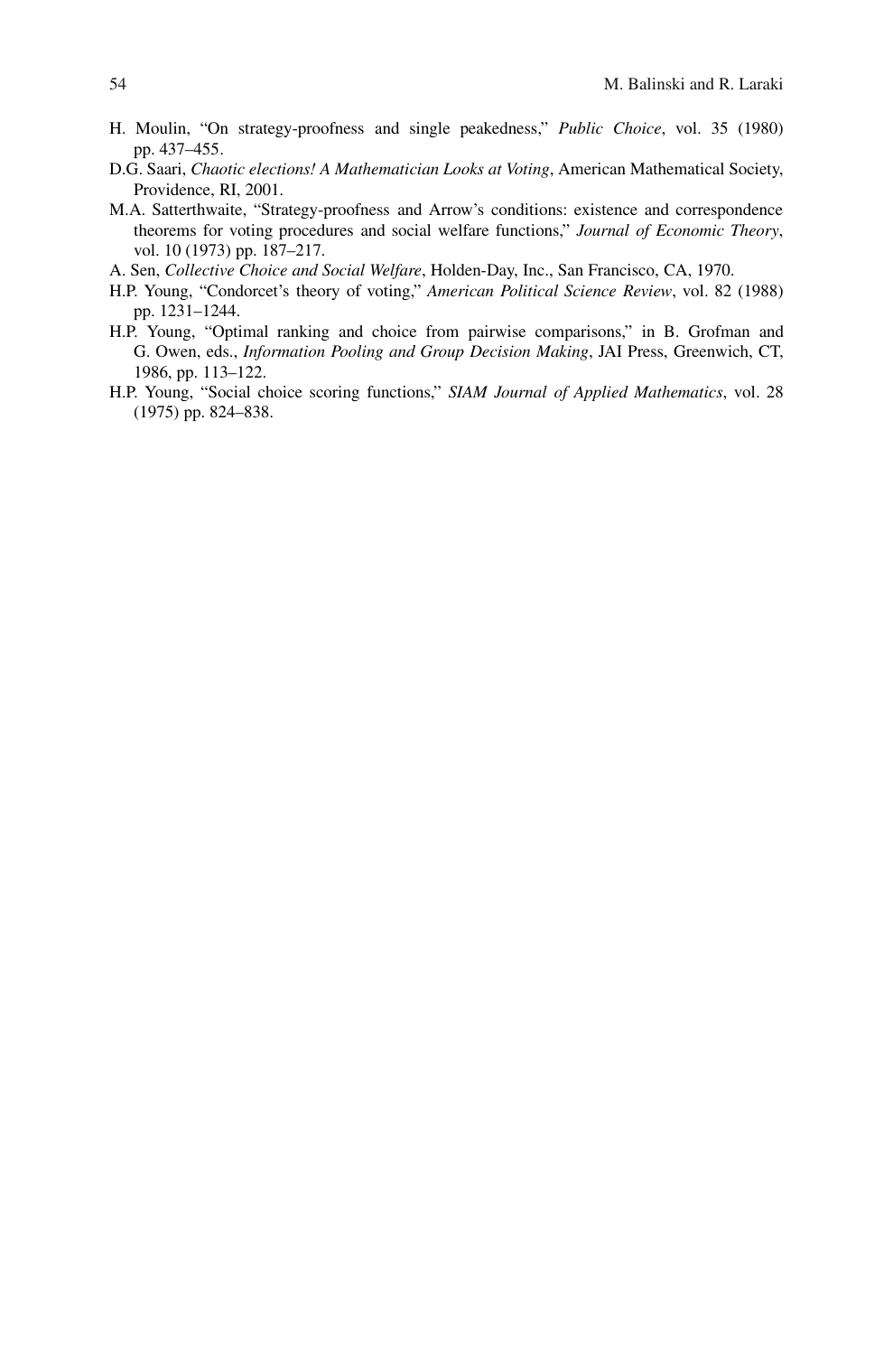H. Moulin, "On strategy-proofness and single peakedness," *Public Choice*, vol. 35 (1980) pp. 437–455.

D.G. Saari, *Chaotic elections! A Mathematician Looks at Voting*, American Mathematical Society, Providence, RI, 2001.

M.A. Satterthwaite, "Strategy-proofness and Arrow's conditions: existence and correspondence theorems for voting procedures and social welfare functions," *Journal of Economic Theory*, vol. 10 (1973) pp. 187–217.

A. Sen, *Collective Choice and Social Welfare*, Holden-Day, Inc., San Francisco, CA, 1970.

H.P. Young, "Condorcet's theory of voting," *American Political Science Review*, vol. 82 (1988) pp. 1231–1244.

H.P. Young, "Optimal ranking and choice from pairwise comparisons," in B. Grofman and G. Owen, eds., *Information Pooling and Group Decision Making*, JAI Press, Greenwich, CT, 1986, pp. 113–122.

H.P. Young, "Social choice scoring functions," *SIAM Journal of Applied Mathematics*, vol. 28 (1975) pp. 824–838.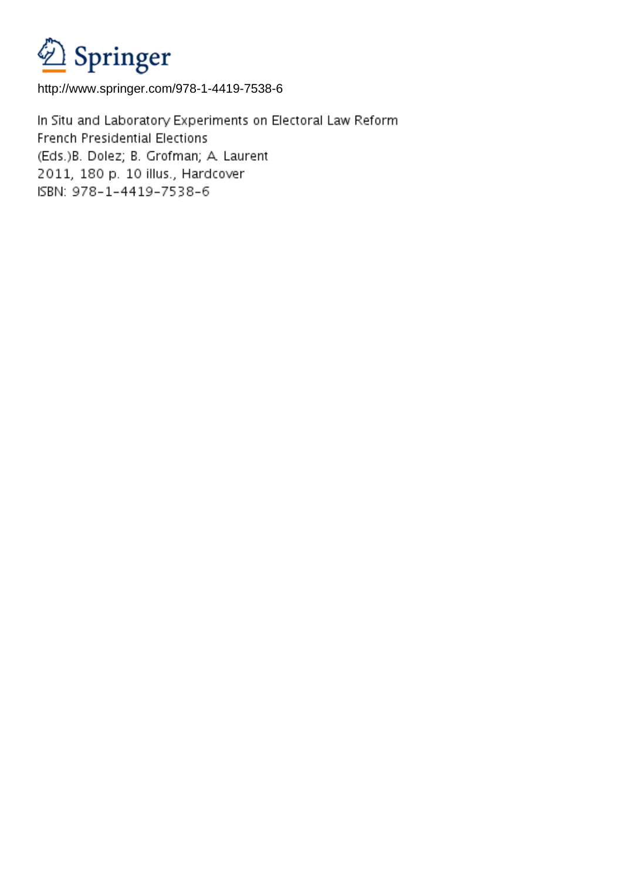Springer

http://www.springer.com/978-1-4419-7538-6

In Situ and Laboratory Experiments on Electoral Law Reform
French Presidential Elections
(Eds.)B. Dolez; B. Grofman; A. Laurent
2011, 180 p. 10 illus., Hardcover
ISBN: 978-1-4419-7538-6